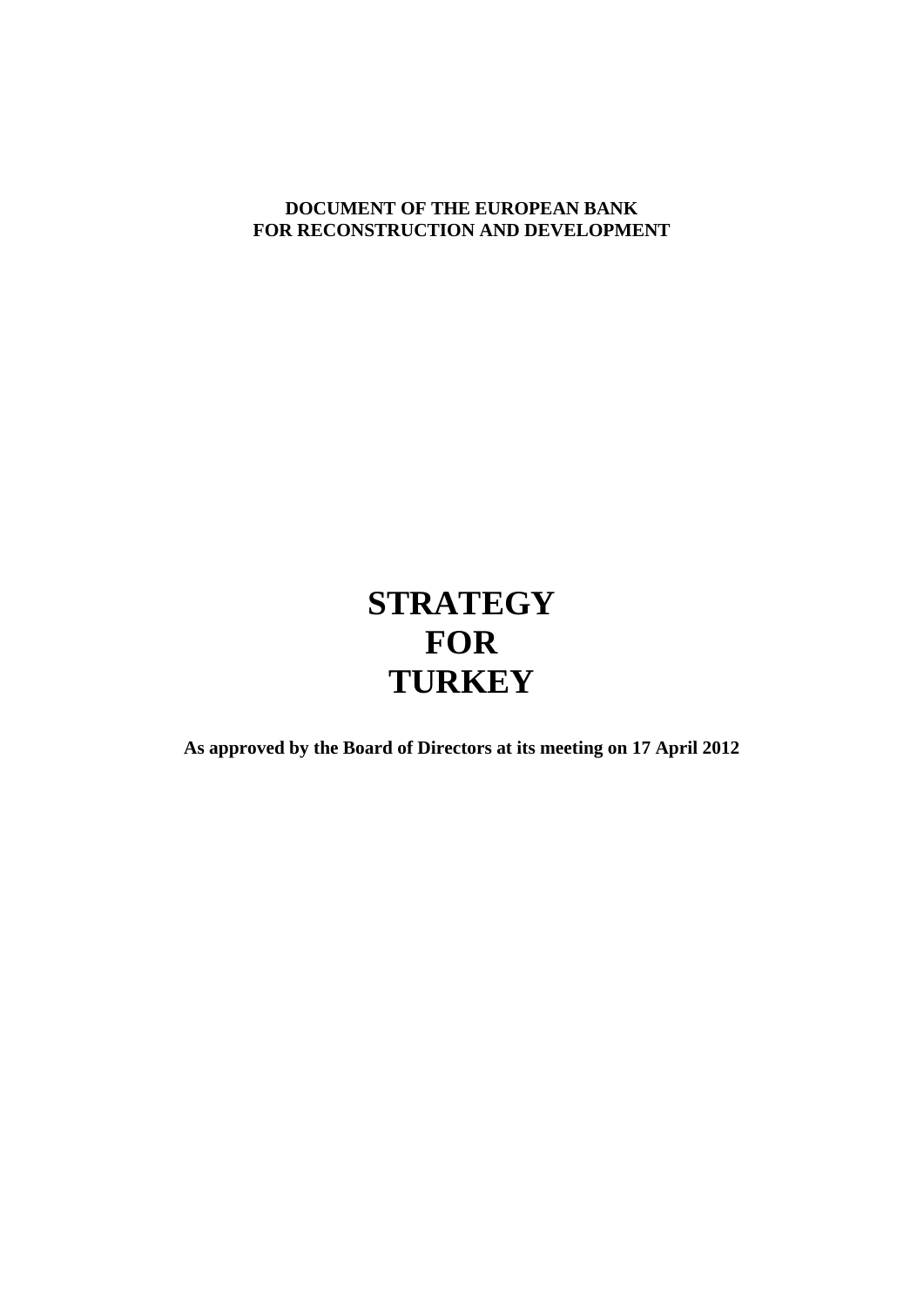**DOCUMENT OF THE EUROPEAN BANK**
**FOR RECONSTRUCTION AND DEVELOPMENT**

# STRATEGY FOR TURKEY

**As approved by the Board of Directors at its meeting on 17 April 2012**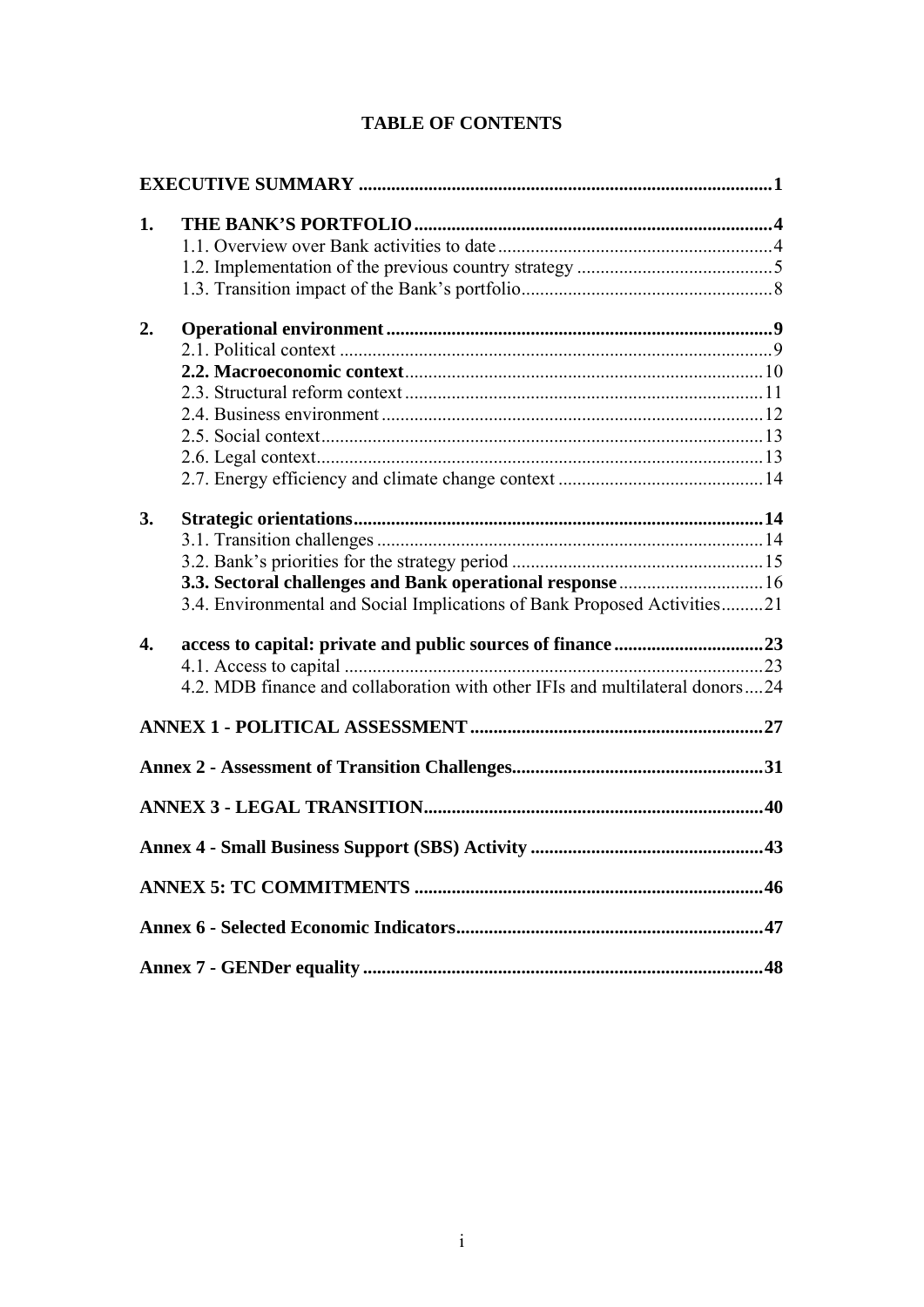# TABLE OF CONTENTS

**EXECUTIVE SUMMARY** .......................................................................................**1**

**1. THE BANK'S PORTFOLIO** ............................................................................**4**
- 1.1. Overview over Bank activities to date ..........................................................4
- 1.2. Implementation of the previous country strategy ..........................................5
- 1.3. Transition impact of the Bank's portfolio.....................................................8

**2. Operational environment** .................................................................................**9**
- 2.1. Political context ............................................................................................9
- **2.2. Macroeconomic context**............................................................................10
- 2.3. Structural reform context ............................................................................11
- 2.4. Business environment .................................................................................12
- 2.5. Social context..............................................................................................13
- 2.6. Legal context...............................................................................................13
- 2.7. Energy efficiency and climate change context ............................................14

**3. Strategic orientations**.......................................................................................**14**
- 3.1. Transition challenges ..................................................................................14
- 3.2. Bank's priorities for the strategy period ......................................................15
- **3.3. Sectoral challenges and Bank operational response** ..............................16
- 3.4. Environmental and Social Implications of Bank Proposed Activities.........21

**4. access to capital: private and public sources of finance** ...............................**23**
- 4.1. Access to capital .........................................................................................23
- 4.2. MDB finance and collaboration with other IFIs and multilateral donors....24

**ANNEX 1 - POLITICAL ASSESSMENT** ..............................................................**27**

**Annex 2 - Assessment of Transition Challenges**.....................................................**31**

**ANNEX 3 - LEGAL TRANSITION**........................................................................**40**

**Annex 4 - Small Business Support (SBS) Activity** .................................................**43**

**ANNEX 5: TC COMMITMENTS** ..........................................................................**46**

**Annex 6 - Selected Economic Indicators**.................................................................**47**

**Annex 7 - GENDer equality** .....................................................................................**48**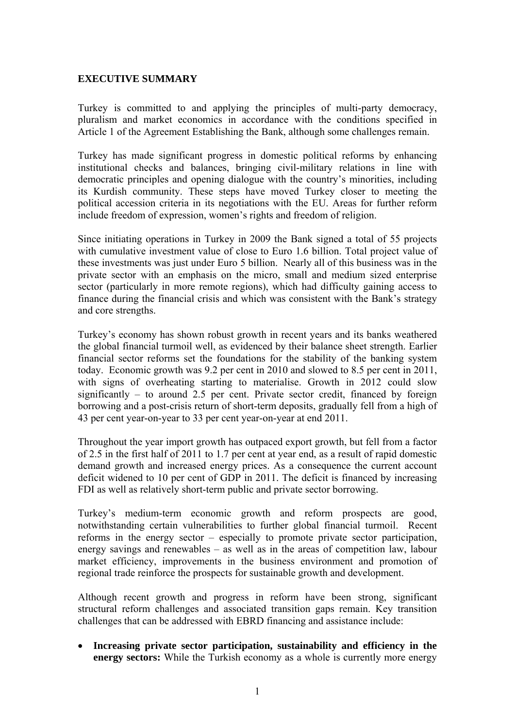**EXECUTIVE SUMMARY**

Turkey is committed to and applying the principles of multi-party democracy, pluralism and market economics in accordance with the conditions specified in Article 1 of the Agreement Establishing the Bank, although some challenges remain.

Turkey has made significant progress in domestic political reforms by enhancing institutional checks and balances, bringing civil-military relations in line with democratic principles and opening dialogue with the country's minorities, including its Kurdish community. These steps have moved Turkey closer to meeting the political accession criteria in its negotiations with the EU. Areas for further reform include freedom of expression, women's rights and freedom of religion.

Since initiating operations in Turkey in 2009 the Bank signed a total of 55 projects with cumulative investment value of close to Euro 1.6 billion. Total project value of these investments was just under Euro 5 billion. Nearly all of this business was in the private sector with an emphasis on the micro, small and medium sized enterprise sector (particularly in more remote regions), which had difficulty gaining access to finance during the financial crisis and which was consistent with the Bank's strategy and core strengths.

Turkey's economy has shown robust growth in recent years and its banks weathered the global financial turmoil well, as evidenced by their balance sheet strength. Earlier financial sector reforms set the foundations for the stability of the banking system today. Economic growth was 9.2 per cent in 2010 and slowed to 8.5 per cent in 2011, with signs of overheating starting to materialise. Growth in 2012 could slow significantly – to around 2.5 per cent. Private sector credit, financed by foreign borrowing and a post-crisis return of short-term deposits, gradually fell from a high of 43 per cent year-on-year to 33 per cent year-on-year at end 2011.

Throughout the year import growth has outpaced export growth, but fell from a factor of 2.5 in the first half of 2011 to 1.7 per cent at year end, as a result of rapid domestic demand growth and increased energy prices. As a consequence the current account deficit widened to 10 per cent of GDP in 2011. The deficit is financed by increasing FDI as well as relatively short-term public and private sector borrowing.

Turkey's medium-term economic growth and reform prospects are good, notwithstanding certain vulnerabilities to further global financial turmoil. Recent reforms in the energy sector – especially to promote private sector participation, energy savings and renewables – as well as in the areas of competition law, labour market efficiency, improvements in the business environment and promotion of regional trade reinforce the prospects for sustainable growth and development.

Although recent growth and progress in reform have been strong, significant structural reform challenges and associated transition gaps remain. Key transition challenges that can be addressed with EBRD financing and assistance include:

- **Increasing private sector participation, sustainability and efficiency in the energy sectors:** While the Turkish economy as a whole is currently more energy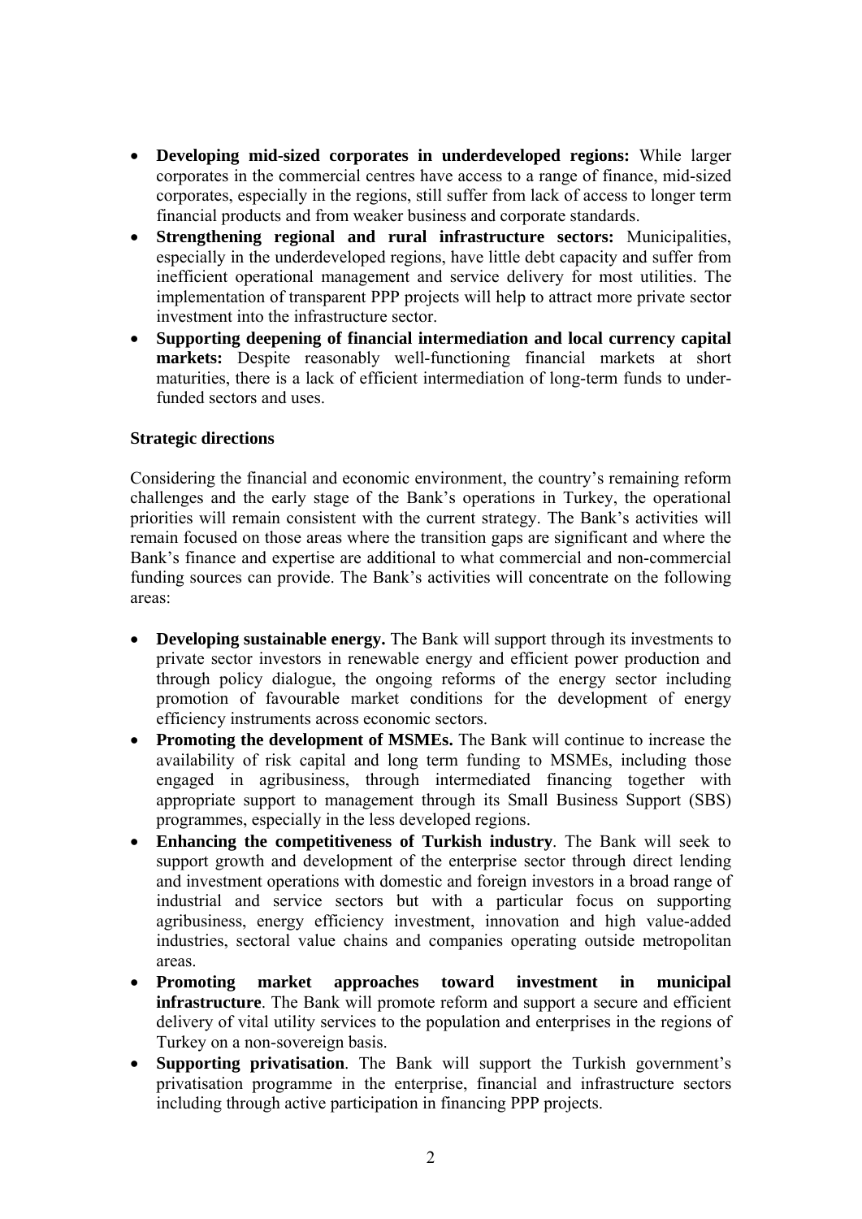- **Developing mid-sized corporates in underdeveloped regions:** While larger corporates in the commercial centres have access to a range of finance, mid-sized corporates, especially in the regions, still suffer from lack of access to longer term financial products and from weaker business and corporate standards.
- **Strengthening regional and rural infrastructure sectors:** Municipalities, especially in the underdeveloped regions, have little debt capacity and suffer from inefficient operational management and service delivery for most utilities. The implementation of transparent PPP projects will help to attract more private sector investment into the infrastructure sector.
- **Supporting deepening of financial intermediation and local currency capital markets:** Despite reasonably well-functioning financial markets at short maturities, there is a lack of efficient intermediation of long-term funds to under-funded sectors and uses.

**Strategic directions**

Considering the financial and economic environment, the country's remaining reform challenges and the early stage of the Bank's operations in Turkey, the operational priorities will remain consistent with the current strategy. The Bank's activities will remain focused on those areas where the transition gaps are significant and where the Bank's finance and expertise are additional to what commercial and non-commercial funding sources can provide. The Bank's activities will concentrate on the following areas:

- **Developing sustainable energy.** The Bank will support through its investments to private sector investors in renewable energy and efficient power production and through policy dialogue, the ongoing reforms of the energy sector including promotion of favourable market conditions for the development of energy efficiency instruments across economic sectors.
- **Promoting the development of MSMEs.** The Bank will continue to increase the availability of risk capital and long term funding to MSMEs, including those engaged in agribusiness, through intermediated financing together with appropriate support to management through its Small Business Support (SBS) programmes, especially in the less developed regions.
- **Enhancing the competitiveness of Turkish industry**. The Bank will seek to support growth and development of the enterprise sector through direct lending and investment operations with domestic and foreign investors in a broad range of industrial and service sectors but with a particular focus on supporting agribusiness, energy efficiency investment, innovation and high value-added industries, sectoral value chains and companies operating outside metropolitan areas.
- **Promoting market approaches toward investment in municipal infrastructure**. The Bank will promote reform and support a secure and efficient delivery of vital utility services to the population and enterprises in the regions of Turkey on a non-sovereign basis.
- **Supporting privatisation**. The Bank will support the Turkish government's privatisation programme in the enterprise, financial and infrastructure sectors including through active participation in financing PPP projects.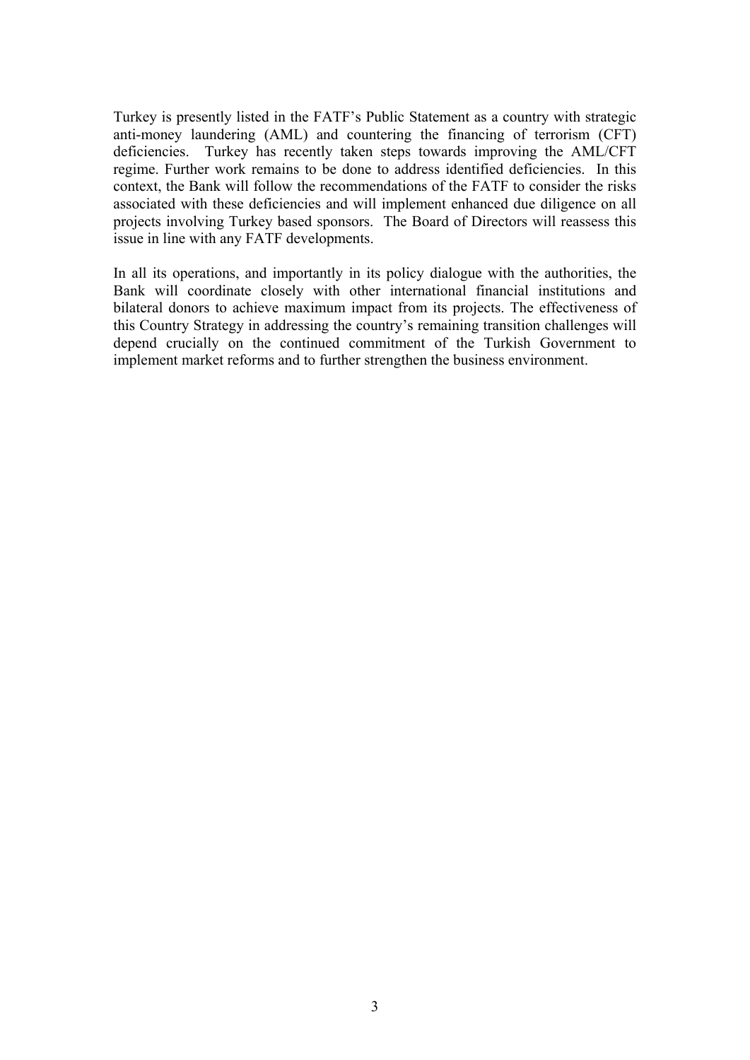Turkey is presently listed in the FATF's Public Statement as a country with strategic anti-money laundering (AML) and countering the financing of terrorism (CFT) deficiencies. Turkey has recently taken steps towards improving the AML/CFT regime. Further work remains to be done to address identified deficiencies. In this context, the Bank will follow the recommendations of the FATF to consider the risks associated with these deficiencies and will implement enhanced due diligence on all projects involving Turkey based sponsors. The Board of Directors will reassess this issue in line with any FATF developments.

In all its operations, and importantly in its policy dialogue with the authorities, the Bank will coordinate closely with other international financial institutions and bilateral donors to achieve maximum impact from its projects. The effectiveness of this Country Strategy in addressing the country's remaining transition challenges will depend crucially on the continued commitment of the Turkish Government to implement market reforms and to further strengthen the business environment.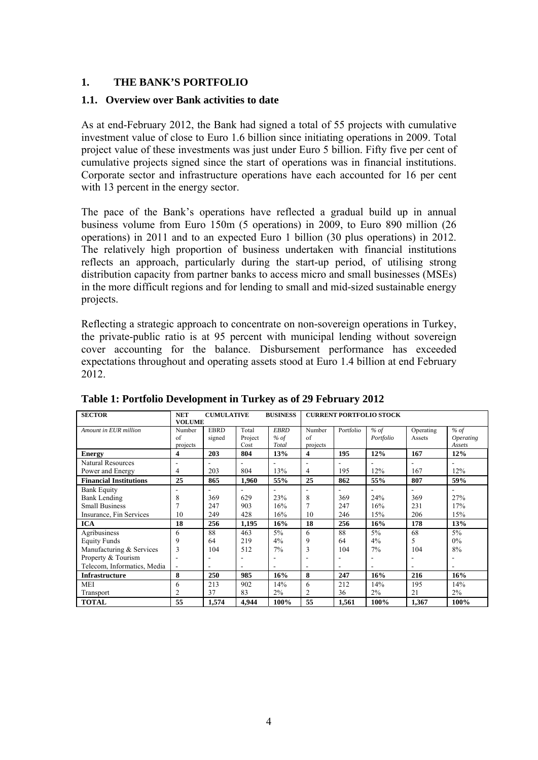## 1. THE BANK'S PORTFOLIO

### 1.1. Overview over Bank activities to date

As at end-February 2012, the Bank had signed a total of 55 projects with cumulative investment value of close to Euro 1.6 billion since initiating operations in 2009. Total project value of these investments was just under Euro 5 billion. Fifty five per cent of cumulative projects signed since the start of operations was in financial institutions. Corporate sector and infrastructure operations have each accounted for 16 per cent with 13 percent in the energy sector.

The pace of the Bank's operations have reflected a gradual build up in annual business volume from Euro 150m (5 operations) in 2009, to Euro 890 million (26 operations) in 2011 and to an expected Euro 1 billion (30 plus operations) in 2012. The relatively high proportion of business undertaken with financial institutions reflects an approach, particularly during the start-up period, of utilising strong distribution capacity from partner banks to access micro and small businesses (MSEs) in the more difficult regions and for lending to small and mid-sized sustainable energy projects.

Reflecting a strategic approach to concentrate on non-sovereign operations in Turkey, the private-public ratio is at 95 percent with municipal lending without sovereign cover accounting for the balance. Disbursement performance has exceeded expectations throughout and operating assets stood at Euro 1.4 billion at end February 2012.

**Table 1: Portfolio Development in Turkey as of 29 February 2012**

| SECTOR | NET CUMULATIVE BUSINESS VOLUME | | | | CURRENT PORTFOLIO STOCK | | | | |
|---|---|---|---|---|---|---|---|---|---|
| *Amount in EUR million* | Number of projects | EBRD signed | Total Project Cost | *EBRD % of Total* | Number of projects | Portfolio | *% of Portfolio* | Operating Assets | *% of Operating Assets* |
| **Energy** | **4** | **203** | **804** | **13%** | **4** | **195** | **12%** | **167** | **12%** |
| Natural Resources | - | - | - | - | - | - | - | - | - |
| Power and Energy | 4 | 203 | 804 | 13% | 4 | 195 | 12% | 167 | 12% |
| **Financial Institutions** | **25** | **865** | **1,960** | **55%** | **25** | **862** | **55%** | **807** | **59%** |
| Bank Equity | - | - | - | - | - | - | - | - | - |
| Bank Lending | 8 | 369 | 629 | 23% | 8 | 369 | 24% | 369 | 27% |
| Small Business | 7 | 247 | 903 | 16% | 7 | 247 | 16% | 231 | 17% |
| Insurance, Fin Services | 10 | 249 | 428 | 16% | 10 | 246 | 15% | 206 | 15% |
| **ICA** | **18** | **256** | **1,195** | **16%** | **18** | **256** | **16%** | **178** | **13%** |
| Agribusiness | 6 | 88 | 463 | 5% | 6 | 88 | 5% | 68 | 5% |
| Equity Funds | 9 | 64 | 219 | 4% | 9 | 64 | 4% | 5 | 0% |
| Manufacturing & Services | 3 | 104 | 512 | 7% | 3 | 104 | 7% | 104 | 8% |
| Property & Tourism | - | - | - | - | - | - | - | - | - |
| Telecom, Informatics, Media | - | - | - | - | - | - | - | - | - |
| **Infrastructure** | **8** | **250** | **985** | **16%** | **8** | **247** | **16%** | **216** | **16%** |
| MEI | 6 | 213 | 902 | 14% | 6 | 212 | 14% | 195 | 14% |
| Transport | 2 | 37 | 83 | 2% | 2 | 36 | 2% | 21 | 2% |
| **TOTAL** | **55** | **1,574** | **4,944** | **100%** | **55** | **1,561** | **100%** | **1,367** | **100%** |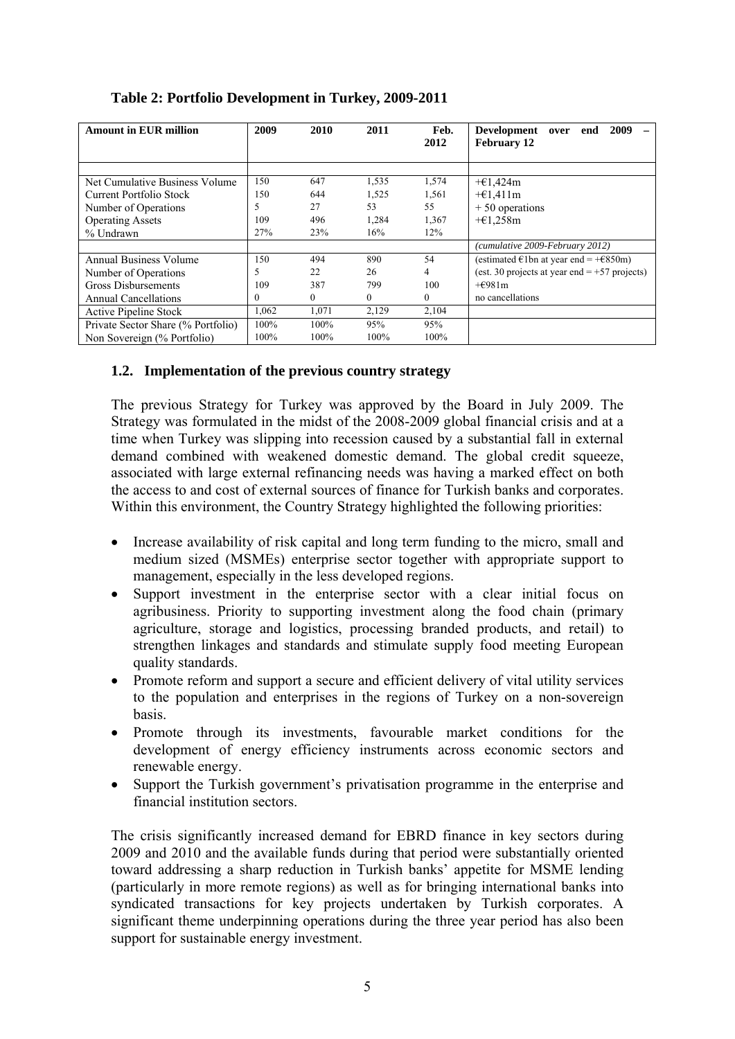**Table 2: Portfolio Development in Turkey, 2009-2011**

| Amount in EUR million | 2009 | 2010 | 2011 | Feb. 2012 | Development over end 2009 – February 12 |
|---|---|---|---|---|---|
| Net Cumulative Business Volume | 150 | 647 | 1,535 | 1,574 | +€1,424m |
| Current Portfolio Stock | 150 | 644 | 1,525 | 1,561 | +€1,411m |
| Number of Operations | 5 | 27 | 53 | 55 | + 50 operations |
| Operating Assets | 109 | 496 | 1,284 | 1,367 | +€1,258m |
| % Undrawn | 27% | 23% | 16% | 12% | |
| | | | | | *(cumulative 2009-February 2012)* |
| Annual Business Volume | 150 | 494 | 890 | 54 | (estimated €1bn at year end = +€850m) |
| Number of Operations | 5 | 22 | 26 | 4 | (est. 30 projects at year end = +57 projects) |
| Gross Disbursements | 109 | 387 | 799 | 100 | +€981m |
| Annual Cancellations | 0 | 0 | 0 | 0 | no cancellations |
| Active Pipeline Stock | 1,062 | 1,071 | 2,129 | 2,104 | |
| Private Sector Share (% Portfolio) | 100% | 100% | 95% | 95% | |
| Non Sovereign (% Portfolio) | 100% | 100% | 100% | 100% | |

### 1.2. Implementation of the previous country strategy

The previous Strategy for Turkey was approved by the Board in July 2009. The Strategy was formulated in the midst of the 2008-2009 global financial crisis and at a time when Turkey was slipping into recession caused by a substantial fall in external demand combined with weakened domestic demand. The global credit squeeze, associated with large external refinancing needs was having a marked effect on both the access to and cost of external sources of finance for Turkish banks and corporates. Within this environment, the Country Strategy highlighted the following priorities:

- Increase availability of risk capital and long term funding to the micro, small and medium sized (MSMEs) enterprise sector together with appropriate support to management, especially in the less developed regions.
- Support investment in the enterprise sector with a clear initial focus on agribusiness. Priority to supporting investment along the food chain (primary agriculture, storage and logistics, processing branded products, and retail) to strengthen linkages and standards and stimulate supply food meeting European quality standards.
- Promote reform and support a secure and efficient delivery of vital utility services to the population and enterprises in the regions of Turkey on a non-sovereign basis.
- Promote through its investments, favourable market conditions for the development of energy efficiency instruments across economic sectors and renewable energy.
- Support the Turkish government's privatisation programme in the enterprise and financial institution sectors.

The crisis significantly increased demand for EBRD finance in key sectors during 2009 and 2010 and the available funds during that period were substantially oriented toward addressing a sharp reduction in Turkish banks' appetite for MSME lending (particularly in more remote regions) as well as for bringing international banks into syndicated transactions for key projects undertaken by Turkish corporates. A significant theme underpinning operations during the three year period has also been support for sustainable energy investment.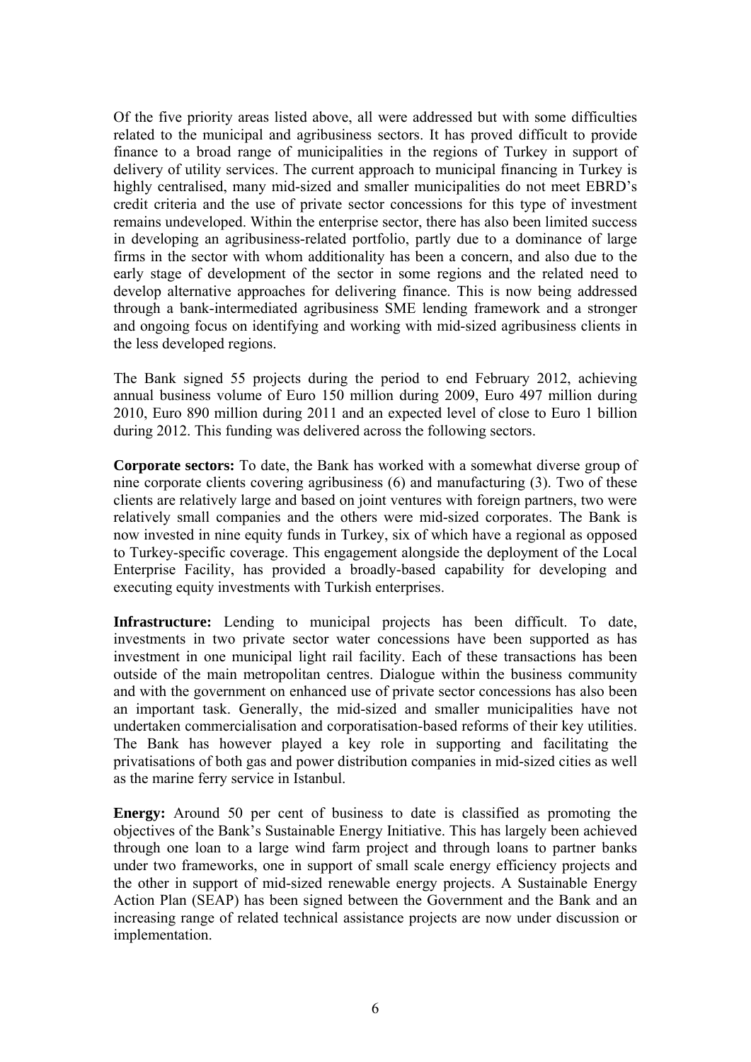Of the five priority areas listed above, all were addressed but with some difficulties related to the municipal and agribusiness sectors. It has proved difficult to provide finance to a broad range of municipalities in the regions of Turkey in support of delivery of utility services. The current approach to municipal financing in Turkey is highly centralised, many mid-sized and smaller municipalities do not meet EBRD's credit criteria and the use of private sector concessions for this type of investment remains undeveloped. Within the enterprise sector, there has also been limited success in developing an agribusiness-related portfolio, partly due to a dominance of large firms in the sector with whom additionality has been a concern, and also due to the early stage of development of the sector in some regions and the related need to develop alternative approaches for delivering finance. This is now being addressed through a bank-intermediated agribusiness SME lending framework and a stronger and ongoing focus on identifying and working with mid-sized agribusiness clients in the less developed regions.

The Bank signed 55 projects during the period to end February 2012, achieving annual business volume of Euro 150 million during 2009, Euro 497 million during 2010, Euro 890 million during 2011 and an expected level of close to Euro 1 billion during 2012. This funding was delivered across the following sectors.

**Corporate sectors:** To date, the Bank has worked with a somewhat diverse group of nine corporate clients covering agribusiness (6) and manufacturing (3). Two of these clients are relatively large and based on joint ventures with foreign partners, two were relatively small companies and the others were mid-sized corporates. The Bank is now invested in nine equity funds in Turkey, six of which have a regional as opposed to Turkey-specific coverage. This engagement alongside the deployment of the Local Enterprise Facility, has provided a broadly-based capability for developing and executing equity investments with Turkish enterprises.

**Infrastructure:** Lending to municipal projects has been difficult. To date, investments in two private sector water concessions have been supported as has investment in one municipal light rail facility. Each of these transactions has been outside of the main metropolitan centres. Dialogue within the business community and with the government on enhanced use of private sector concessions has also been an important task. Generally, the mid-sized and smaller municipalities have not undertaken commercialisation and corporatisation-based reforms of their key utilities. The Bank has however played a key role in supporting and facilitating the privatisations of both gas and power distribution companies in mid-sized cities as well as the marine ferry service in Istanbul.

**Energy:** Around 50 per cent of business to date is classified as promoting the objectives of the Bank's Sustainable Energy Initiative. This has largely been achieved through one loan to a large wind farm project and through loans to partner banks under two frameworks, one in support of small scale energy efficiency projects and the other in support of mid-sized renewable energy projects. A Sustainable Energy Action Plan (SEAP) has been signed between the Government and the Bank and an increasing range of related technical assistance projects are now under discussion or implementation.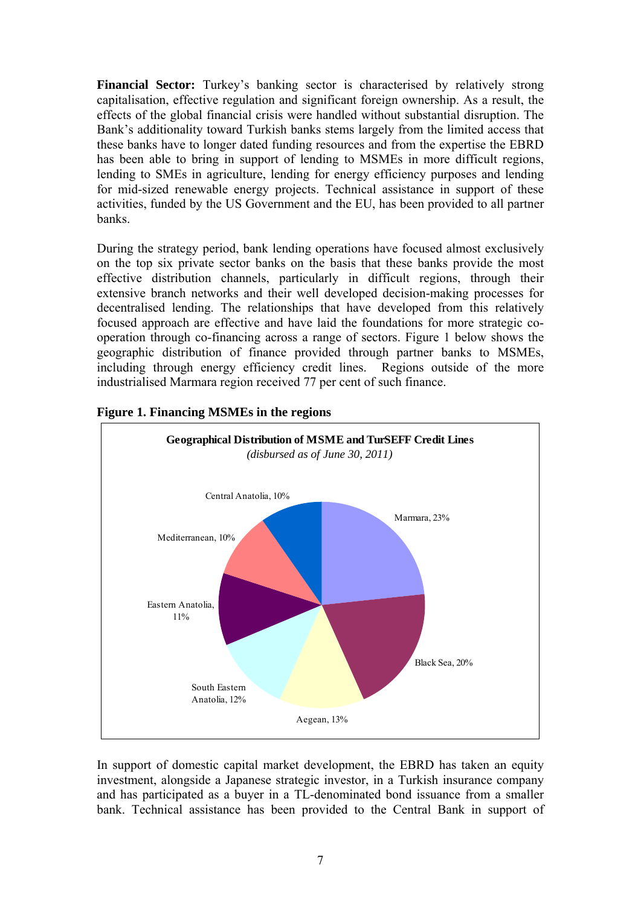**Financial Sector:** Turkey's banking sector is characterised by relatively strong capitalisation, effective regulation and significant foreign ownership. As a result, the effects of the global financial crisis were handled without substantial disruption. The Bank's additionality toward Turkish banks stems largely from the limited access that these banks have to longer dated funding resources and from the expertise the EBRD has been able to bring in support of lending to MSMEs in more difficult regions, lending to SMEs in agriculture, lending for energy efficiency purposes and lending for mid-sized renewable energy projects. Technical assistance in support of these activities, funded by the US Government and the EU, has been provided to all partner banks.

During the strategy period, bank lending operations have focused almost exclusively on the top six private sector banks on the basis that these banks provide the most effective distribution channels, particularly in difficult regions, through their extensive branch networks and their well developed decision-making processes for decentralised lending. The relationships that have developed from this relatively focused approach are effective and have laid the foundations for more strategic co-operation through co-financing across a range of sectors. Figure 1 below shows the geographic distribution of finance provided through partner banks to MSMEs, including through energy efficiency credit lines. Regions outside of the more industrialised Marmara region received 77 per cent of such finance.

**Figure 1. Financing MSMEs in the regions**

**Geographical Distribution of MSME and TurSEFF Credit Lines**
*(disbursed as of June 30, 2011)*

| Region | Share |
|---|---|
| Marmara | 23% |
| Black Sea | 20% |
| Aegean | 13% |
| South Eastern Anatolia | 12% |
| Eastern Anatolia | 11% |
| Mediterranean | 10% |
| Central Anatolia | 10% |

In support of domestic capital market development, the EBRD has taken an equity investment, alongside a Japanese strategic investor, in a Turkish insurance company and has participated as a buyer in a TL-denominated bond issuance from a smaller bank. Technical assistance has been provided to the Central Bank in support of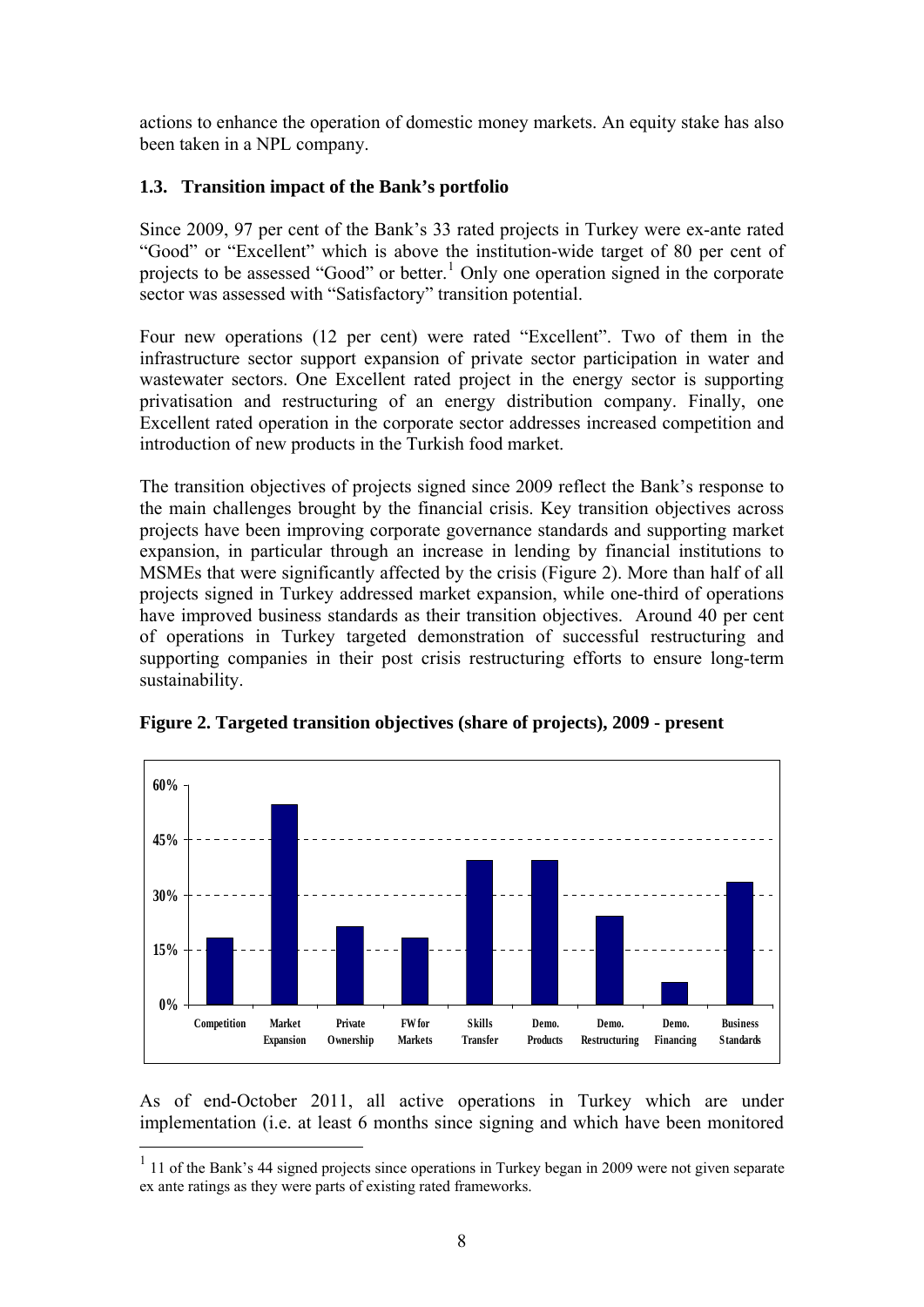actions to enhance the operation of domestic money markets. An equity stake has also been taken in a NPL company.

### 1.3. Transition impact of the Bank's portfolio

Since 2009, 97 per cent of the Bank's 33 rated projects in Turkey were ex-ante rated "Good" or "Excellent" which is above the institution-wide target of 80 per cent of projects to be assessed "Good" or better.[1] Only one operation signed in the corporate sector was assessed with "Satisfactory" transition potential.

Four new operations (12 per cent) were rated "Excellent". Two of them in the infrastructure sector support expansion of private sector participation in water and wastewater sectors. One Excellent rated project in the energy sector is supporting privatisation and restructuring of an energy distribution company. Finally, one Excellent rated operation in the corporate sector addresses increased competition and introduction of new products in the Turkish food market.

The transition objectives of projects signed since 2009 reflect the Bank's response to the main challenges brought by the financial crisis. Key transition objectives across projects have been improving corporate governance standards and supporting market expansion, in particular through an increase in lending by financial institutions to MSMEs that were significantly affected by the crisis (Figure 2). More than half of all projects signed in Turkey addressed market expansion, while one-third of operations have improved business standards as their transition objectives. Around 40 per cent of operations in Turkey targeted demonstration of successful restructuring and supporting companies in their post crisis restructuring efforts to ensure long-term sustainability.

**Figure 2. Targeted transition objectives (share of projects), 2009 - present**

As of end-October 2011, all active operations in Turkey which are under implementation (i.e. at least 6 months since signing and which have been monitored

[1] 11 of the Bank's 44 signed projects since operations in Turkey began in 2009 were not given separate ex ante ratings as they were parts of existing rated frameworks.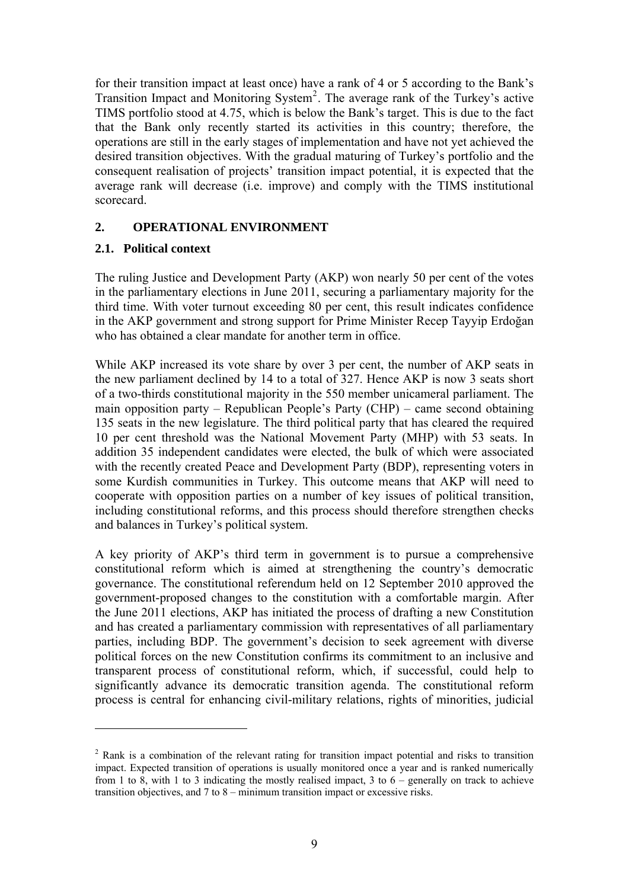for their transition impact at least once) have a rank of 4 or 5 according to the Bank's Transition Impact and Monitoring System[2]. The average rank of the Turkey's active TIMS portfolio stood at 4.75, which is below the Bank's target. This is due to the fact that the Bank only recently started its activities in this country; therefore, the operations are still in the early stages of implementation and have not yet achieved the desired transition objectives. With the gradual maturing of Turkey's portfolio and the consequent realisation of projects' transition impact potential, it is expected that the average rank will decrease (i.e. improve) and comply with the TIMS institutional scorecard.

## 2. OPERATIONAL ENVIRONMENT

### 2.1. Political context

The ruling Justice and Development Party (AKP) won nearly 50 per cent of the votes in the parliamentary elections in June 2011, securing a parliamentary majority for the third time. With voter turnout exceeding 80 per cent, this result indicates confidence in the AKP government and strong support for Prime Minister Recep Tayyip Erdoğan who has obtained a clear mandate for another term in office.

While AKP increased its vote share by over 3 per cent, the number of AKP seats in the new parliament declined by 14 to a total of 327. Hence AKP is now 3 seats short of a two-thirds constitutional majority in the 550 member unicameral parliament. The main opposition party – Republican People's Party (CHP) – came second obtaining 135 seats in the new legislature. The third political party that has cleared the required 10 per cent threshold was the National Movement Party (MHP) with 53 seats. In addition 35 independent candidates were elected, the bulk of which were associated with the recently created Peace and Development Party (BDP), representing voters in some Kurdish communities in Turkey. This outcome means that AKP will need to cooperate with opposition parties on a number of key issues of political transition, including constitutional reforms, and this process should therefore strengthen checks and balances in Turkey's political system.

A key priority of AKP's third term in government is to pursue a comprehensive constitutional reform which is aimed at strengthening the country's democratic governance. The constitutional referendum held on 12 September 2010 approved the government-proposed changes to the constitution with a comfortable margin. After the June 2011 elections, AKP has initiated the process of drafting a new Constitution and has created a parliamentary commission with representatives of all parliamentary parties, including BDP. The government's decision to seek agreement with diverse political forces on the new Constitution confirms its commitment to an inclusive and transparent process of constitutional reform, which, if successful, could help to significantly advance its democratic transition agenda. The constitutional reform process is central for enhancing civil-military relations, rights of minorities, judicial

---

[2] Rank is a combination of the relevant rating for transition impact potential and risks to transition impact. Expected transition of operations is usually monitored once a year and is ranked numerically from 1 to 8, with 1 to 3 indicating the mostly realised impact, 3 to 6 – generally on track to achieve transition objectives, and 7 to 8 – minimum transition impact or excessive risks.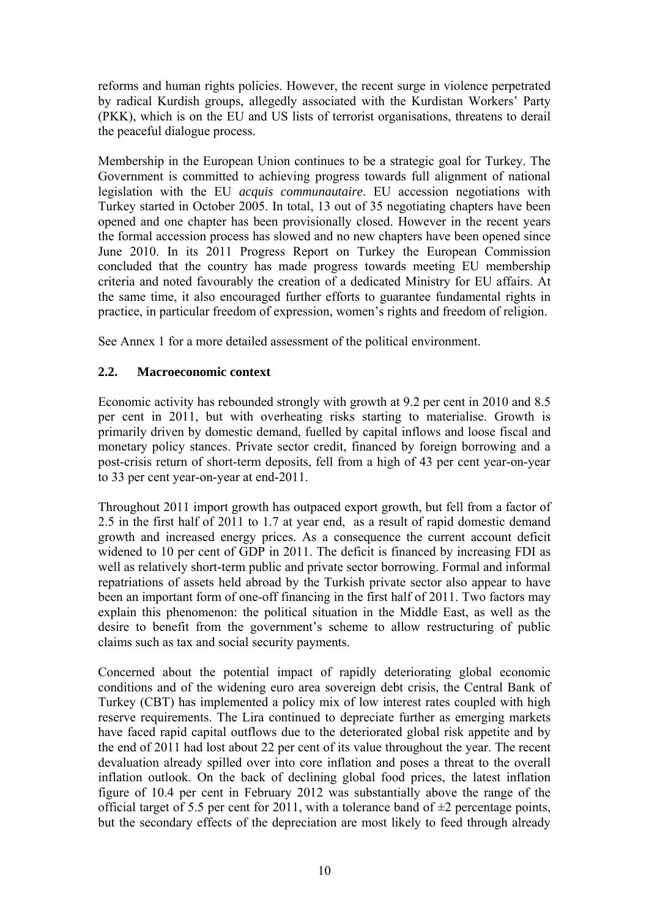reforms and human rights policies. However, the recent surge in violence perpetrated by radical Kurdish groups, allegedly associated with the Kurdistan Workers' Party (PKK), which is on the EU and US lists of terrorist organisations, threatens to derail the peaceful dialogue process.

Membership in the European Union continues to be a strategic goal for Turkey. The Government is committed to achieving progress towards full alignment of national legislation with the EU *acquis communautaire*. EU accession negotiations with Turkey started in October 2005. In total, 13 out of 35 negotiating chapters have been opened and one chapter has been provisionally closed. However in the recent years the formal accession process has slowed and no new chapters have been opened since June 2010. In its 2011 Progress Report on Turkey the European Commission concluded that the country has made progress towards meeting EU membership criteria and noted favourably the creation of a dedicated Ministry for EU affairs. At the same time, it also encouraged further efforts to guarantee fundamental rights in practice, in particular freedom of expression, women's rights and freedom of religion.

See Annex 1 for a more detailed assessment of the political environment.

## 2.2. Macroeconomic context

Economic activity has rebounded strongly with growth at 9.2 per cent in 2010 and 8.5 per cent in 2011, but with overheating risks starting to materialise. Growth is primarily driven by domestic demand, fuelled by capital inflows and loose fiscal and monetary policy stances. Private sector credit, financed by foreign borrowing and a post-crisis return of short-term deposits, fell from a high of 43 per cent year-on-year to 33 per cent year-on-year at end-2011.

Throughout 2011 import growth has outpaced export growth, but fell from a factor of 2.5 in the first half of 2011 to 1.7 at year end, as a result of rapid domestic demand growth and increased energy prices. As a consequence the current account deficit widened to 10 per cent of GDP in 2011. The deficit is financed by increasing FDI as well as relatively short-term public and private sector borrowing. Formal and informal repatriations of assets held abroad by the Turkish private sector also appear to have been an important form of one-off financing in the first half of 2011. Two factors may explain this phenomenon: the political situation in the Middle East, as well as the desire to benefit from the government's scheme to allow restructuring of public claims such as tax and social security payments.

Concerned about the potential impact of rapidly deteriorating global economic conditions and of the widening euro area sovereign debt crisis, the Central Bank of Turkey (CBT) has implemented a policy mix of low interest rates coupled with high reserve requirements. The Lira continued to depreciate further as emerging markets have faced rapid capital outflows due to the deteriorated global risk appetite and by the end of 2011 had lost about 22 per cent of its value throughout the year. The recent devaluation already spilled over into core inflation and poses a threat to the overall inflation outlook. On the back of declining global food prices, the latest inflation figure of 10.4 per cent in February 2012 was substantially above the range of the official target of 5.5 per cent for 2011, with a tolerance band of ±2 percentage points, but the secondary effects of the depreciation are most likely to feed through already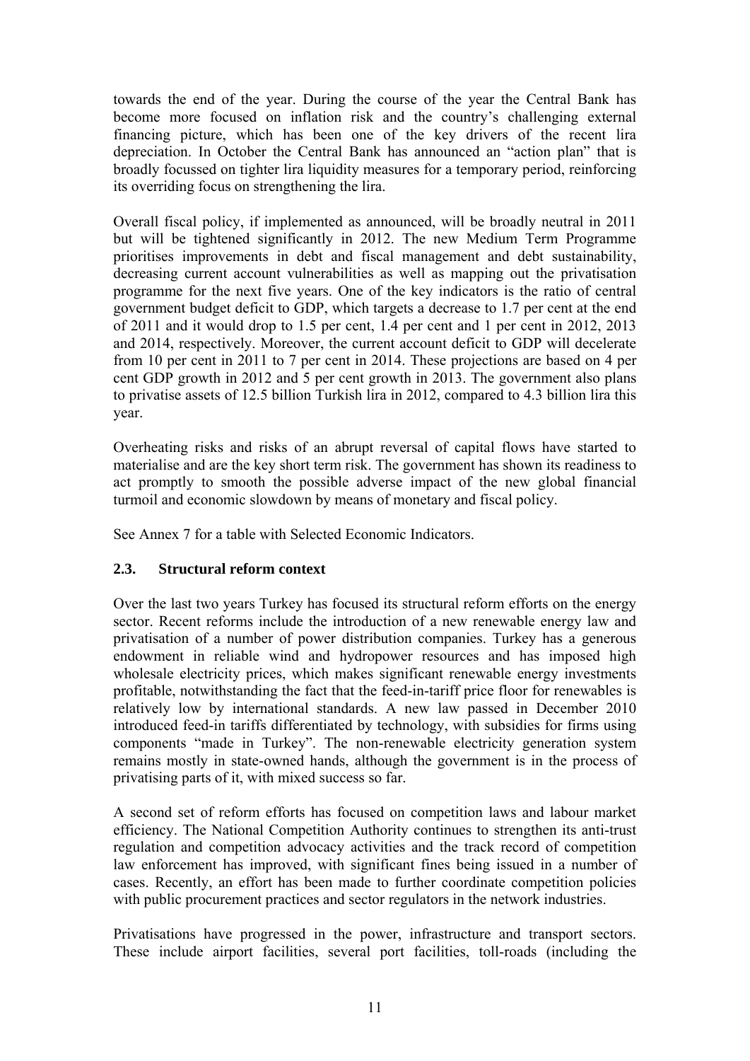towards the end of the year. During the course of the year the Central Bank has become more focused on inflation risk and the country's challenging external financing picture, which has been one of the key drivers of the recent lira depreciation. In October the Central Bank has announced an "action plan" that is broadly focussed on tighter lira liquidity measures for a temporary period, reinforcing its overriding focus on strengthening the lira.

Overall fiscal policy, if implemented as announced, will be broadly neutral in 2011 but will be tightened significantly in 2012. The new Medium Term Programme prioritises improvements in debt and fiscal management and debt sustainability, decreasing current account vulnerabilities as well as mapping out the privatisation programme for the next five years. One of the key indicators is the ratio of central government budget deficit to GDP, which targets a decrease to 1.7 per cent at the end of 2011 and it would drop to 1.5 per cent, 1.4 per cent and 1 per cent in 2012, 2013 and 2014, respectively. Moreover, the current account deficit to GDP will decelerate from 10 per cent in 2011 to 7 per cent in 2014. These projections are based on 4 per cent GDP growth in 2012 and 5 per cent growth in 2013. The government also plans to privatise assets of 12.5 billion Turkish lira in 2012, compared to 4.3 billion lira this year.

Overheating risks and risks of an abrupt reversal of capital flows have started to materialise and are the key short term risk. The government has shown its readiness to act promptly to smooth the possible adverse impact of the new global financial turmoil and economic slowdown by means of monetary and fiscal policy.

See Annex 7 for a table with Selected Economic Indicators.

### 2.3. Structural reform context

Over the last two years Turkey has focused its structural reform efforts on the energy sector. Recent reforms include the introduction of a new renewable energy law and privatisation of a number of power distribution companies. Turkey has a generous endowment in reliable wind and hydropower resources and has imposed high wholesale electricity prices, which makes significant renewable energy investments profitable, notwithstanding the fact that the feed-in-tariff price floor for renewables is relatively low by international standards. A new law passed in December 2010 introduced feed-in tariffs differentiated by technology, with subsidies for firms using components "made in Turkey". The non-renewable electricity generation system remains mostly in state-owned hands, although the government is in the process of privatising parts of it, with mixed success so far.

A second set of reform efforts has focused on competition laws and labour market efficiency. The National Competition Authority continues to strengthen its anti-trust regulation and competition advocacy activities and the track record of competition law enforcement has improved, with significant fines being issued in a number of cases. Recently, an effort has been made to further coordinate competition policies with public procurement practices and sector regulators in the network industries.

Privatisations have progressed in the power, infrastructure and transport sectors. These include airport facilities, several port facilities, toll-roads (including the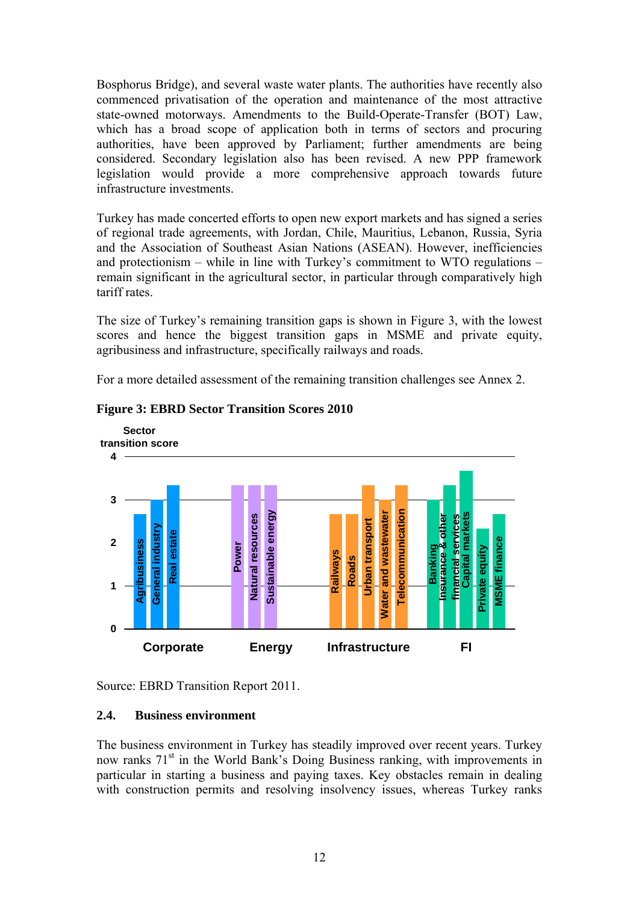Bosphorus Bridge), and several waste water plants. The authorities have recently also commenced privatisation of the operation and maintenance of the most attractive state-owned motorways. Amendments to the Build-Operate-Transfer (BOT) Law, which has a broad scope of application both in terms of sectors and procuring authorities, have been approved by Parliament; further amendments are being considered. Secondary legislation also has been revised. A new PPP framework legislation would provide a more comprehensive approach towards future infrastructure investments.

Turkey has made concerted efforts to open new export markets and has signed a series of regional trade agreements, with Jordan, Chile, Mauritius, Lebanon, Russia, Syria and the Association of Southeast Asian Nations (ASEAN). However, inefficiencies and protectionism – while in line with Turkey's commitment to WTO regulations – remain significant in the agricultural sector, in particular through comparatively high tariff rates.

The size of Turkey's remaining transition gaps is shown in Figure 3, with the lowest scores and hence the biggest transition gaps in MSME and private equity, agribusiness and infrastructure, specifically railways and roads.

For a more detailed assessment of the remaining transition challenges see Annex 2.

**Figure 3: EBRD Sector Transition Scores 2010**

| Group | Sector | Sector transition score |
|---|---|---|
| Corporate | Agribusiness | 2.67 |
| Corporate | General industry | 3 |
| Corporate | Real estate | 3.33 |
| Energy | Power | 3.33 |
| Energy | Natural resources | 3.33 |
| Energy | Sustainable energy | 3.33 |
| Infrastructure | Railways | 2.67 |
| Infrastructure | Roads | 2.67 |
| Infrastructure | Urban transport | 3.33 |
| Infrastructure | Water and wastewater | 3 |
| Infrastructure | Telecommunication | 3.33 |
| FI | Banking | 3 |
| FI | Insurance & other financial services | 3.33 |
| FI | Capital markets | 3.67 |
| FI | Private equity | 2.33 |
| FI | MSME finance | 2.67 |

Source: EBRD Transition Report 2011.

## 2.4. Business environment

The business environment in Turkey has steadily improved over recent years. Turkey now ranks 71st in the World Bank's Doing Business ranking, with improvements in particular in starting a business and paying taxes. Key obstacles remain in dealing with construction permits and resolving insolvency issues, whereas Turkey ranks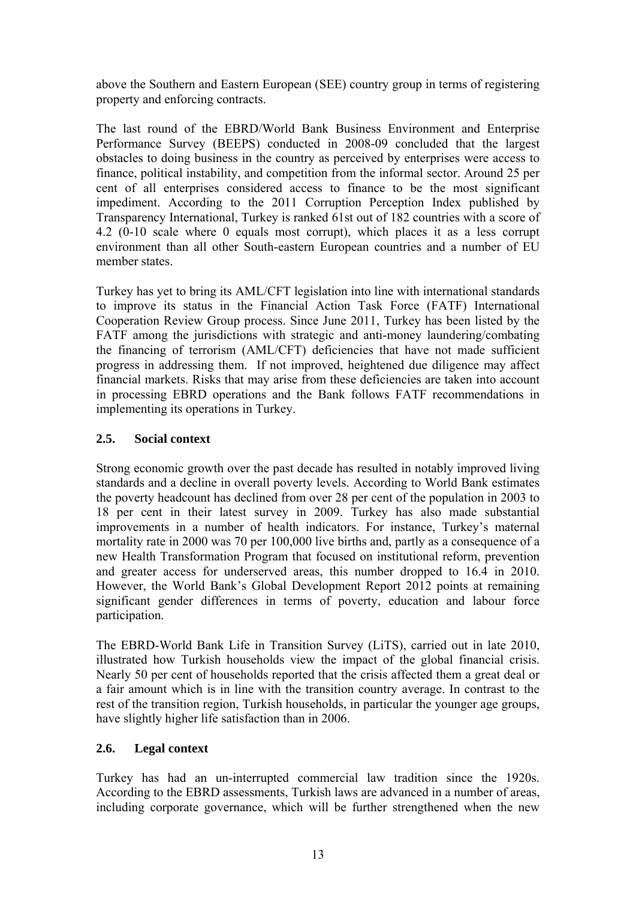above the Southern and Eastern European (SEE) country group in terms of registering property and enforcing contracts.

The last round of the EBRD/World Bank Business Environment and Enterprise Performance Survey (BEEPS) conducted in 2008-09 concluded that the largest obstacles to doing business in the country as perceived by enterprises were access to finance, political instability, and competition from the informal sector. Around 25 per cent of all enterprises considered access to finance to be the most significant impediment. According to the 2011 Corruption Perception Index published by Transparency International, Turkey is ranked 61st out of 182 countries with a score of 4.2 (0-10 scale where 0 equals most corrupt), which places it as a less corrupt environment than all other South-eastern European countries and a number of EU member states.

Turkey has yet to bring its AML/CFT legislation into line with international standards to improve its status in the Financial Action Task Force (FATF) International Cooperation Review Group process. Since June 2011, Turkey has been listed by the FATF among the jurisdictions with strategic and anti-money laundering/combating the financing of terrorism (AML/CFT) deficiencies that have not made sufficient progress in addressing them. If not improved, heightened due diligence may affect financial markets. Risks that may arise from these deficiencies are taken into account in processing EBRD operations and the Bank follows FATF recommendations in implementing its operations in Turkey.

### 2.5. Social context

Strong economic growth over the past decade has resulted in notably improved living standards and a decline in overall poverty levels. According to World Bank estimates the poverty headcount has declined from over 28 per cent of the population in 2003 to 18 per cent in their latest survey in 2009. Turkey has also made substantial improvements in a number of health indicators. For instance, Turkey's maternal mortality rate in 2000 was 70 per 100,000 live births and, partly as a consequence of a new Health Transformation Program that focused on institutional reform, prevention and greater access for underserved areas, this number dropped to 16.4 in 2010. However, the World Bank's Global Development Report 2012 points at remaining significant gender differences in terms of poverty, education and labour force participation.

The EBRD-World Bank Life in Transition Survey (LiTS), carried out in late 2010, illustrated how Turkish households view the impact of the global financial crisis. Nearly 50 per cent of households reported that the crisis affected them a great deal or a fair amount which is in line with the transition country average. In contrast to the rest of the transition region, Turkish households, in particular the younger age groups, have slightly higher life satisfaction than in 2006.

### 2.6. Legal context

Turkey has had an un-interrupted commercial law tradition since the 1920s. According to the EBRD assessments, Turkish laws are advanced in a number of areas, including corporate governance, which will be further strengthened when the new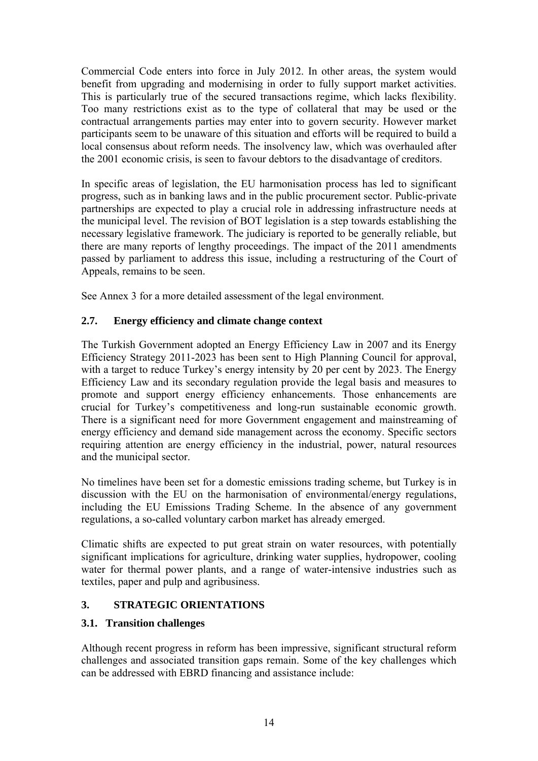Commercial Code enters into force in July 2012. In other areas, the system would benefit from upgrading and modernising in order to fully support market activities. This is particularly true of the secured transactions regime, which lacks flexibility. Too many restrictions exist as to the type of collateral that may be used or the contractual arrangements parties may enter into to govern security. However market participants seem to be unaware of this situation and efforts will be required to build a local consensus about reform needs. The insolvency law, which was overhauled after the 2001 economic crisis, is seen to favour debtors to the disadvantage of creditors.

In specific areas of legislation, the EU harmonisation process has led to significant progress, such as in banking laws and in the public procurement sector. Public-private partnerships are expected to play a crucial role in addressing infrastructure needs at the municipal level. The revision of BOT legislation is a step towards establishing the necessary legislative framework. The judiciary is reported to be generally reliable, but there are many reports of lengthy proceedings. The impact of the 2011 amendments passed by parliament to address this issue, including a restructuring of the Court of Appeals, remains to be seen.

See Annex 3 for a more detailed assessment of the legal environment.

### 2.7. Energy efficiency and climate change context

The Turkish Government adopted an Energy Efficiency Law in 2007 and its Energy Efficiency Strategy 2011-2023 has been sent to High Planning Council for approval, with a target to reduce Turkey's energy intensity by 20 per cent by 2023. The Energy Efficiency Law and its secondary regulation provide the legal basis and measures to promote and support energy efficiency enhancements. Those enhancements are crucial for Turkey's competitiveness and long-run sustainable economic growth. There is a significant need for more Government engagement and mainstreaming of energy efficiency and demand side management across the economy. Specific sectors requiring attention are energy efficiency in the industrial, power, natural resources and the municipal sector.

No timelines have been set for a domestic emissions trading scheme, but Turkey is in discussion with the EU on the harmonisation of environmental/energy regulations, including the EU Emissions Trading Scheme. In the absence of any government regulations, a so-called voluntary carbon market has already emerged.

Climatic shifts are expected to put great strain on water resources, with potentially significant implications for agriculture, drinking water supplies, hydropower, cooling water for thermal power plants, and a range of water-intensive industries such as textiles, paper and pulp and agribusiness.

## 3. STRATEGIC ORIENTATIONS

### 3.1. Transition challenges

Although recent progress in reform has been impressive, significant structural reform challenges and associated transition gaps remain. Some of the key challenges which can be addressed with EBRD financing and assistance include: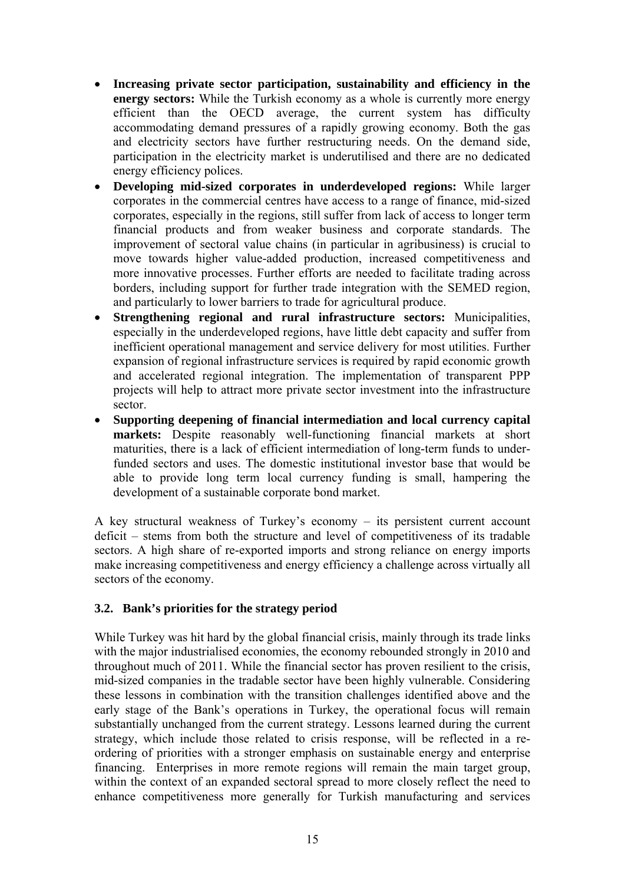- **Increasing private sector participation, sustainability and efficiency in the energy sectors:** While the Turkish economy as a whole is currently more energy efficient than the OECD average, the current system has difficulty accommodating demand pressures of a rapidly growing economy. Both the gas and electricity sectors have further restructuring needs. On the demand side, participation in the electricity market is underutilised and there are no dedicated energy efficiency polices.
- **Developing mid-sized corporates in underdeveloped regions:** While larger corporates in the commercial centres have access to a range of finance, mid-sized corporates, especially in the regions, still suffer from lack of access to longer term financial products and from weaker business and corporate standards. The improvement of sectoral value chains (in particular in agribusiness) is crucial to move towards higher value-added production, increased competitiveness and more innovative processes. Further efforts are needed to facilitate trading across borders, including support for further trade integration with the SEMED region, and particularly to lower barriers to trade for agricultural produce.
- **Strengthening regional and rural infrastructure sectors:** Municipalities, especially in the underdeveloped regions, have little debt capacity and suffer from inefficient operational management and service delivery for most utilities. Further expansion of regional infrastructure services is required by rapid economic growth and accelerated regional integration. The implementation of transparent PPP projects will help to attract more private sector investment into the infrastructure sector.
- **Supporting deepening of financial intermediation and local currency capital markets:** Despite reasonably well-functioning financial markets at short maturities, there is a lack of efficient intermediation of long-term funds to under-funded sectors and uses. The domestic institutional investor base that would be able to provide long term local currency funding is small, hampering the development of a sustainable corporate bond market.

A key structural weakness of Turkey's economy – its persistent current account deficit – stems from both the structure and level of competitiveness of its tradable sectors. A high share of re-exported imports and strong reliance on energy imports make increasing competitiveness and energy efficiency a challenge across virtually all sectors of the economy.

### 3.2. Bank's priorities for the strategy period

While Turkey was hit hard by the global financial crisis, mainly through its trade links with the major industrialised economies, the economy rebounded strongly in 2010 and throughout much of 2011. While the financial sector has proven resilient to the crisis, mid-sized companies in the tradable sector have been highly vulnerable. Considering these lessons in combination with the transition challenges identified above and the early stage of the Bank's operations in Turkey, the operational focus will remain substantially unchanged from the current strategy. Lessons learned during the current strategy, which include those related to crisis response, will be reflected in a re-ordering of priorities with a stronger emphasis on sustainable energy and enterprise financing. Enterprises in more remote regions will remain the main target group, within the context of an expanded sectoral spread to more closely reflect the need to enhance competitiveness more generally for Turkish manufacturing and services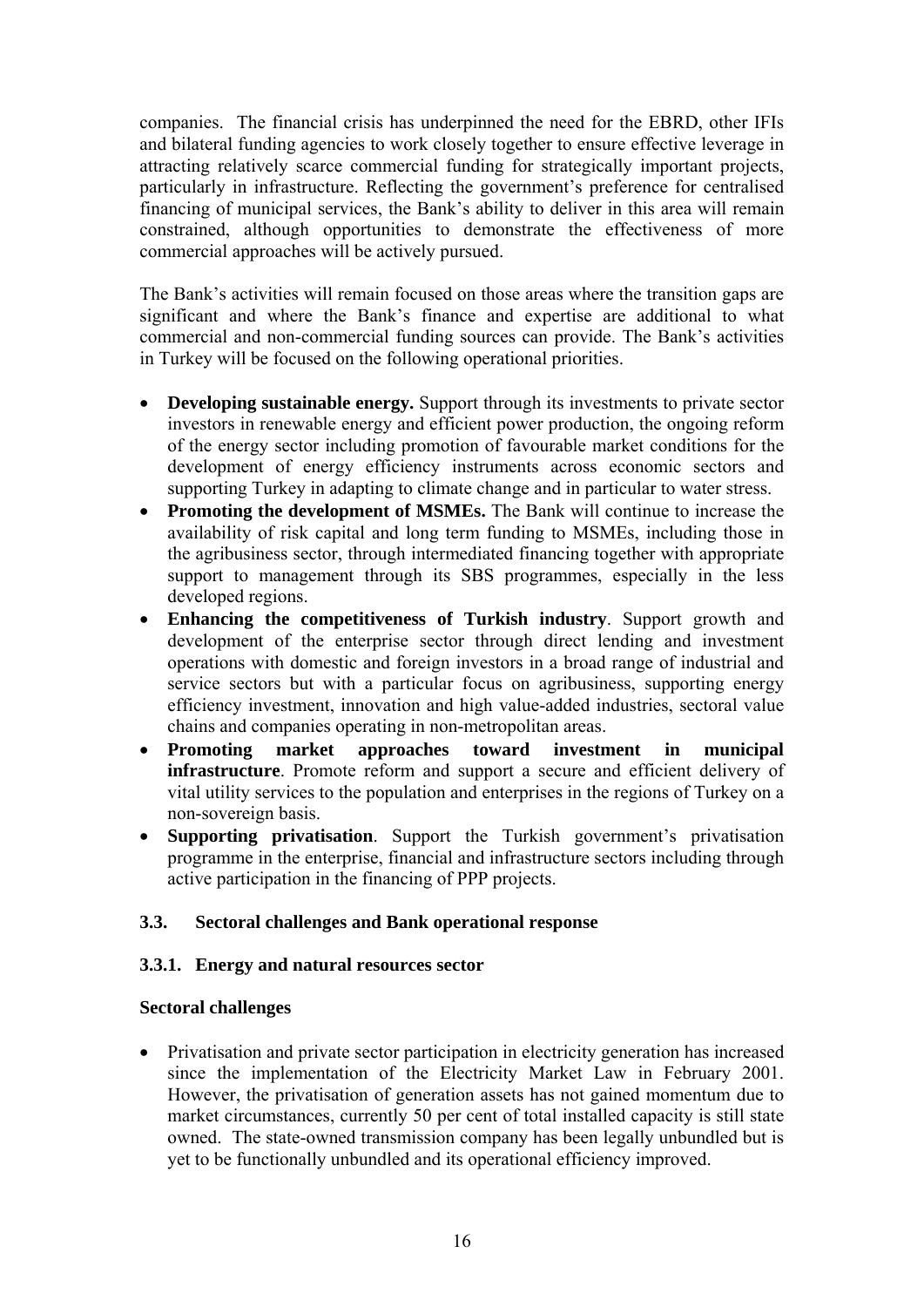companies. The financial crisis has underpinned the need for the EBRD, other IFIs and bilateral funding agencies to work closely together to ensure effective leverage in attracting relatively scarce commercial funding for strategically important projects, particularly in infrastructure. Reflecting the government's preference for centralised financing of municipal services, the Bank's ability to deliver in this area will remain constrained, although opportunities to demonstrate the effectiveness of more commercial approaches will be actively pursued.

The Bank's activities will remain focused on those areas where the transition gaps are significant and where the Bank's finance and expertise are additional to what commercial and non-commercial funding sources can provide. The Bank's activities in Turkey will be focused on the following operational priorities.

- **Developing sustainable energy.** Support through its investments to private sector investors in renewable energy and efficient power production, the ongoing reform of the energy sector including promotion of favourable market conditions for the development of energy efficiency instruments across economic sectors and supporting Turkey in adapting to climate change and in particular to water stress.
- **Promoting the development of MSMEs.** The Bank will continue to increase the availability of risk capital and long term funding to MSMEs, including those in the agribusiness sector, through intermediated financing together with appropriate support to management through its SBS programmes, especially in the less developed regions.
- **Enhancing the competitiveness of Turkish industry**. Support growth and development of the enterprise sector through direct lending and investment operations with domestic and foreign investors in a broad range of industrial and service sectors but with a particular focus on agribusiness, supporting energy efficiency investment, innovation and high value-added industries, sectoral value chains and companies operating in non-metropolitan areas.
- **Promoting market approaches toward investment in municipal infrastructure**. Promote reform and support a secure and efficient delivery of vital utility services to the population and enterprises in the regions of Turkey on a non-sovereign basis.
- **Supporting privatisation**. Support the Turkish government's privatisation programme in the enterprise, financial and infrastructure sectors including through active participation in the financing of PPP projects.

### 3.3. Sectoral challenges and Bank operational response

#### 3.3.1. Energy and natural resources sector

**Sectoral challenges**

- Privatisation and private sector participation in electricity generation has increased since the implementation of the Electricity Market Law in February 2001. However, the privatisation of generation assets has not gained momentum due to market circumstances, currently 50 per cent of total installed capacity is still state owned. The state-owned transmission company has been legally unbundled but is yet to be functionally unbundled and its operational efficiency improved.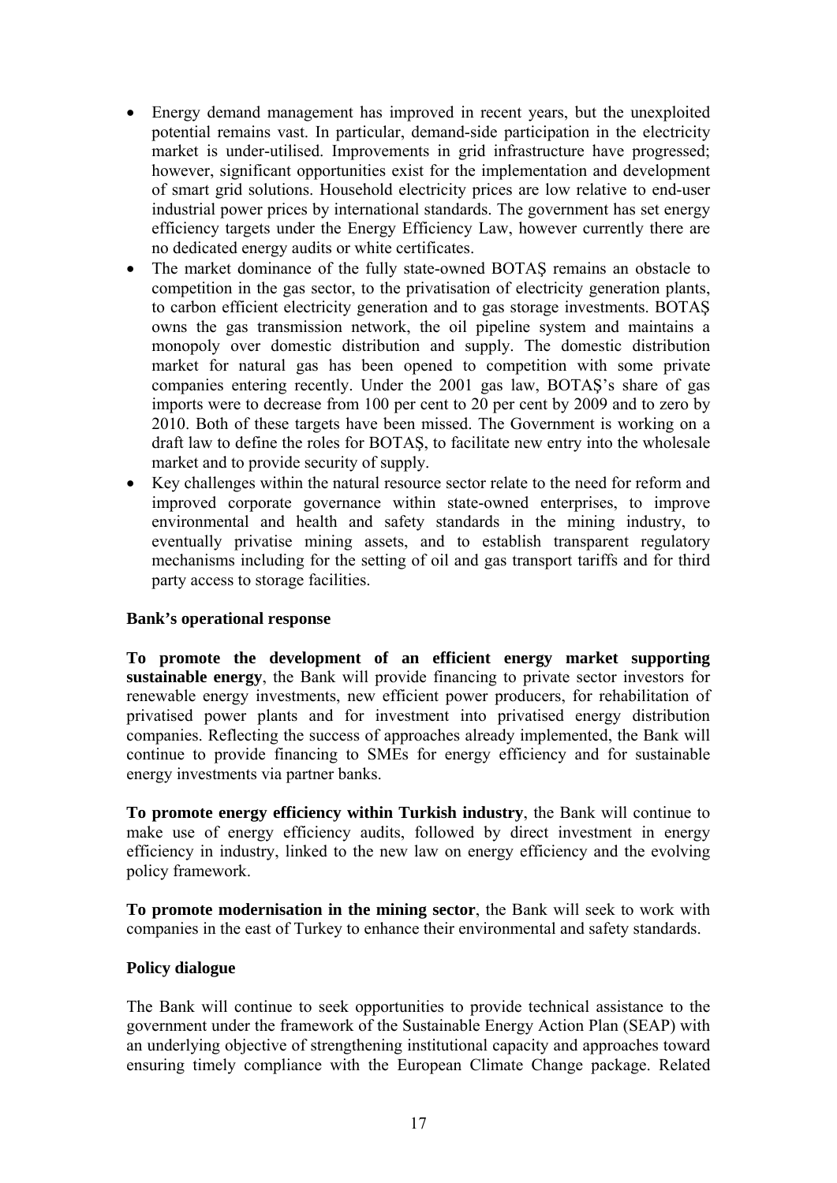- Energy demand management has improved in recent years, but the unexploited potential remains vast. In particular, demand-side participation in the electricity market is under-utilised. Improvements in grid infrastructure have progressed; however, significant opportunities exist for the implementation and development of smart grid solutions. Household electricity prices are low relative to end-user industrial power prices by international standards. The government has set energy efficiency targets under the Energy Efficiency Law, however currently there are no dedicated energy audits or white certificates.
- The market dominance of the fully state-owned BOTAŞ remains an obstacle to competition in the gas sector, to the privatisation of electricity generation plants, to carbon efficient electricity generation and to gas storage investments. BOTAŞ owns the gas transmission network, the oil pipeline system and maintains a monopoly over domestic distribution and supply. The domestic distribution market for natural gas has been opened to competition with some private companies entering recently. Under the 2001 gas law, BOTAŞ's share of gas imports were to decrease from 100 per cent to 20 per cent by 2009 and to zero by 2010. Both of these targets have been missed. The Government is working on a draft law to define the roles for BOTAŞ, to facilitate new entry into the wholesale market and to provide security of supply.
- Key challenges within the natural resource sector relate to the need for reform and improved corporate governance within state-owned enterprises, to improve environmental and health and safety standards in the mining industry, to eventually privatise mining assets, and to establish transparent regulatory mechanisms including for the setting of oil and gas transport tariffs and for third party access to storage facilities.

**Bank's operational response**

**To promote the development of an efficient energy market supporting sustainable energy**, the Bank will provide financing to private sector investors for renewable energy investments, new efficient power producers, for rehabilitation of privatised power plants and for investment into privatised energy distribution companies. Reflecting the success of approaches already implemented, the Bank will continue to provide financing to SMEs for energy efficiency and for sustainable energy investments via partner banks.

**To promote energy efficiency within Turkish industry**, the Bank will continue to make use of energy efficiency audits, followed by direct investment in energy efficiency in industry, linked to the new law on energy efficiency and the evolving policy framework.

**To promote modernisation in the mining sector**, the Bank will seek to work with companies in the east of Turkey to enhance their environmental and safety standards.

**Policy dialogue**

The Bank will continue to seek opportunities to provide technical assistance to the government under the framework of the Sustainable Energy Action Plan (SEAP) with an underlying objective of strengthening institutional capacity and approaches toward ensuring timely compliance with the European Climate Change package. Related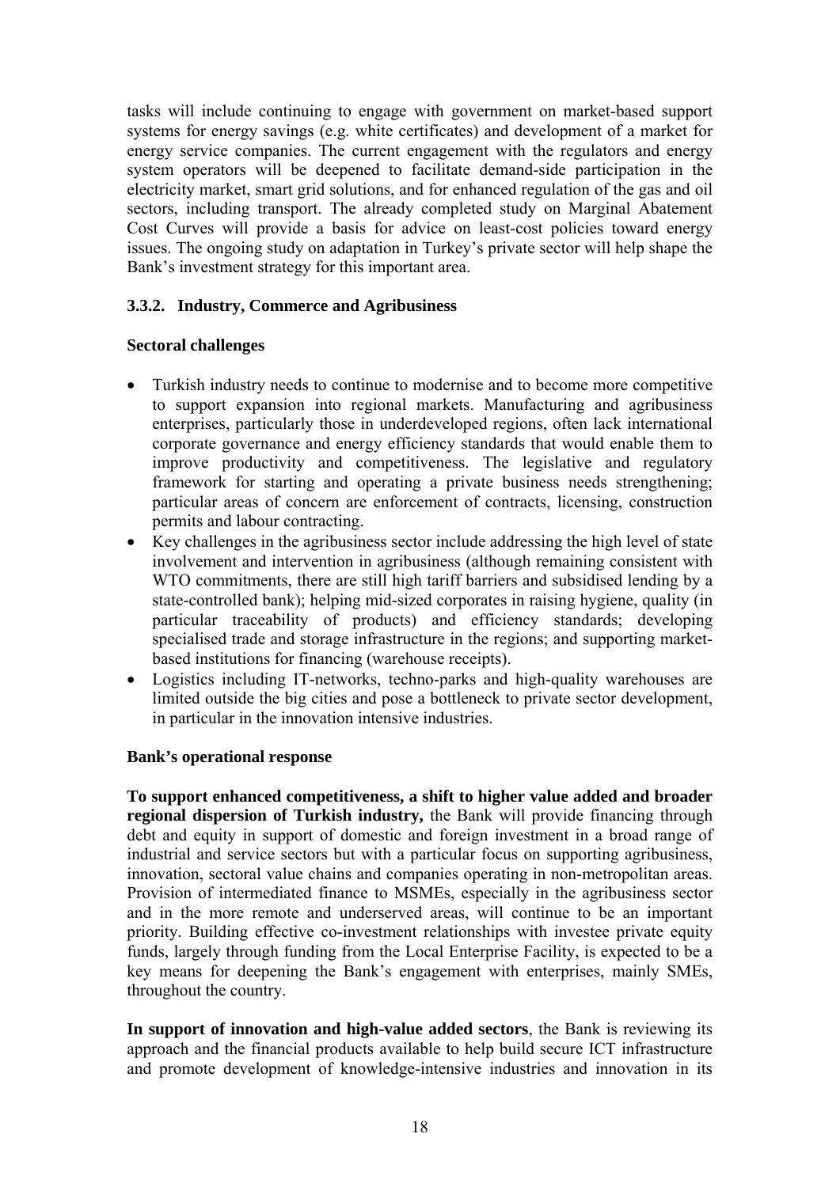tasks will include continuing to engage with government on market-based support systems for energy savings (e.g. white certificates) and development of a market for energy service companies. The current engagement with the regulators and energy system operators will be deepened to facilitate demand-side participation in the electricity market, smart grid solutions, and for enhanced regulation of the gas and oil sectors, including transport. The already completed study on Marginal Abatement Cost Curves will provide a basis for advice on least-cost policies toward energy issues. The ongoing study on adaptation in Turkey's private sector will help shape the Bank's investment strategy for this important area.

### 3.3.2. Industry, Commerce and Agribusiness

**Sectoral challenges**

- Turkish industry needs to continue to modernise and to become more competitive to support expansion into regional markets. Manufacturing and agribusiness enterprises, particularly those in underdeveloped regions, often lack international corporate governance and energy efficiency standards that would enable them to improve productivity and competitiveness. The legislative and regulatory framework for starting and operating a private business needs strengthening; particular areas of concern are enforcement of contracts, licensing, construction permits and labour contracting.
- Key challenges in the agribusiness sector include addressing the high level of state involvement and intervention in agribusiness (although remaining consistent with WTO commitments, there are still high tariff barriers and subsidised lending by a state-controlled bank); helping mid-sized corporates in raising hygiene, quality (in particular traceability of products) and efficiency standards; developing specialised trade and storage infrastructure in the regions; and supporting market-based institutions for financing (warehouse receipts).
- Logistics including IT-networks, techno-parks and high-quality warehouses are limited outside the big cities and pose a bottleneck to private sector development, in particular in the innovation intensive industries.

**Bank's operational response**

**To support enhanced competitiveness, a shift to higher value added and broader regional dispersion of Turkish industry,** the Bank will provide financing through debt and equity in support of domestic and foreign investment in a broad range of industrial and service sectors but with a particular focus on supporting agribusiness, innovation, sectoral value chains and companies operating in non-metropolitan areas. Provision of intermediated finance to MSMEs, especially in the agribusiness sector and in the more remote and underserved areas, will continue to be an important priority. Building effective co-investment relationships with investee private equity funds, largely through funding from the Local Enterprise Facility, is expected to be a key means for deepening the Bank's engagement with enterprises, mainly SMEs, throughout the country.

**In support of innovation and high-value added sectors**, the Bank is reviewing its approach and the financial products available to help build secure ICT infrastructure and promote development of knowledge-intensive industries and innovation in its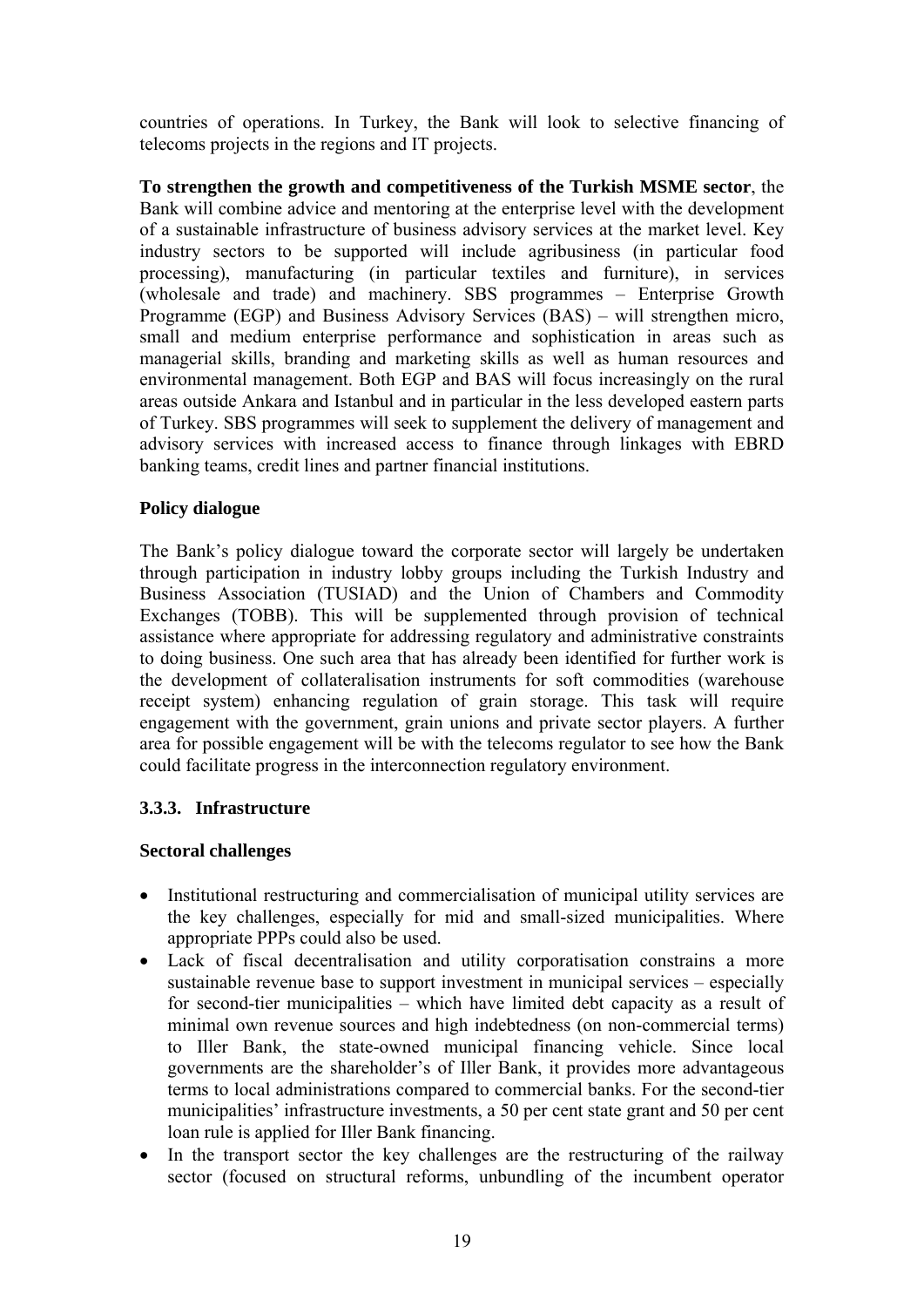countries of operations. In Turkey, the Bank will look to selective financing of telecoms projects in the regions and IT projects.

**To strengthen the growth and competitiveness of the Turkish MSME sector**, the Bank will combine advice and mentoring at the enterprise level with the development of a sustainable infrastructure of business advisory services at the market level. Key industry sectors to be supported will include agribusiness (in particular food processing), manufacturing (in particular textiles and furniture), in services (wholesale and trade) and machinery. SBS programmes – Enterprise Growth Programme (EGP) and Business Advisory Services (BAS) – will strengthen micro, small and medium enterprise performance and sophistication in areas such as managerial skills, branding and marketing skills as well as human resources and environmental management. Both EGP and BAS will focus increasingly on the rural areas outside Ankara and Istanbul and in particular in the less developed eastern parts of Turkey. SBS programmes will seek to supplement the delivery of management and advisory services with increased access to finance through linkages with EBRD banking teams, credit lines and partner financial institutions.

**Policy dialogue**

The Bank's policy dialogue toward the corporate sector will largely be undertaken through participation in industry lobby groups including the Turkish Industry and Business Association (TUSIAD) and the Union of Chambers and Commodity Exchanges (TOBB). This will be supplemented through provision of technical assistance where appropriate for addressing regulatory and administrative constraints to doing business. One such area that has already been identified for further work is the development of collateralisation instruments for soft commodities (warehouse receipt system) enhancing regulation of grain storage. This task will require engagement with the government, grain unions and private sector players. A further area for possible engagement will be with the telecoms regulator to see how the Bank could facilitate progress in the interconnection regulatory environment.

### 3.3.3. Infrastructure

**Sectoral challenges**

- Institutional restructuring and commercialisation of municipal utility services are the key challenges, especially for mid and small-sized municipalities. Where appropriate PPPs could also be used.
- Lack of fiscal decentralisation and utility corporatisation constrains a more sustainable revenue base to support investment in municipal services – especially for second-tier municipalities – which have limited debt capacity as a result of minimal own revenue sources and high indebtedness (on non-commercial terms) to Iller Bank, the state-owned municipal financing vehicle. Since local governments are the shareholder's of Iller Bank, it provides more advantageous terms to local administrations compared to commercial banks. For the second-tier municipalities' infrastructure investments, a 50 per cent state grant and 50 per cent loan rule is applied for Iller Bank financing.
- In the transport sector the key challenges are the restructuring of the railway sector (focused on structural reforms, unbundling of the incumbent operator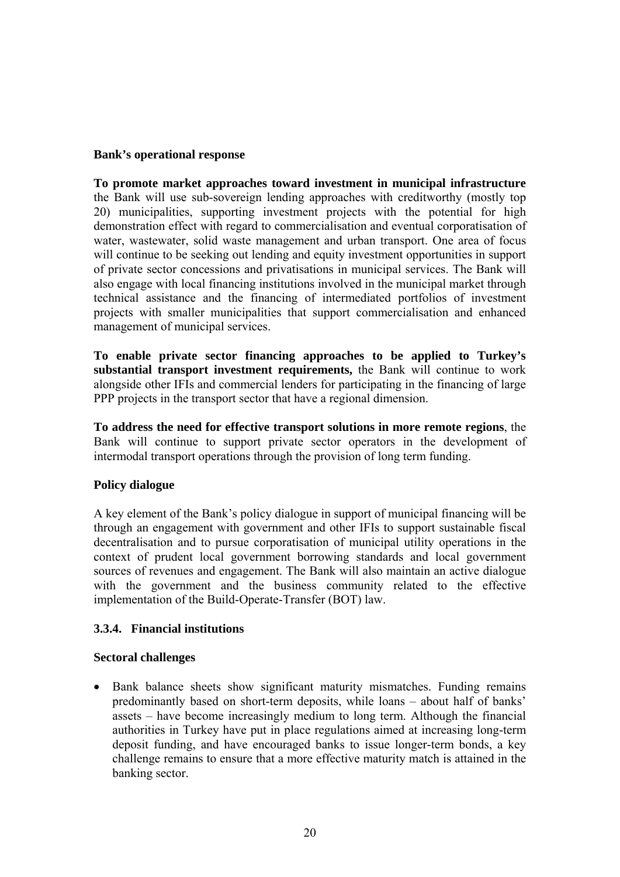**Bank's operational response**

**To promote market approaches toward investment in municipal infrastructure** the Bank will use sub-sovereign lending approaches with creditworthy (mostly top 20) municipalities, supporting investment projects with the potential for high demonstration effect with regard to commercialisation and eventual corporatisation of water, wastewater, solid waste management and urban transport. One area of focus will continue to be seeking out lending and equity investment opportunities in support of private sector concessions and privatisations in municipal services. The Bank will also engage with local financing institutions involved in the municipal market through technical assistance and the financing of intermediated portfolios of investment projects with smaller municipalities that support commercialisation and enhanced management of municipal services.

**To enable private sector financing approaches to be applied to Turkey's substantial transport investment requirements,** the Bank will continue to work alongside other IFIs and commercial lenders for participating in the financing of large PPP projects in the transport sector that have a regional dimension.

**To address the need for effective transport solutions in more remote regions**, the Bank will continue to support private sector operators in the development of intermodal transport operations through the provision of long term funding.

**Policy dialogue**

A key element of the Bank's policy dialogue in support of municipal financing will be through an engagement with government and other IFIs to support sustainable fiscal decentralisation and to pursue corporatisation of municipal utility operations in the context of prudent local government borrowing standards and local government sources of revenues and engagement. The Bank will also maintain an active dialogue with the government and the business community related to the effective implementation of the Build-Operate-Transfer (BOT) law.

### 3.3.4. Financial institutions

**Sectoral challenges**

- Bank balance sheets show significant maturity mismatches. Funding remains predominantly based on short-term deposits, while loans – about half of banks' assets – have become increasingly medium to long term. Although the financial authorities in Turkey have put in place regulations aimed at increasing long-term deposit funding, and have encouraged banks to issue longer-term bonds, a key challenge remains to ensure that a more effective maturity match is attained in the banking sector.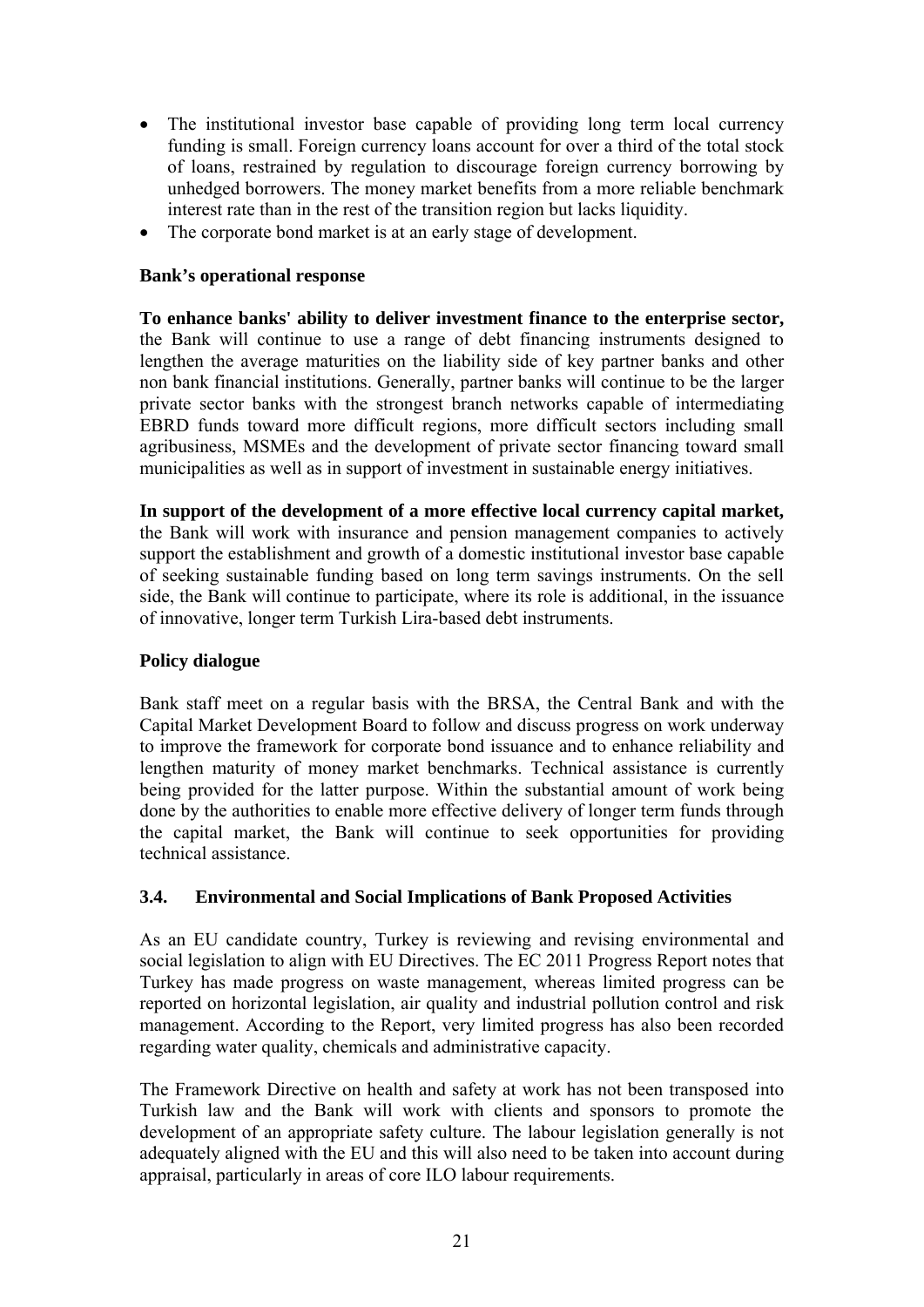- The institutional investor base capable of providing long term local currency funding is small. Foreign currency loans account for over a third of the total stock of loans, restrained by regulation to discourage foreign currency borrowing by unhedged borrowers. The money market benefits from a more reliable benchmark interest rate than in the rest of the transition region but lacks liquidity.
- The corporate bond market is at an early stage of development.

**Bank's operational response**

**To enhance banks' ability to deliver investment finance to the enterprise sector,** the Bank will continue to use a range of debt financing instruments designed to lengthen the average maturities on the liability side of key partner banks and other non bank financial institutions. Generally, partner banks will continue to be the larger private sector banks with the strongest branch networks capable of intermediating EBRD funds toward more difficult regions, more difficult sectors including small agribusiness, MSMEs and the development of private sector financing toward small municipalities as well as in support of investment in sustainable energy initiatives.

**In support of the development of a more effective local currency capital market,** the Bank will work with insurance and pension management companies to actively support the establishment and growth of a domestic institutional investor base capable of seeking sustainable funding based on long term savings instruments. On the sell side, the Bank will continue to participate, where its role is additional, in the issuance of innovative, longer term Turkish Lira-based debt instruments.

**Policy dialogue**

Bank staff meet on a regular basis with the BRSA, the Central Bank and with the Capital Market Development Board to follow and discuss progress on work underway to improve the framework for corporate bond issuance and to enhance reliability and lengthen maturity of money market benchmarks. Technical assistance is currently being provided for the latter purpose. Within the substantial amount of work being done by the authorities to enable more effective delivery of longer term funds through the capital market, the Bank will continue to seek opportunities for providing technical assistance.

### 3.4. Environmental and Social Implications of Bank Proposed Activities

As an EU candidate country, Turkey is reviewing and revising environmental and social legislation to align with EU Directives. The EC 2011 Progress Report notes that Turkey has made progress on waste management, whereas limited progress can be reported on horizontal legislation, air quality and industrial pollution control and risk management. According to the Report, very limited progress has also been recorded regarding water quality, chemicals and administrative capacity.

The Framework Directive on health and safety at work has not been transposed into Turkish law and the Bank will work with clients and sponsors to promote the development of an appropriate safety culture. The labour legislation generally is not adequately aligned with the EU and this will also need to be taken into account during appraisal, particularly in areas of core ILO labour requirements.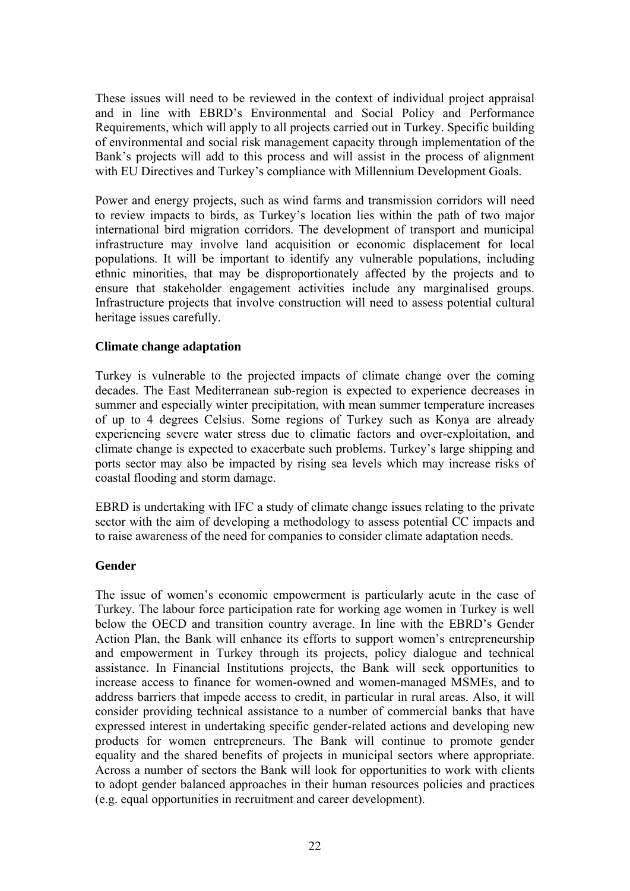These issues will need to be reviewed in the context of individual project appraisal and in line with EBRD's Environmental and Social Policy and Performance Requirements, which will apply to all projects carried out in Turkey. Specific building of environmental and social risk management capacity through implementation of the Bank's projects will add to this process and will assist in the process of alignment with EU Directives and Turkey's compliance with Millennium Development Goals.

Power and energy projects, such as wind farms and transmission corridors will need to review impacts to birds, as Turkey's location lies within the path of two major international bird migration corridors. The development of transport and municipal infrastructure may involve land acquisition or economic displacement for local populations. It will be important to identify any vulnerable populations, including ethnic minorities, that may be disproportionately affected by the projects and to ensure that stakeholder engagement activities include any marginalised groups. Infrastructure projects that involve construction will need to assess potential cultural heritage issues carefully.

**Climate change adaptation**

Turkey is vulnerable to the projected impacts of climate change over the coming decades. The East Mediterranean sub-region is expected to experience decreases in summer and especially winter precipitation, with mean summer temperature increases of up to 4 degrees Celsius. Some regions of Turkey such as Konya are already experiencing severe water stress due to climatic factors and over-exploitation, and climate change is expected to exacerbate such problems. Turkey's large shipping and ports sector may also be impacted by rising sea levels which may increase risks of coastal flooding and storm damage.

EBRD is undertaking with IFC a study of climate change issues relating to the private sector with the aim of developing a methodology to assess potential CC impacts and to raise awareness of the need for companies to consider climate adaptation needs.

**Gender**

The issue of women's economic empowerment is particularly acute in the case of Turkey. The labour force participation rate for working age women in Turkey is well below the OECD and transition country average. In line with the EBRD's Gender Action Plan, the Bank will enhance its efforts to support women's entrepreneurship and empowerment in Turkey through its projects, policy dialogue and technical assistance. In Financial Institutions projects, the Bank will seek opportunities to increase access to finance for women-owned and women-managed MSMEs, and to address barriers that impede access to credit, in particular in rural areas. Also, it will consider providing technical assistance to a number of commercial banks that have expressed interest in undertaking specific gender-related actions and developing new products for women entrepreneurs. The Bank will continue to promote gender equality and the shared benefits of projects in municipal sectors where appropriate. Across a number of sectors the Bank will look for opportunities to work with clients to adopt gender balanced approaches in their human resources policies and practices (e.g. equal opportunities in recruitment and career development).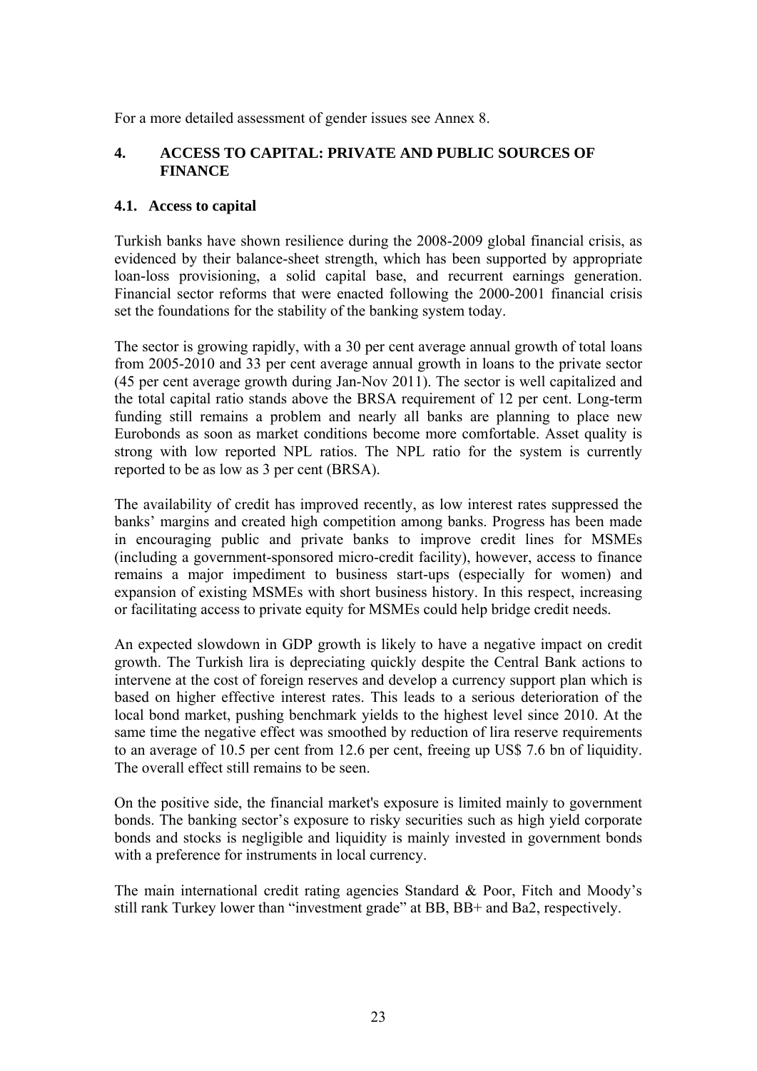For a more detailed assessment of gender issues see Annex 8.

# 4. ACCESS TO CAPITAL: PRIVATE AND PUBLIC SOURCES OF FINANCE

## 4.1. Access to capital

Turkish banks have shown resilience during the 2008-2009 global financial crisis, as evidenced by their balance-sheet strength, which has been supported by appropriate loan-loss provisioning, a solid capital base, and recurrent earnings generation. Financial sector reforms that were enacted following the 2000-2001 financial crisis set the foundations for the stability of the banking system today.

The sector is growing rapidly, with a 30 per cent average annual growth of total loans from 2005-2010 and 33 per cent average annual growth in loans to the private sector (45 per cent average growth during Jan-Nov 2011). The sector is well capitalized and the total capital ratio stands above the BRSA requirement of 12 per cent. Long-term funding still remains a problem and nearly all banks are planning to place new Eurobonds as soon as market conditions become more comfortable. Asset quality is strong with low reported NPL ratios. The NPL ratio for the system is currently reported to be as low as 3 per cent (BRSA).

The availability of credit has improved recently, as low interest rates suppressed the banks' margins and created high competition among banks. Progress has been made in encouraging public and private banks to improve credit lines for MSMEs (including a government-sponsored micro-credit facility), however, access to finance remains a major impediment to business start-ups (especially for women) and expansion of existing MSMEs with short business history. In this respect, increasing or facilitating access to private equity for MSMEs could help bridge credit needs.

An expected slowdown in GDP growth is likely to have a negative impact on credit growth. The Turkish lira is depreciating quickly despite the Central Bank actions to intervene at the cost of foreign reserves and develop a currency support plan which is based on higher effective interest rates. This leads to a serious deterioration of the local bond market, pushing benchmark yields to the highest level since 2010. At the same time the negative effect was smoothed by reduction of lira reserve requirements to an average of 10.5 per cent from 12.6 per cent, freeing up US$ 7.6 bn of liquidity. The overall effect still remains to be seen.

On the positive side, the financial market's exposure is limited mainly to government bonds. The banking sector's exposure to risky securities such as high yield corporate bonds and stocks is negligible and liquidity is mainly invested in government bonds with a preference for instruments in local currency.

The main international credit rating agencies Standard & Poor, Fitch and Moody's still rank Turkey lower than "investment grade" at BB, BB+ and Ba2, respectively.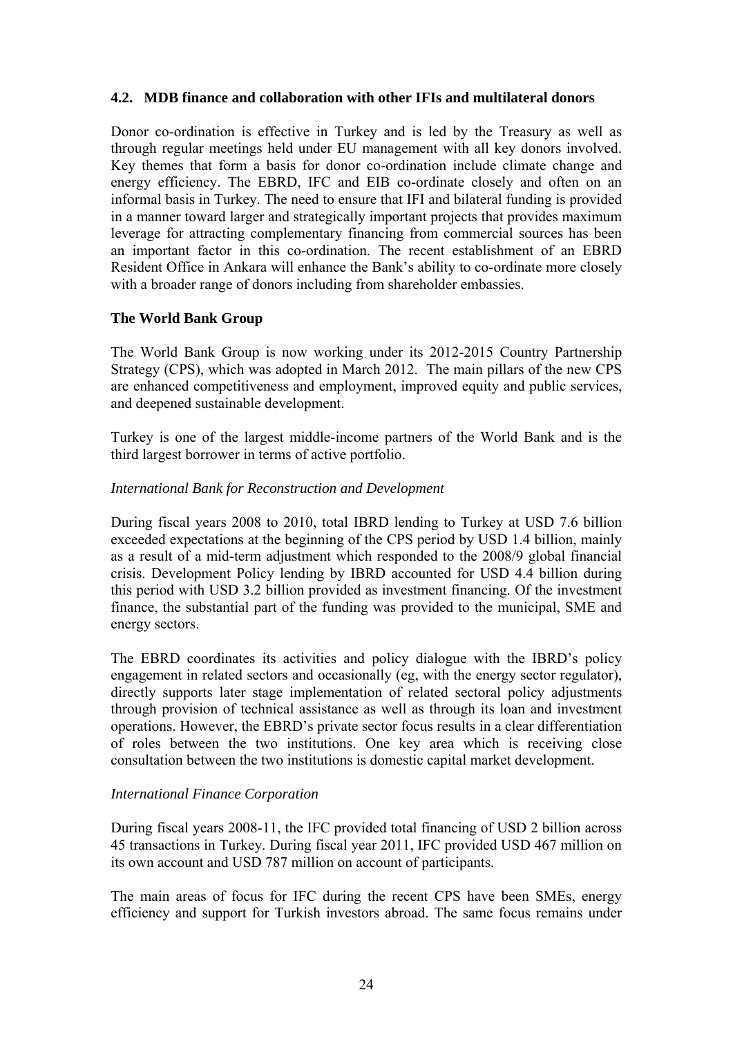### 4.2. MDB finance and collaboration with other IFIs and multilateral donors

Donor co-ordination is effective in Turkey and is led by the Treasury as well as through regular meetings held under EU management with all key donors involved. Key themes that form a basis for donor co-ordination include climate change and energy efficiency. The EBRD, IFC and EIB co-ordinate closely and often on an informal basis in Turkey. The need to ensure that IFI and bilateral funding is provided in a manner toward larger and strategically important projects that provides maximum leverage for attracting complementary financing from commercial sources has been an important factor in this co-ordination. The recent establishment of an EBRD Resident Office in Ankara will enhance the Bank's ability to co-ordinate more closely with a broader range of donors including from shareholder embassies.

**The World Bank Group**

The World Bank Group is now working under its 2012-2015 Country Partnership Strategy (CPS), which was adopted in March 2012. The main pillars of the new CPS are enhanced competitiveness and employment, improved equity and public services, and deepened sustainable development.

Turkey is one of the largest middle-income partners of the World Bank and is the third largest borrower in terms of active portfolio.

*International Bank for Reconstruction and Development*

During fiscal years 2008 to 2010, total IBRD lending to Turkey at USD 7.6 billion exceeded expectations at the beginning of the CPS period by USD 1.4 billion, mainly as a result of a mid-term adjustment which responded to the 2008/9 global financial crisis. Development Policy lending by IBRD accounted for USD 4.4 billion during this period with USD 3.2 billion provided as investment financing. Of the investment finance, the substantial part of the funding was provided to the municipal, SME and energy sectors.

The EBRD coordinates its activities and policy dialogue with the IBRD's policy engagement in related sectors and occasionally (eg, with the energy sector regulator), directly supports later stage implementation of related sectoral policy adjustments through provision of technical assistance as well as through its loan and investment operations. However, the EBRD's private sector focus results in a clear differentiation of roles between the two institutions. One key area which is receiving close consultation between the two institutions is domestic capital market development.

*International Finance Corporation*

During fiscal years 2008-11, the IFC provided total financing of USD 2 billion across 45 transactions in Turkey. During fiscal year 2011, IFC provided USD 467 million on its own account and USD 787 million on account of participants.

The main areas of focus for IFC during the recent CPS have been SMEs, energy efficiency and support for Turkish investors abroad. The same focus remains under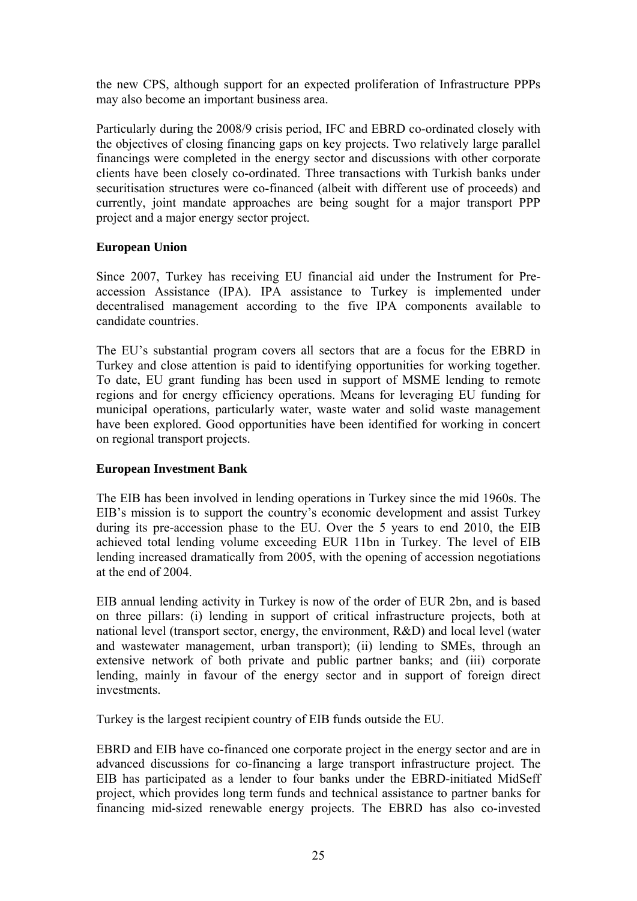the new CPS, although support for an expected proliferation of Infrastructure PPPs may also become an important business area.

Particularly during the 2008/9 crisis period, IFC and EBRD co-ordinated closely with the objectives of closing financing gaps on key projects. Two relatively large parallel financings were completed in the energy sector and discussions with other corporate clients have been closely co-ordinated. Three transactions with Turkish banks under securitisation structures were co-financed (albeit with different use of proceeds) and currently, joint mandate approaches are being sought for a major transport PPP project and a major energy sector project.

**European Union**

Since 2007, Turkey has receiving EU financial aid under the Instrument for Pre-accession Assistance (IPA). IPA assistance to Turkey is implemented under decentralised management according to the five IPA components available to candidate countries.

The EU's substantial program covers all sectors that are a focus for the EBRD in Turkey and close attention is paid to identifying opportunities for working together. To date, EU grant funding has been used in support of MSME lending to remote regions and for energy efficiency operations. Means for leveraging EU funding for municipal operations, particularly water, waste water and solid waste management have been explored. Good opportunities have been identified for working in concert on regional transport projects.

**European Investment Bank**

The EIB has been involved in lending operations in Turkey since the mid 1960s. The EIB's mission is to support the country's economic development and assist Turkey during its pre-accession phase to the EU. Over the 5 years to end 2010, the EIB achieved total lending volume exceeding EUR 11bn in Turkey. The level of EIB lending increased dramatically from 2005, with the opening of accession negotiations at the end of 2004.

EIB annual lending activity in Turkey is now of the order of EUR 2bn, and is based on three pillars: (i) lending in support of critical infrastructure projects, both at national level (transport sector, energy, the environment, R&D) and local level (water and wastewater management, urban transport); (ii) lending to SMEs, through an extensive network of both private and public partner banks; and (iii) corporate lending, mainly in favour of the energy sector and in support of foreign direct investments.

Turkey is the largest recipient country of EIB funds outside the EU.

EBRD and EIB have co-financed one corporate project in the energy sector and are in advanced discussions for co-financing a large transport infrastructure project. The EIB has participated as a lender to four banks under the EBRD-initiated MidSeff project, which provides long term funds and technical assistance to partner banks for financing mid-sized renewable energy projects. The EBRD has also co-invested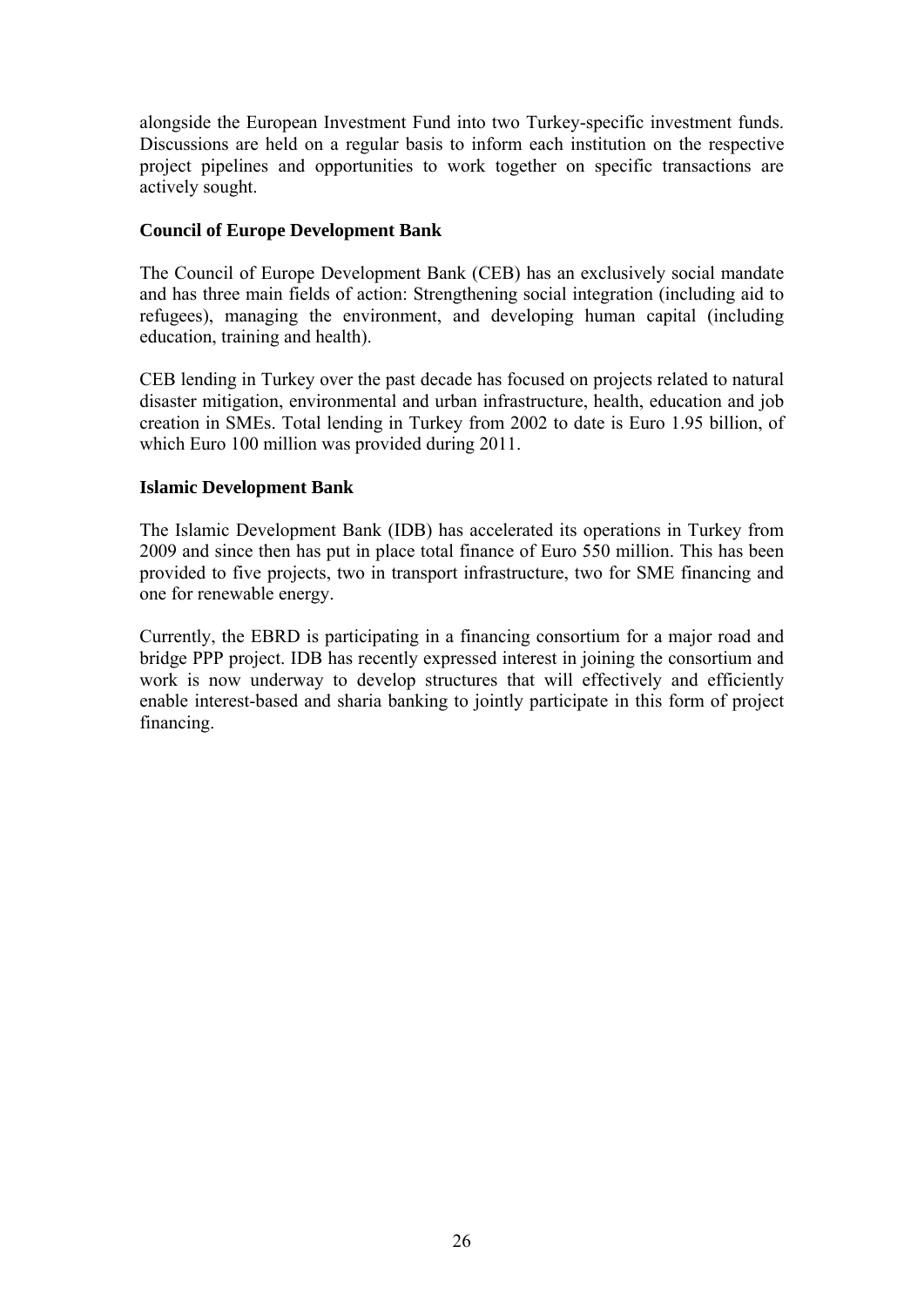alongside the European Investment Fund into two Turkey-specific investment funds. Discussions are held on a regular basis to inform each institution on the respective project pipelines and opportunities to work together on specific transactions are actively sought.

**Council of Europe Development Bank**

The Council of Europe Development Bank (CEB) has an exclusively social mandate and has three main fields of action: Strengthening social integration (including aid to refugees), managing the environment, and developing human capital (including education, training and health).

CEB lending in Turkey over the past decade has focused on projects related to natural disaster mitigation, environmental and urban infrastructure, health, education and job creation in SMEs. Total lending in Turkey from 2002 to date is Euro 1.95 billion, of which Euro 100 million was provided during 2011.

**Islamic Development Bank**

The Islamic Development Bank (IDB) has accelerated its operations in Turkey from 2009 and since then has put in place total finance of Euro 550 million. This has been provided to five projects, two in transport infrastructure, two for SME financing and one for renewable energy.

Currently, the EBRD is participating in a financing consortium for a major road and bridge PPP project. IDB has recently expressed interest in joining the consortium and work is now underway to develop structures that will effectively and efficiently enable interest-based and sharia banking to jointly participate in this form of project financing.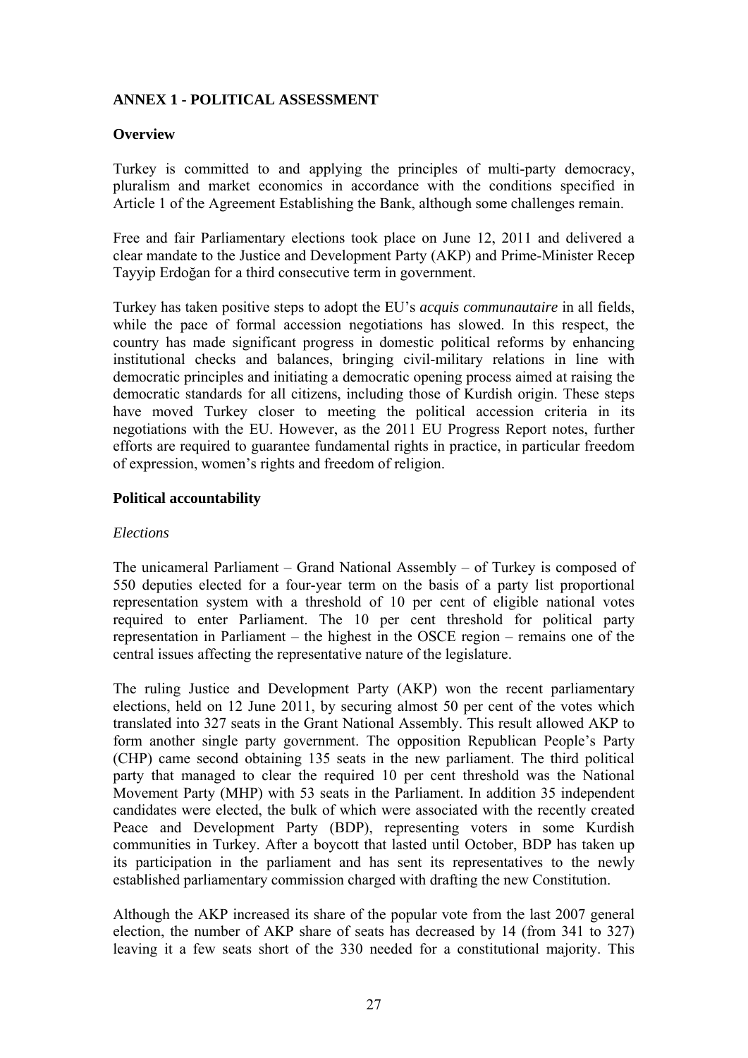**ANNEX 1 - POLITICAL ASSESSMENT**

**Overview**

Turkey is committed to and applying the principles of multi-party democracy, pluralism and market economics in accordance with the conditions specified in Article 1 of the Agreement Establishing the Bank, although some challenges remain.

Free and fair Parliamentary elections took place on June 12, 2011 and delivered a clear mandate to the Justice and Development Party (AKP) and Prime-Minister Recep Tayyip Erdoğan for a third consecutive term in government.

Turkey has taken positive steps to adopt the EU's *acquis communautaire* in all fields, while the pace of formal accession negotiations has slowed. In this respect, the country has made significant progress in domestic political reforms by enhancing institutional checks and balances, bringing civil-military relations in line with democratic principles and initiating a democratic opening process aimed at raising the democratic standards for all citizens, including those of Kurdish origin. These steps have moved Turkey closer to meeting the political accession criteria in its negotiations with the EU. However, as the 2011 EU Progress Report notes, further efforts are required to guarantee fundamental rights in practice, in particular freedom of expression, women's rights and freedom of religion.

**Political accountability**

*Elections*

The unicameral Parliament – Grand National Assembly – of Turkey is composed of 550 deputies elected for a four-year term on the basis of a party list proportional representation system with a threshold of 10 per cent of eligible national votes required to enter Parliament. The 10 per cent threshold for political party representation in Parliament – the highest in the OSCE region – remains one of the central issues affecting the representative nature of the legislature.

The ruling Justice and Development Party (AKP) won the recent parliamentary elections, held on 12 June 2011, by securing almost 50 per cent of the votes which translated into 327 seats in the Grant National Assembly. This result allowed AKP to form another single party government. The opposition Republican People's Party (CHP) came second obtaining 135 seats in the new parliament. The third political party that managed to clear the required 10 per cent threshold was the National Movement Party (MHP) with 53 seats in the Parliament. In addition 35 independent candidates were elected, the bulk of which were associated with the recently created Peace and Development Party (BDP), representing voters in some Kurdish communities in Turkey. After a boycott that lasted until October, BDP has taken up its participation in the parliament and has sent its representatives to the newly established parliamentary commission charged with drafting the new Constitution.

Although the AKP increased its share of the popular vote from the last 2007 general election, the number of AKP share of seats has decreased by 14 (from 341 to 327) leaving it a few seats short of the 330 needed for a constitutional majority. This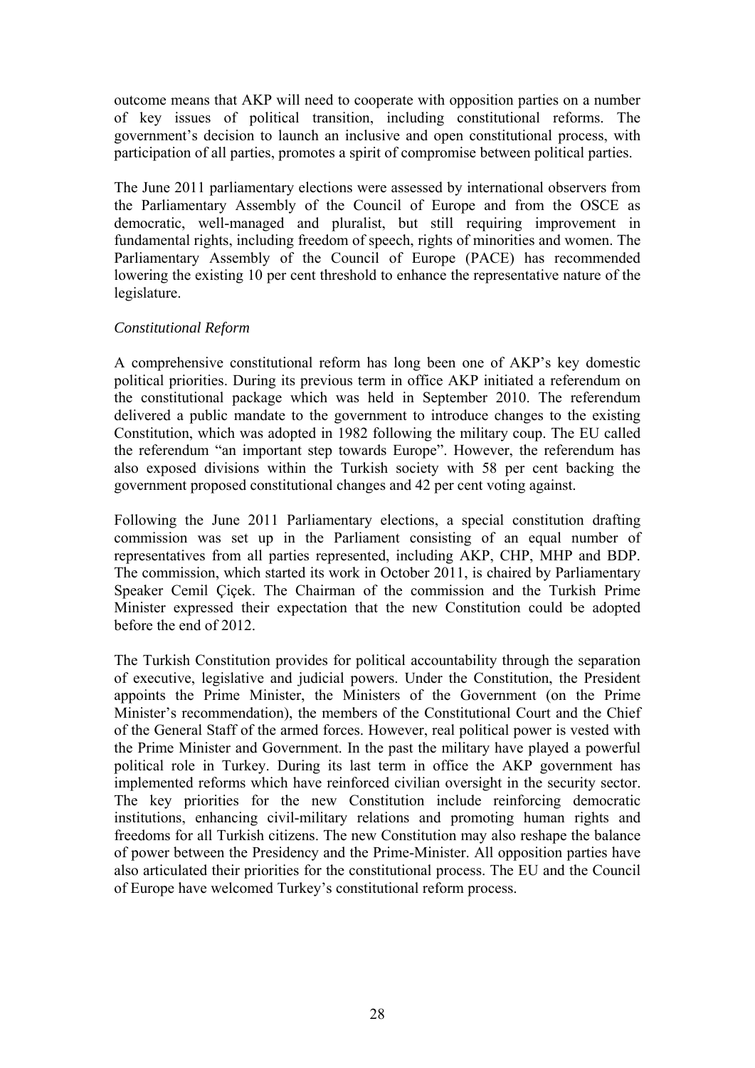outcome means that AKP will need to cooperate with opposition parties on a number of key issues of political transition, including constitutional reforms. The government's decision to launch an inclusive and open constitutional process, with participation of all parties, promotes a spirit of compromise between political parties.

The June 2011 parliamentary elections were assessed by international observers from the Parliamentary Assembly of the Council of Europe and from the OSCE as democratic, well-managed and pluralist, but still requiring improvement in fundamental rights, including freedom of speech, rights of minorities and women. The Parliamentary Assembly of the Council of Europe (PACE) has recommended lowering the existing 10 per cent threshold to enhance the representative nature of the legislature.

*Constitutional Reform*

A comprehensive constitutional reform has long been one of AKP's key domestic political priorities. During its previous term in office AKP initiated a referendum on the constitutional package which was held in September 2010. The referendum delivered a public mandate to the government to introduce changes to the existing Constitution, which was adopted in 1982 following the military coup. The EU called the referendum "an important step towards Europe". However, the referendum has also exposed divisions within the Turkish society with 58 per cent backing the government proposed constitutional changes and 42 per cent voting against.

Following the June 2011 Parliamentary elections, a special constitution drafting commission was set up in the Parliament consisting of an equal number of representatives from all parties represented, including AKP, CHP, MHP and BDP. The commission, which started its work in October 2011, is chaired by Parliamentary Speaker Cemil Çiçek. The Chairman of the commission and the Turkish Prime Minister expressed their expectation that the new Constitution could be adopted before the end of 2012.

The Turkish Constitution provides for political accountability through the separation of executive, legislative and judicial powers. Under the Constitution, the President appoints the Prime Minister, the Ministers of the Government (on the Prime Minister's recommendation), the members of the Constitutional Court and the Chief of the General Staff of the armed forces. However, real political power is vested with the Prime Minister and Government. In the past the military have played a powerful political role in Turkey. During its last term in office the AKP government has implemented reforms which have reinforced civilian oversight in the security sector. The key priorities for the new Constitution include reinforcing democratic institutions, enhancing civil-military relations and promoting human rights and freedoms for all Turkish citizens. The new Constitution may also reshape the balance of power between the Presidency and the Prime-Minister. All opposition parties have also articulated their priorities for the constitutional process. The EU and the Council of Europe have welcomed Turkey's constitutional reform process.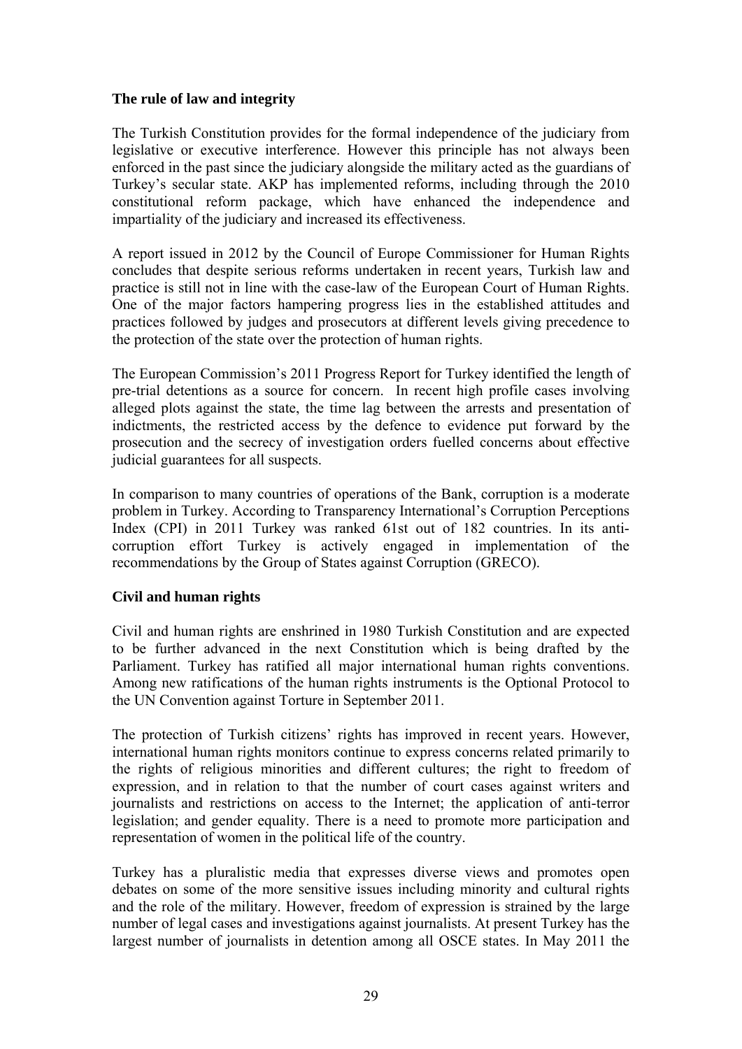**The rule of law and integrity**

The Turkish Constitution provides for the formal independence of the judiciary from legislative or executive interference. However this principle has not always been enforced in the past since the judiciary alongside the military acted as the guardians of Turkey's secular state. AKP has implemented reforms, including through the 2010 constitutional reform package, which have enhanced the independence and impartiality of the judiciary and increased its effectiveness.

A report issued in 2012 by the Council of Europe Commissioner for Human Rights concludes that despite serious reforms undertaken in recent years, Turkish law and practice is still not in line with the case-law of the European Court of Human Rights. One of the major factors hampering progress lies in the established attitudes and practices followed by judges and prosecutors at different levels giving precedence to the protection of the state over the protection of human rights.

The European Commission's 2011 Progress Report for Turkey identified the length of pre-trial detentions as a source for concern. In recent high profile cases involving alleged plots against the state, the time lag between the arrests and presentation of indictments, the restricted access by the defence to evidence put forward by the prosecution and the secrecy of investigation orders fuelled concerns about effective judicial guarantees for all suspects.

In comparison to many countries of operations of the Bank, corruption is a moderate problem in Turkey. According to Transparency International's Corruption Perceptions Index (CPI) in 2011 Turkey was ranked 61st out of 182 countries. In its anti-corruption effort Turkey is actively engaged in implementation of the recommendations by the Group of States against Corruption (GRECO).

**Civil and human rights**

Civil and human rights are enshrined in 1980 Turkish Constitution and are expected to be further advanced in the next Constitution which is being drafted by the Parliament. Turkey has ratified all major international human rights conventions. Among new ratifications of the human rights instruments is the Optional Protocol to the UN Convention against Torture in September 2011.

The protection of Turkish citizens' rights has improved in recent years. However, international human rights monitors continue to express concerns related primarily to the rights of religious minorities and different cultures; the right to freedom of expression, and in relation to that the number of court cases against writers and journalists and restrictions on access to the Internet; the application of anti-terror legislation; and gender equality. There is a need to promote more participation and representation of women in the political life of the country.

Turkey has a pluralistic media that expresses diverse views and promotes open debates on some of the more sensitive issues including minority and cultural rights and the role of the military. However, freedom of expression is strained by the large number of legal cases and investigations against journalists. At present Turkey has the largest number of journalists in detention among all OSCE states. In May 2011 the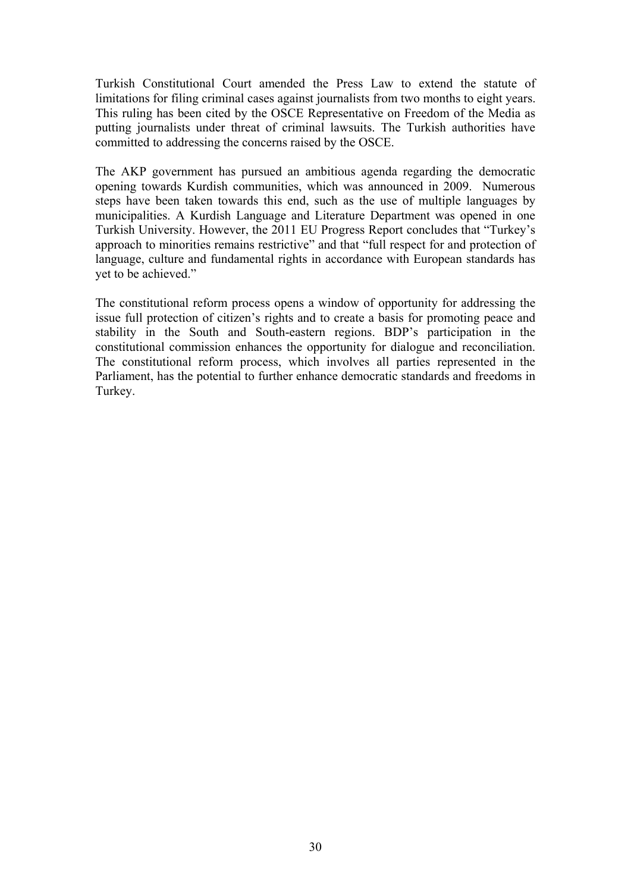Turkish Constitutional Court amended the Press Law to extend the statute of limitations for filing criminal cases against journalists from two months to eight years. This ruling has been cited by the OSCE Representative on Freedom of the Media as putting journalists under threat of criminal lawsuits. The Turkish authorities have committed to addressing the concerns raised by the OSCE.

The AKP government has pursued an ambitious agenda regarding the democratic opening towards Kurdish communities, which was announced in 2009. Numerous steps have been taken towards this end, such as the use of multiple languages by municipalities. A Kurdish Language and Literature Department was opened in one Turkish University. However, the 2011 EU Progress Report concludes that "Turkey's approach to minorities remains restrictive" and that "full respect for and protection of language, culture and fundamental rights in accordance with European standards has yet to be achieved."

The constitutional reform process opens a window of opportunity for addressing the issue full protection of citizen's rights and to create a basis for promoting peace and stability in the South and South-eastern regions. BDP's participation in the constitutional commission enhances the opportunity for dialogue and reconciliation. The constitutional reform process, which involves all parties represented in the Parliament, has the potential to further enhance democratic standards and freedoms in Turkey.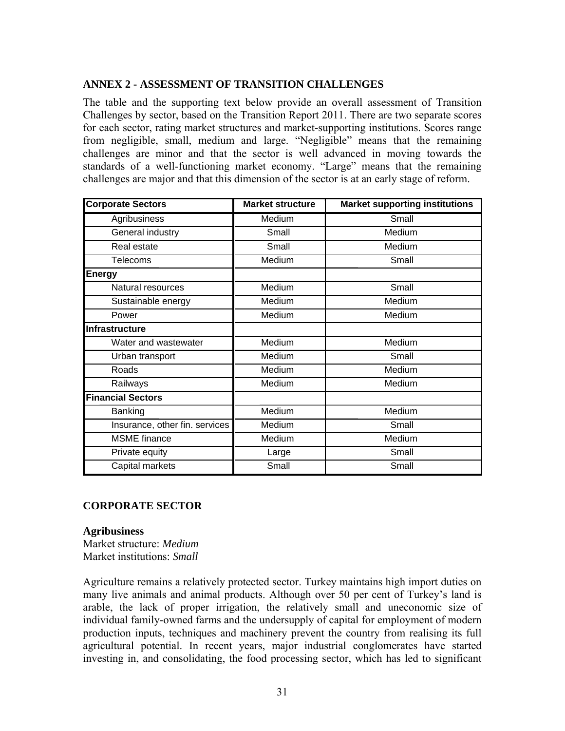## ANNEX 2 - ASSESSMENT OF TRANSITION CHALLENGES

The table and the supporting text below provide an overall assessment of Transition Challenges by sector, based on the Transition Report 2011. There are two separate scores for each sector, rating market structures and market-supporting institutions. Scores range from negligible, small, medium and large. "Negligible" means that the remaining challenges are minor and that the sector is well advanced in moving towards the standards of a well-functioning market economy. "Large" means that the remaining challenges are major and that this dimension of the sector is at an early stage of reform.

| Corporate Sectors | Market structure | Market supporting institutions |
|---|---|---|
| Agribusiness | Medium | Small |
| General industry | Small | Medium |
| Real estate | Small | Medium |
| Telecoms | Medium | Small |
| **Energy** | | |
| Natural resources | Medium | Small |
| Sustainable energy | Medium | Medium |
| Power | Medium | Medium |
| **Infrastructure** | | |
| Water and wastewater | Medium | Medium |
| Urban transport | Medium | Small |
| Roads | Medium | Medium |
| Railways | Medium | Medium |
| **Financial Sectors** | | |
| Banking | Medium | Medium |
| Insurance, other fin. services | Medium | Small |
| MSME finance | Medium | Medium |
| Private equity | Large | Small |
| Capital markets | Small | Small |

## CORPORATE SECTOR

**Agribusiness**
Market structure: *Medium*
Market institutions: *Small*

Agriculture remains a relatively protected sector. Turkey maintains high import duties on many live animals and animal products. Although over 50 per cent of Turkey's land is arable, the lack of proper irrigation, the relatively small and uneconomic size of individual family-owned farms and the undersupply of capital for employment of modern production inputs, techniques and machinery prevent the country from realising its full agricultural potential. In recent years, major industrial conglomerates have started investing in, and consolidating, the food processing sector, which has led to significant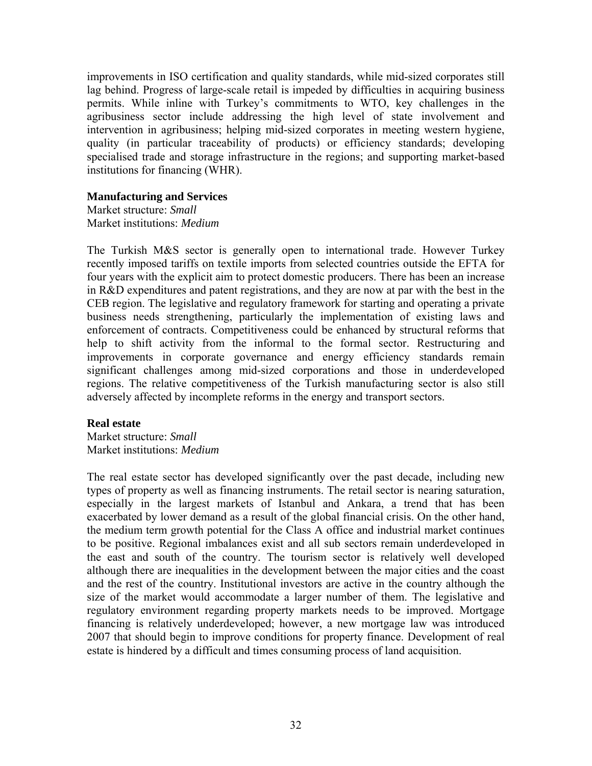improvements in ISO certification and quality standards, while mid-sized corporates still lag behind. Progress of large-scale retail is impeded by difficulties in acquiring business permits. While inline with Turkey's commitments to WTO, key challenges in the agribusiness sector include addressing the high level of state involvement and intervention in agribusiness; helping mid-sized corporates in meeting western hygiene, quality (in particular traceability of products) or efficiency standards; developing specialised trade and storage infrastructure in the regions; and supporting market-based institutions for financing (WHR).

**Manufacturing and Services**

Market structure: *Small*
Market institutions: *Medium*

The Turkish M&S sector is generally open to international trade. However Turkey recently imposed tariffs on textile imports from selected countries outside the EFTA for four years with the explicit aim to protect domestic producers. There has been an increase in R&D expenditures and patent registrations, and they are now at par with the best in the CEB region. The legislative and regulatory framework for starting and operating a private business needs strengthening, particularly the implementation of existing laws and enforcement of contracts. Competitiveness could be enhanced by structural reforms that help to shift activity from the informal to the formal sector. Restructuring and improvements in corporate governance and energy efficiency standards remain significant challenges among mid-sized corporations and those in underdeveloped regions. The relative competitiveness of the Turkish manufacturing sector is also still adversely affected by incomplete reforms in the energy and transport sectors.

**Real estate**

Market structure: *Small*
Market institutions: *Medium*

The real estate sector has developed significantly over the past decade, including new types of property as well as financing instruments. The retail sector is nearing saturation, especially in the largest markets of Istanbul and Ankara, a trend that has been exacerbated by lower demand as a result of the global financial crisis. On the other hand, the medium term growth potential for the Class A office and industrial market continues to be positive. Regional imbalances exist and all sub sectors remain underdeveloped in the east and south of the country. The tourism sector is relatively well developed although there are inequalities in the development between the major cities and the coast and the rest of the country. Institutional investors are active in the country although the size of the market would accommodate a larger number of them. The legislative and regulatory environment regarding property markets needs to be improved. Mortgage financing is relatively underdeveloped; however, a new mortgage law was introduced 2007 that should begin to improve conditions for property finance. Development of real estate is hindered by a difficult and times consuming process of land acquisition.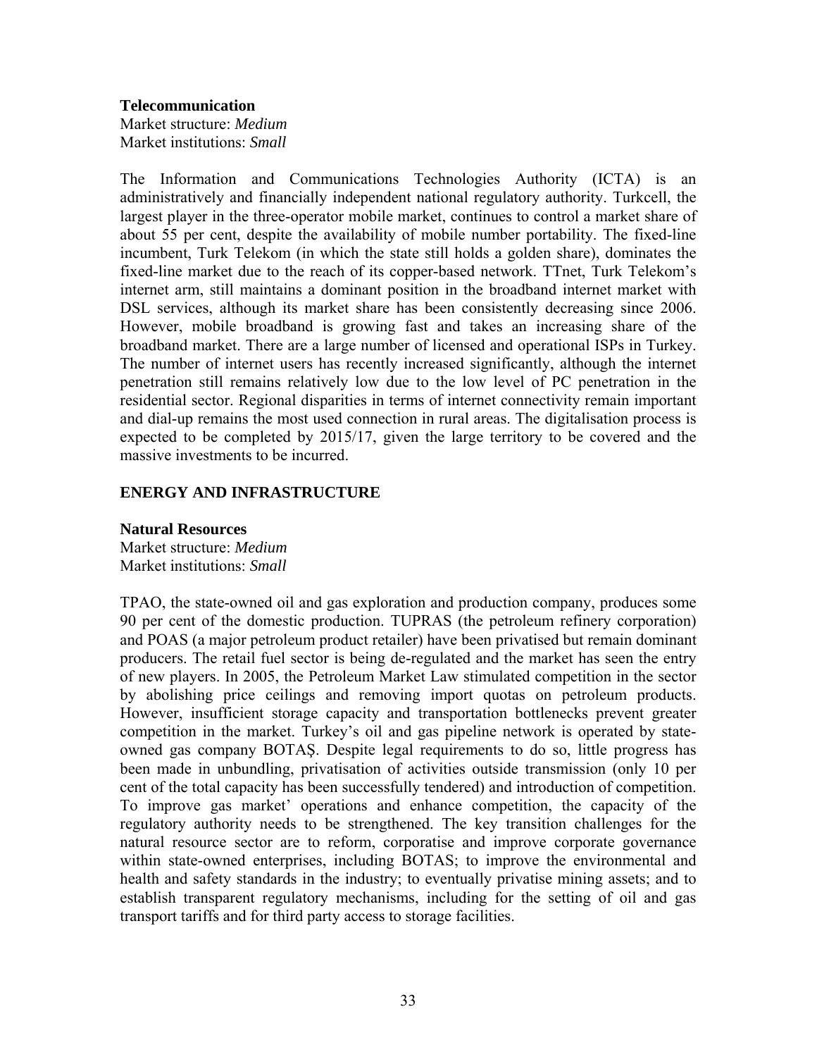### Telecommunication

Market structure: *Medium*
Market institutions: *Small*

The Information and Communications Technologies Authority (ICTA) is an administratively and financially independent national regulatory authority. Turkcell, the largest player in the three-operator mobile market, continues to control a market share of about 55 per cent, despite the availability of mobile number portability. The fixed-line incumbent, Turk Telekom (in which the state still holds a golden share), dominates the fixed-line market due to the reach of its copper-based network. TTnet, Turk Telekom's internet arm, still maintains a dominant position in the broadband internet market with DSL services, although its market share has been consistently decreasing since 2006. However, mobile broadband is growing fast and takes an increasing share of the broadband market. There are a large number of licensed and operational ISPs in Turkey. The number of internet users has recently increased significantly, although the internet penetration still remains relatively low due to the low level of PC penetration in the residential sector. Regional disparities in terms of internet connectivity remain important and dial-up remains the most used connection in rural areas. The digitalisation process is expected to be completed by 2015/17, given the large territory to be covered and the massive investments to be incurred.

## ENERGY AND INFRASTRUCTURE

### Natural Resources

Market structure: *Medium*
Market institutions: *Small*

TPAO, the state-owned oil and gas exploration and production company, produces some 90 per cent of the domestic production. TUPRAS (the petroleum refinery corporation) and POAS (a major petroleum product retailer) have been privatised but remain dominant producers. The retail fuel sector is being de-regulated and the market has seen the entry of new players. In 2005, the Petroleum Market Law stimulated competition in the sector by abolishing price ceilings and removing import quotas on petroleum products. However, insufficient storage capacity and transportation bottlenecks prevent greater competition in the market. Turkey's oil and gas pipeline network is operated by state-owned gas company BOTAŞ. Despite legal requirements to do so, little progress has been made in unbundling, privatisation of activities outside transmission (only 10 per cent of the total capacity has been successfully tendered) and introduction of competition. To improve gas market' operations and enhance competition, the capacity of the regulatory authority needs to be strengthened. The key transition challenges for the natural resource sector are to reform, corporatise and improve corporate governance within state-owned enterprises, including BOTAS; to improve the environmental and health and safety standards in the industry; to eventually privatise mining assets; and to establish transparent regulatory mechanisms, including for the setting of oil and gas transport tariffs and for third party access to storage facilities.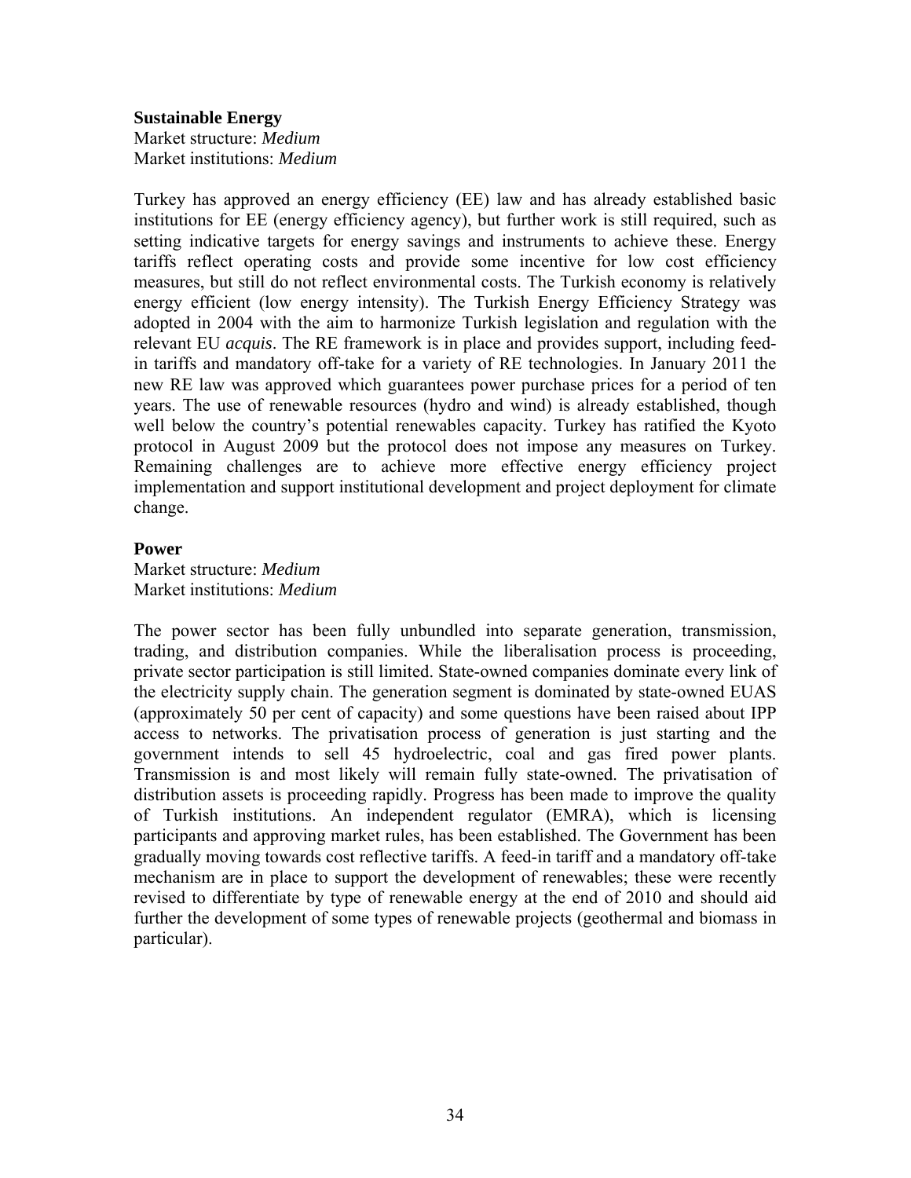**Sustainable Energy**
Market structure: *Medium*
Market institutions: *Medium*

Turkey has approved an energy efficiency (EE) law and has already established basic institutions for EE (energy efficiency agency), but further work is still required, such as setting indicative targets for energy savings and instruments to achieve these. Energy tariffs reflect operating costs and provide some incentive for low cost efficiency measures, but still do not reflect environmental costs. The Turkish economy is relatively energy efficient (low energy intensity). The Turkish Energy Efficiency Strategy was adopted in 2004 with the aim to harmonize Turkish legislation and regulation with the relevant EU *acquis*. The RE framework is in place and provides support, including feed-in tariffs and mandatory off-take for a variety of RE technologies. In January 2011 the new RE law was approved which guarantees power purchase prices for a period of ten years. The use of renewable resources (hydro and wind) is already established, though well below the country's potential renewables capacity. Turkey has ratified the Kyoto protocol in August 2009 but the protocol does not impose any measures on Turkey. Remaining challenges are to achieve more effective energy efficiency project implementation and support institutional development and project deployment for climate change.

**Power**
Market structure: *Medium*
Market institutions: *Medium*

The power sector has been fully unbundled into separate generation, transmission, trading, and distribution companies. While the liberalisation process is proceeding, private sector participation is still limited. State-owned companies dominate every link of the electricity supply chain. The generation segment is dominated by state-owned EUAS (approximately 50 per cent of capacity) and some questions have been raised about IPP access to networks. The privatisation process of generation is just starting and the government intends to sell 45 hydroelectric, coal and gas fired power plants. Transmission is and most likely will remain fully state-owned. The privatisation of distribution assets is proceeding rapidly. Progress has been made to improve the quality of Turkish institutions. An independent regulator (EMRA), which is licensing participants and approving market rules, has been established. The Government has been gradually moving towards cost reflective tariffs. A feed-in tariff and a mandatory off-take mechanism are in place to support the development of renewables; these were recently revised to differentiate by type of renewable energy at the end of 2010 and should aid further the development of some types of renewable projects (geothermal and biomass in particular).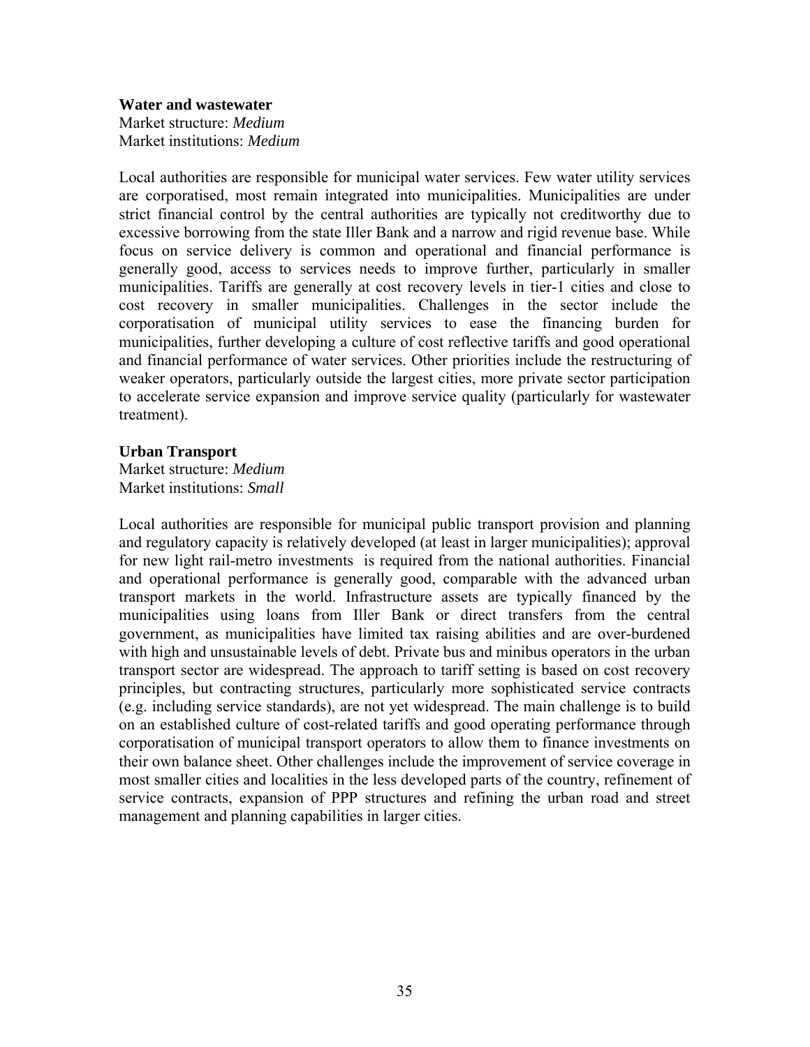**Water and wastewater**

Market structure: *Medium*
Market institutions: *Medium*

Local authorities are responsible for municipal water services. Few water utility services are corporatised, most remain integrated into municipalities. Municipalities are under strict financial control by the central authorities are typically not creditworthy due to excessive borrowing from the state Iller Bank and a narrow and rigid revenue base. While focus on service delivery is common and operational and financial performance is generally good, access to services needs to improve further, particularly in smaller municipalities. Tariffs are generally at cost recovery levels in tier-1 cities and close to cost recovery in smaller municipalities. Challenges in the sector include the corporatisation of municipal utility services to ease the financing burden for municipalities, further developing a culture of cost reflective tariffs and good operational and financial performance of water services. Other priorities include the restructuring of weaker operators, particularly outside the largest cities, more private sector participation to accelerate service expansion and improve service quality (particularly for wastewater treatment).

**Urban Transport**

Market structure: *Medium*
Market institutions: *Small*

Local authorities are responsible for municipal public transport provision and planning and regulatory capacity is relatively developed (at least in larger municipalities); approval for new light rail-metro investments is required from the national authorities. Financial and operational performance is generally good, comparable with the advanced urban transport markets in the world. Infrastructure assets are typically financed by the municipalities using loans from Iller Bank or direct transfers from the central government, as municipalities have limited tax raising abilities and are over-burdened with high and unsustainable levels of debt. Private bus and minibus operators in the urban transport sector are widespread. The approach to tariff setting is based on cost recovery principles, but contracting structures, particularly more sophisticated service contracts (e.g. including service standards), are not yet widespread. The main challenge is to build on an established culture of cost-related tariffs and good operating performance through corporatisation of municipal transport operators to allow them to finance investments on their own balance sheet. Other challenges include the improvement of service coverage in most smaller cities and localities in the less developed parts of the country, refinement of service contracts, expansion of PPP structures and refining the urban road and street management and planning capabilities in larger cities.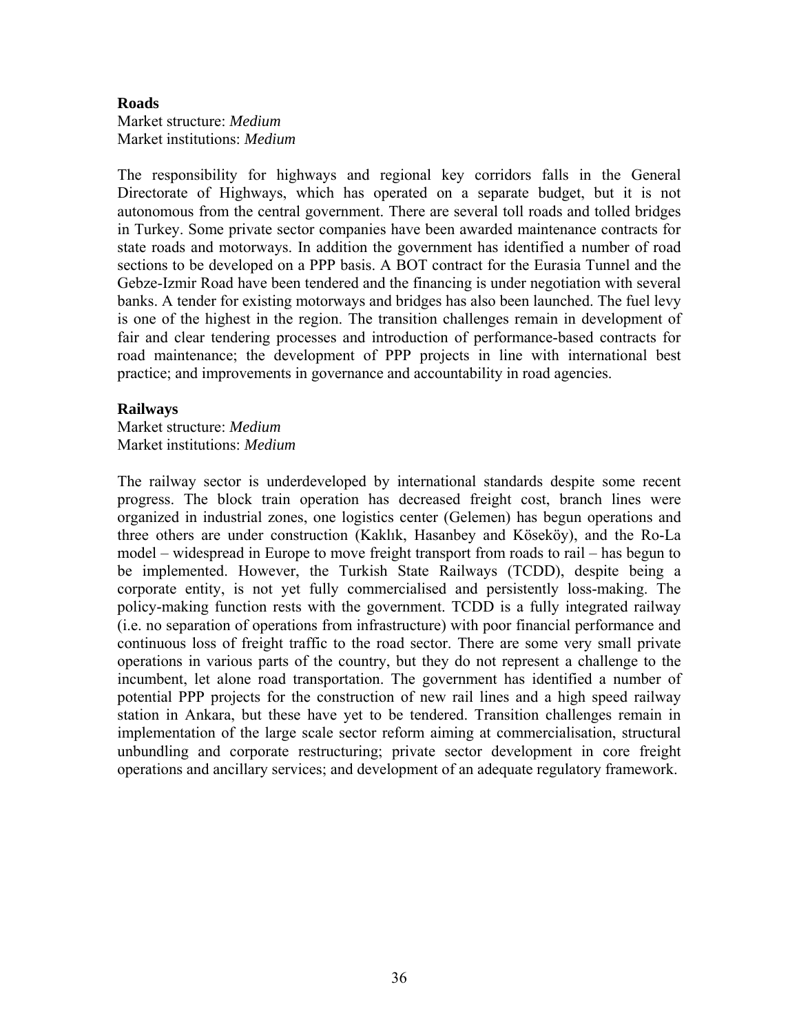**Roads**

Market structure: *Medium*
Market institutions: *Medium*

The responsibility for highways and regional key corridors falls in the General Directorate of Highways, which has operated on a separate budget, but it is not autonomous from the central government. There are several toll roads and tolled bridges in Turkey. Some private sector companies have been awarded maintenance contracts for state roads and motorways. In addition the government has identified a number of road sections to be developed on a PPP basis. A BOT contract for the Eurasia Tunnel and the Gebze-Izmir Road have been tendered and the financing is under negotiation with several banks. A tender for existing motorways and bridges has also been launched. The fuel levy is one of the highest in the region. The transition challenges remain in development of fair and clear tendering processes and introduction of performance-based contracts for road maintenance; the development of PPP projects in line with international best practice; and improvements in governance and accountability in road agencies.

**Railways**

Market structure: *Medium*
Market institutions: *Medium*

The railway sector is underdeveloped by international standards despite some recent progress. The block train operation has decreased freight cost, branch lines were organized in industrial zones, one logistics center (Gelemen) has begun operations and three others are under construction (Kaklık, Hasanbey and Köseköy), and the Ro-La model – widespread in Europe to move freight transport from roads to rail – has begun to be implemented. However, the Turkish State Railways (TCDD), despite being a corporate entity, is not yet fully commercialised and persistently loss-making. The policy-making function rests with the government. TCDD is a fully integrated railway (i.e. no separation of operations from infrastructure) with poor financial performance and continuous loss of freight traffic to the road sector. There are some very small private operations in various parts of the country, but they do not represent a challenge to the incumbent, let alone road transportation. The government has identified a number of potential PPP projects for the construction of new rail lines and a high speed railway station in Ankara, but these have yet to be tendered. Transition challenges remain in implementation of the large scale sector reform aiming at commercialisation, structural unbundling and corporate restructuring; private sector development in core freight operations and ancillary services; and development of an adequate regulatory framework.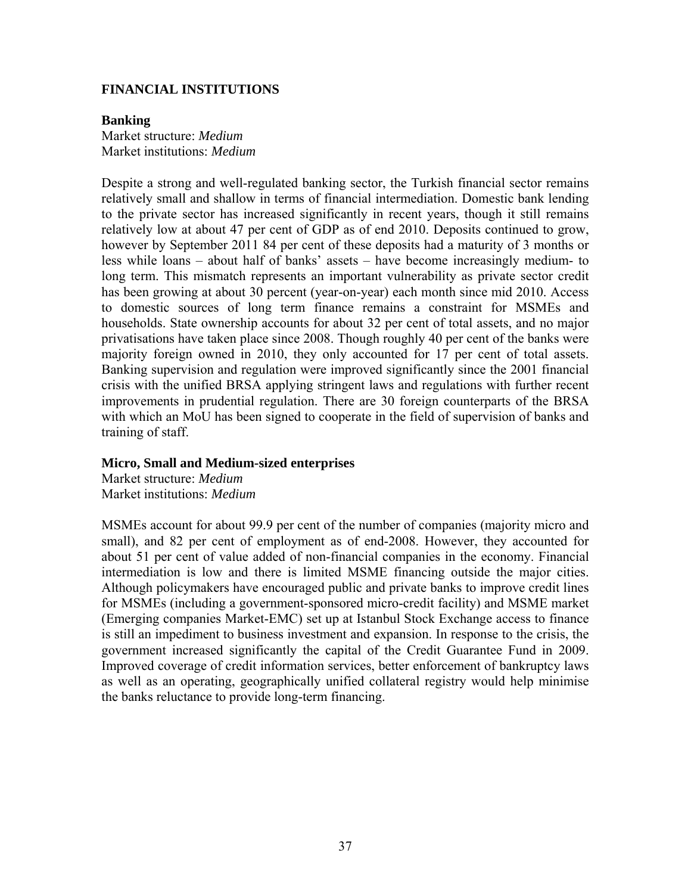## FINANCIAL INSTITUTIONS

### Banking

Market structure: *Medium*
Market institutions: *Medium*

Despite a strong and well-regulated banking sector, the Turkish financial sector remains relatively small and shallow in terms of financial intermediation. Domestic bank lending to the private sector has increased significantly in recent years, though it still remains relatively low at about 47 per cent of GDP as of end 2010. Deposits continued to grow, however by September 2011 84 per cent of these deposits had a maturity of 3 months or less while loans – about half of banks' assets – have become increasingly medium- to long term. This mismatch represents an important vulnerability as private sector credit has been growing at about 30 percent (year-on-year) each month since mid 2010. Access to domestic sources of long term finance remains a constraint for MSMEs and households. State ownership accounts for about 32 per cent of total assets, and no major privatisations have taken place since 2008. Though roughly 40 per cent of the banks were majority foreign owned in 2010, they only accounted for 17 per cent of total assets. Banking supervision and regulation were improved significantly since the 2001 financial crisis with the unified BRSA applying stringent laws and regulations with further recent improvements in prudential regulation. There are 30 foreign counterparts of the BRSA with which an MoU has been signed to cooperate in the field of supervision of banks and training of staff.

### Micro, Small and Medium-sized enterprises

Market structure: *Medium*
Market institutions: *Medium*

MSMEs account for about 99.9 per cent of the number of companies (majority micro and small), and 82 per cent of employment as of end-2008. However, they accounted for about 51 per cent of value added of non-financial companies in the economy. Financial intermediation is low and there is limited MSME financing outside the major cities. Although policymakers have encouraged public and private banks to improve credit lines for MSMEs (including a government-sponsored micro-credit facility) and MSME market (Emerging companies Market-EMC) set up at Istanbul Stock Exchange access to finance is still an impediment to business investment and expansion. In response to the crisis, the government increased significantly the capital of the Credit Guarantee Fund in 2009. Improved coverage of credit information services, better enforcement of bankruptcy laws as well as an operating, geographically unified collateral registry would help minimise the banks reluctance to provide long-term financing.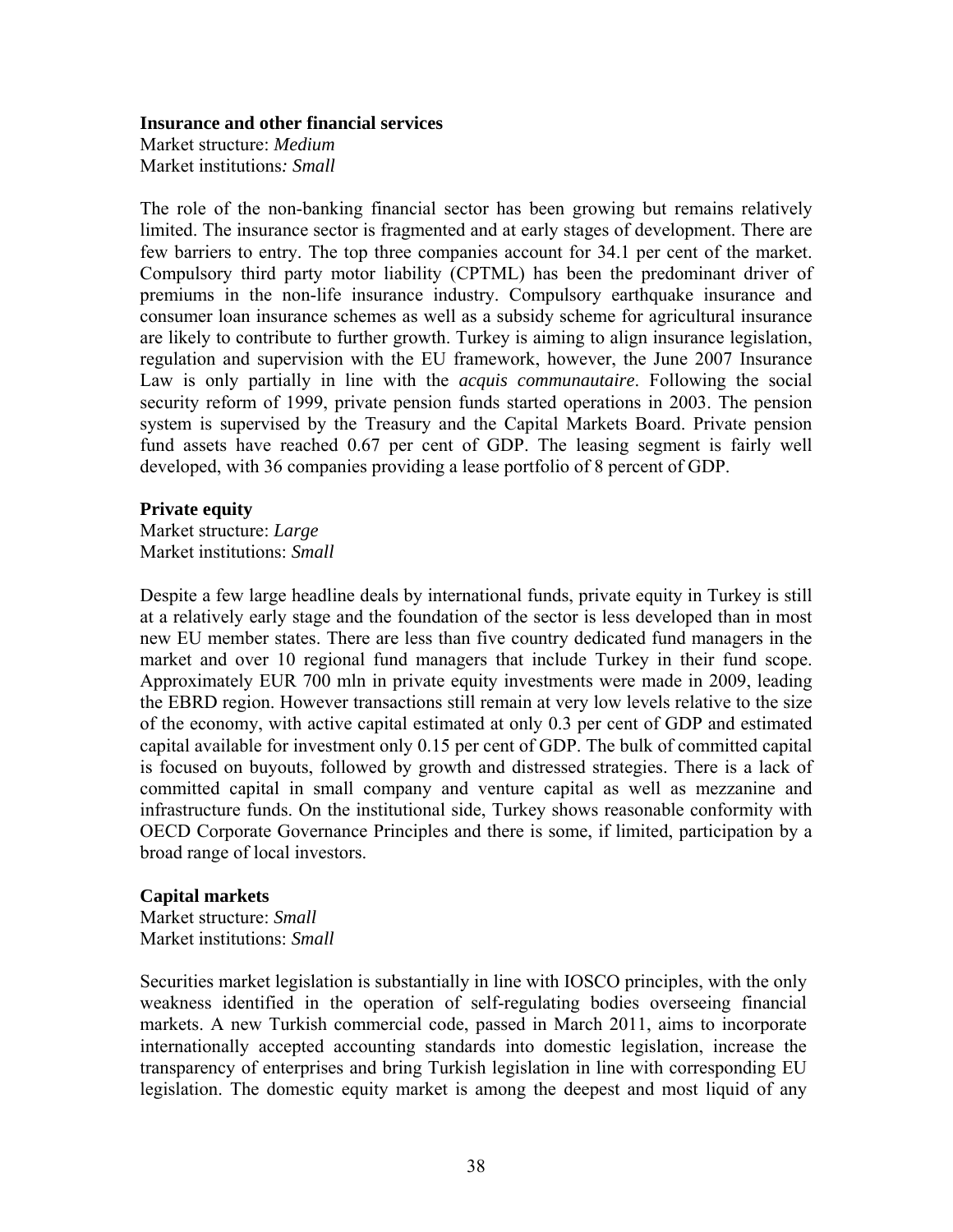**Insurance and other financial services**
Market structure: *Medium*
Market institutions*: Small*

The role of the non-banking financial sector has been growing but remains relatively limited. The insurance sector is fragmented and at early stages of development. There are few barriers to entry. The top three companies account for 34.1 per cent of the market. Compulsory third party motor liability (CPTML) has been the predominant driver of premiums in the non-life insurance industry. Compulsory earthquake insurance and consumer loan insurance schemes as well as a subsidy scheme for agricultural insurance are likely to contribute to further growth. Turkey is aiming to align insurance legislation, regulation and supervision with the EU framework, however, the June 2007 Insurance Law is only partially in line with the *acquis communautaire*. Following the social security reform of 1999, private pension funds started operations in 2003. The pension system is supervised by the Treasury and the Capital Markets Board. Private pension fund assets have reached 0.67 per cent of GDP. The leasing segment is fairly well developed, with 36 companies providing a lease portfolio of 8 percent of GDP.

**Private equity**
Market structure: *Large*
Market institutions: *Small*

Despite a few large headline deals by international funds, private equity in Turkey is still at a relatively early stage and the foundation of the sector is less developed than in most new EU member states. There are less than five country dedicated fund managers in the market and over 10 regional fund managers that include Turkey in their fund scope. Approximately EUR 700 mln in private equity investments were made in 2009, leading the EBRD region. However transactions still remain at very low levels relative to the size of the economy, with active capital estimated at only 0.3 per cent of GDP and estimated capital available for investment only 0.15 per cent of GDP. The bulk of committed capital is focused on buyouts, followed by growth and distressed strategies. There is a lack of committed capital in small company and venture capital as well as mezzanine and infrastructure funds. On the institutional side, Turkey shows reasonable conformity with OECD Corporate Governance Principles and there is some, if limited, participation by a broad range of local investors.

**Capital markets**
Market structure: *Small*
Market institutions: *Small*

Securities market legislation is substantially in line with IOSCO principles, with the only weakness identified in the operation of self-regulating bodies overseeing financial markets. A new Turkish commercial code, passed in March 2011, aims to incorporate internationally accepted accounting standards into domestic legislation, increase the transparency of enterprises and bring Turkish legislation in line with corresponding EU legislation. The domestic equity market is among the deepest and most liquid of any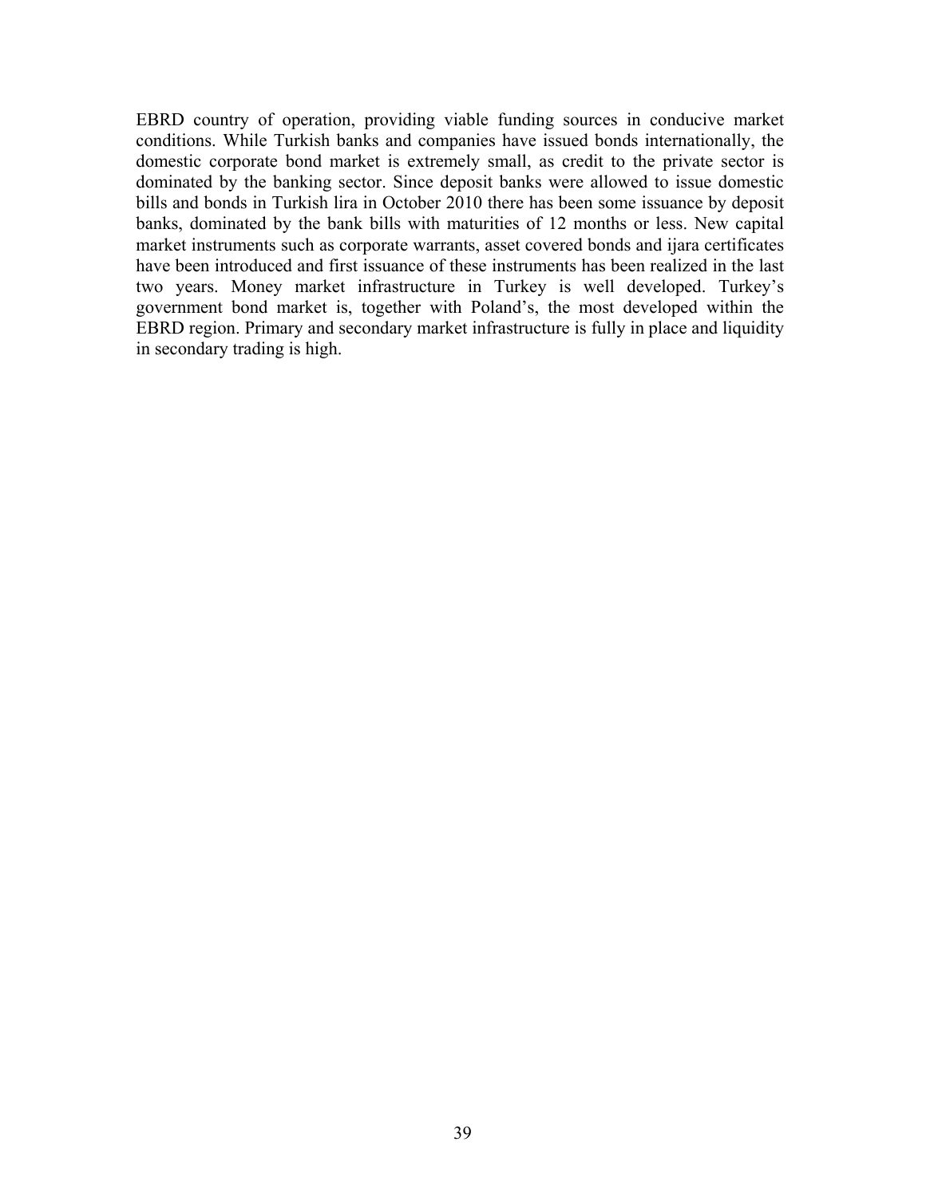EBRD country of operation, providing viable funding sources in conducive market conditions. While Turkish banks and companies have issued bonds internationally, the domestic corporate bond market is extremely small, as credit to the private sector is dominated by the banking sector. Since deposit banks were allowed to issue domestic bills and bonds in Turkish lira in October 2010 there has been some issuance by deposit banks, dominated by the bank bills with maturities of 12 months or less. New capital market instruments such as corporate warrants, asset covered bonds and ijara certificates have been introduced and first issuance of these instruments has been realized in the last two years. Money market infrastructure in Turkey is well developed. Turkey's government bond market is, together with Poland's, the most developed within the EBRD region. Primary and secondary market infrastructure is fully in place and liquidity in secondary trading is high.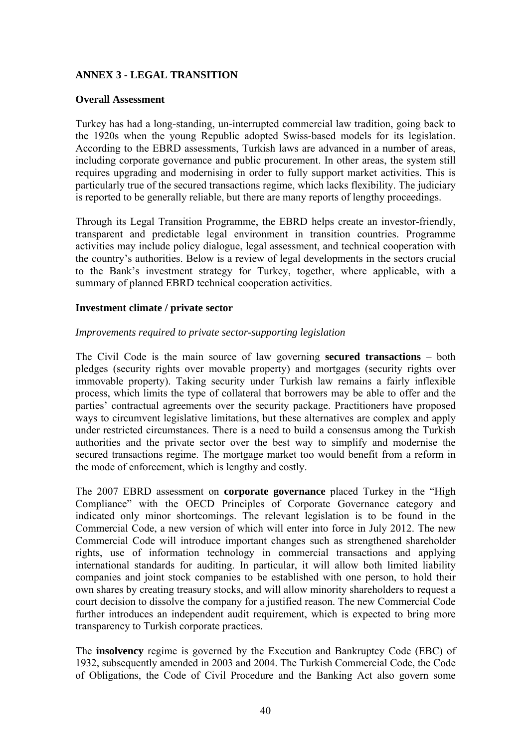## ANNEX 3 - LEGAL TRANSITION

### Overall Assessment

Turkey has had a long-standing, un-interrupted commercial law tradition, going back to the 1920s when the young Republic adopted Swiss-based models for its legislation. According to the EBRD assessments, Turkish laws are advanced in a number of areas, including corporate governance and public procurement. In other areas, the system still requires upgrading and modernising in order to fully support market activities. This is particularly true of the secured transactions regime, which lacks flexibility. The judiciary is reported to be generally reliable, but there are many reports of lengthy proceedings.

Through its Legal Transition Programme, the EBRD helps create an investor-friendly, transparent and predictable legal environment in transition countries. Programme activities may include policy dialogue, legal assessment, and technical cooperation with the country's authorities. Below is a review of legal developments in the sectors crucial to the Bank's investment strategy for Turkey, together, where applicable, with a summary of planned EBRD technical cooperation activities.

### Investment climate / private sector

*Improvements required to private sector-supporting legislation*

The Civil Code is the main source of law governing **secured transactions** – both pledges (security rights over movable property) and mortgages (security rights over immovable property). Taking security under Turkish law remains a fairly inflexible process, which limits the type of collateral that borrowers may be able to offer and the parties' contractual agreements over the security package. Practitioners have proposed ways to circumvent legislative limitations, but these alternatives are complex and apply under restricted circumstances. There is a need to build a consensus among the Turkish authorities and the private sector over the best way to simplify and modernise the secured transactions regime. The mortgage market too would benefit from a reform in the mode of enforcement, which is lengthy and costly.

The 2007 EBRD assessment on **corporate governance** placed Turkey in the "High Compliance" with the OECD Principles of Corporate Governance category and indicated only minor shortcomings. The relevant legislation is to be found in the Commercial Code, a new version of which will enter into force in July 2012. The new Commercial Code will introduce important changes such as strengthened shareholder rights, use of information technology in commercial transactions and applying international standards for auditing. In particular, it will allow both limited liability companies and joint stock companies to be established with one person, to hold their own shares by creating treasury stocks, and will allow minority shareholders to request a court decision to dissolve the company for a justified reason. The new Commercial Code further introduces an independent audit requirement, which is expected to bring more transparency to Turkish corporate practices.

The **insolvency** regime is governed by the Execution and Bankruptcy Code (EBC) of 1932, subsequently amended in 2003 and 2004. The Turkish Commercial Code, the Code of Obligations, the Code of Civil Procedure and the Banking Act also govern some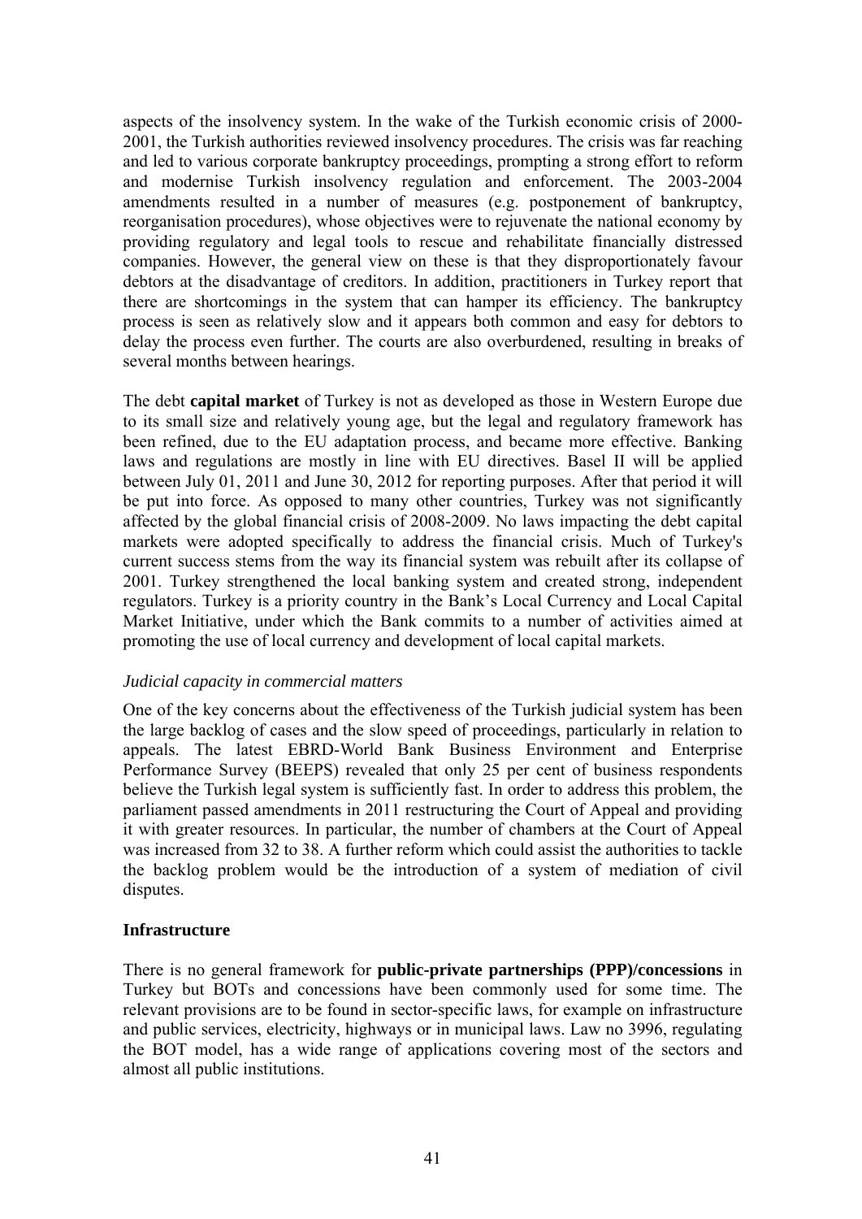aspects of the insolvency system. In the wake of the Turkish economic crisis of 2000-2001, the Turkish authorities reviewed insolvency procedures. The crisis was far reaching and led to various corporate bankruptcy proceedings, prompting a strong effort to reform and modernise Turkish insolvency regulation and enforcement. The 2003-2004 amendments resulted in a number of measures (e.g. postponement of bankruptcy, reorganisation procedures), whose objectives were to rejuvenate the national economy by providing regulatory and legal tools to rescue and rehabilitate financially distressed companies. However, the general view on these is that they disproportionately favour debtors at the disadvantage of creditors. In addition, practitioners in Turkey report that there are shortcomings in the system that can hamper its efficiency. The bankruptcy process is seen as relatively slow and it appears both common and easy for debtors to delay the process even further. The courts are also overburdened, resulting in breaks of several months between hearings.

The debt **capital market** of Turkey is not as developed as those in Western Europe due to its small size and relatively young age, but the legal and regulatory framework has been refined, due to the EU adaptation process, and became more effective. Banking laws and regulations are mostly in line with EU directives. Basel II will be applied between July 01, 2011 and June 30, 2012 for reporting purposes. After that period it will be put into force. As opposed to many other countries, Turkey was not significantly affected by the global financial crisis of 2008-2009. No laws impacting the debt capital markets were adopted specifically to address the financial crisis. Much of Turkey's current success stems from the way its financial system was rebuilt after its collapse of 2001. Turkey strengthened the local banking system and created strong, independent regulators. Turkey is a priority country in the Bank's Local Currency and Local Capital Market Initiative, under which the Bank commits to a number of activities aimed at promoting the use of local currency and development of local capital markets.

*Judicial capacity in commercial matters*

One of the key concerns about the effectiveness of the Turkish judicial system has been the large backlog of cases and the slow speed of proceedings, particularly in relation to appeals. The latest EBRD-World Bank Business Environment and Enterprise Performance Survey (BEEPS) revealed that only 25 per cent of business respondents believe the Turkish legal system is sufficiently fast. In order to address this problem, the parliament passed amendments in 2011 restructuring the Court of Appeal and providing it with greater resources. In particular, the number of chambers at the Court of Appeal was increased from 32 to 38. A further reform which could assist the authorities to tackle the backlog problem would be the introduction of a system of mediation of civil disputes.

**Infrastructure**

There is no general framework for **public-private partnerships (PPP)/concessions** in Turkey but BOTs and concessions have been commonly used for some time. The relevant provisions are to be found in sector-specific laws, for example on infrastructure and public services, electricity, highways or in municipal laws. Law no 3996, regulating the BOT model, has a wide range of applications covering most of the sectors and almost all public institutions.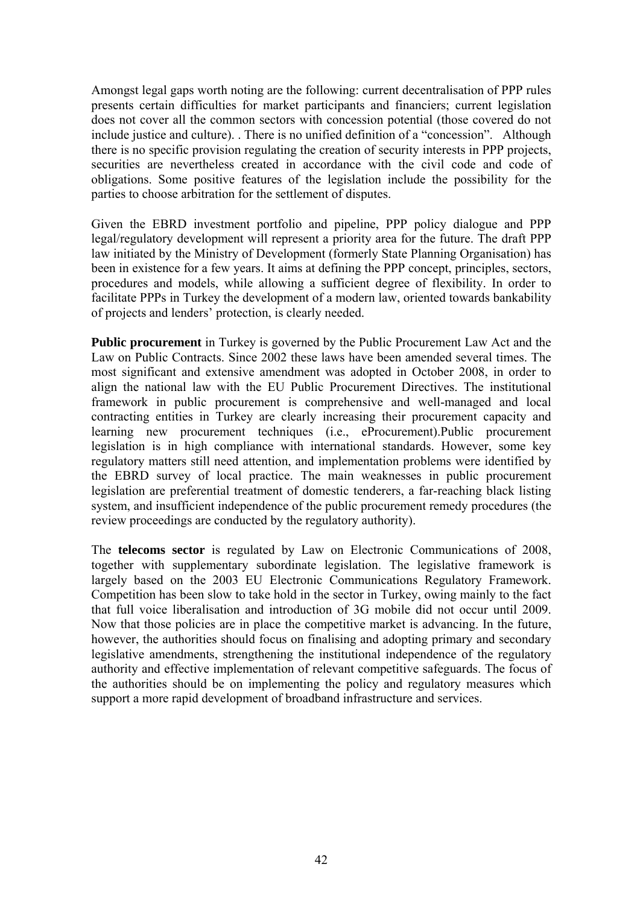Amongst legal gaps worth noting are the following: current decentralisation of PPP rules presents certain difficulties for market participants and financiers; current legislation does not cover all the common sectors with concession potential (those covered do not include justice and culture). . There is no unified definition of a "concession". Although there is no specific provision regulating the creation of security interests in PPP projects, securities are nevertheless created in accordance with the civil code and code of obligations. Some positive features of the legislation include the possibility for the parties to choose arbitration for the settlement of disputes.

Given the EBRD investment portfolio and pipeline, PPP policy dialogue and PPP legal/regulatory development will represent a priority area for the future. The draft PPP law initiated by the Ministry of Development (formerly State Planning Organisation) has been in existence for a few years. It aims at defining the PPP concept, principles, sectors, procedures and models, while allowing a sufficient degree of flexibility. In order to facilitate PPPs in Turkey the development of a modern law, oriented towards bankability of projects and lenders' protection, is clearly needed.

**Public procurement** in Turkey is governed by the Public Procurement Law Act and the Law on Public Contracts. Since 2002 these laws have been amended several times. The most significant and extensive amendment was adopted in October 2008, in order to align the national law with the EU Public Procurement Directives. The institutional framework in public procurement is comprehensive and well-managed and local contracting entities in Turkey are clearly increasing their procurement capacity and learning new procurement techniques (i.e., eProcurement).Public procurement legislation is in high compliance with international standards. However, some key regulatory matters still need attention, and implementation problems were identified by the EBRD survey of local practice. The main weaknesses in public procurement legislation are preferential treatment of domestic tenderers, a far-reaching black listing system, and insufficient independence of the public procurement remedy procedures (the review proceedings are conducted by the regulatory authority).

The **telecoms sector** is regulated by Law on Electronic Communications of 2008, together with supplementary subordinate legislation. The legislative framework is largely based on the 2003 EU Electronic Communications Regulatory Framework. Competition has been slow to take hold in the sector in Turkey, owing mainly to the fact that full voice liberalisation and introduction of 3G mobile did not occur until 2009. Now that those policies are in place the competitive market is advancing. In the future, however, the authorities should focus on finalising and adopting primary and secondary legislative amendments, strengthening the institutional independence of the regulatory authority and effective implementation of relevant competitive safeguards. The focus of the authorities should be on implementing the policy and regulatory measures which support a more rapid development of broadband infrastructure and services.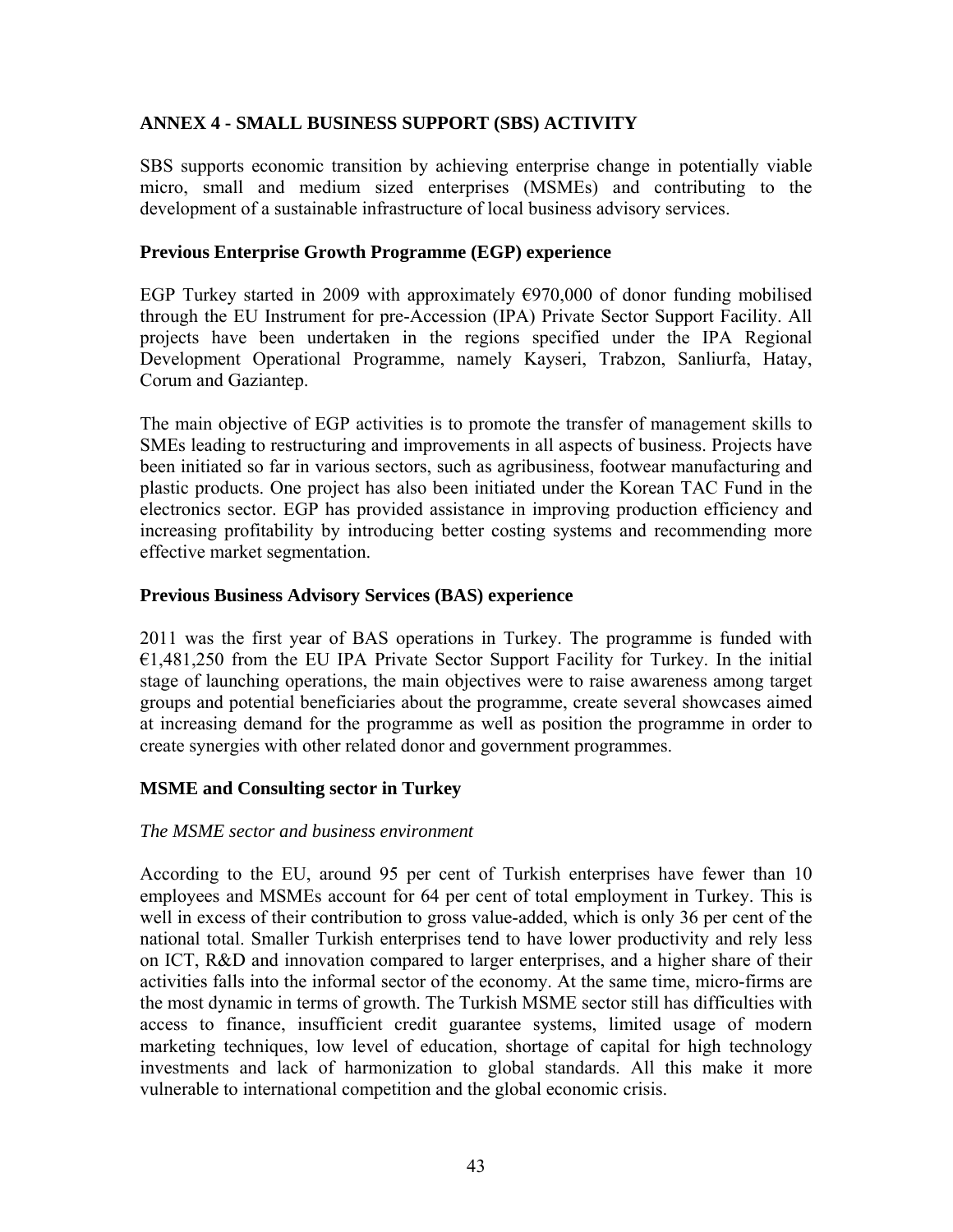## ANNEX 4 - SMALL BUSINESS SUPPORT (SBS) ACTIVITY

SBS supports economic transition by achieving enterprise change in potentially viable micro, small and medium sized enterprises (MSMEs) and contributing to the development of a sustainable infrastructure of local business advisory services.

### Previous Enterprise Growth Programme (EGP) experience

EGP Turkey started in 2009 with approximately €970,000 of donor funding mobilised through the EU Instrument for pre-Accession (IPA) Private Sector Support Facility. All projects have been undertaken in the regions specified under the IPA Regional Development Operational Programme, namely Kayseri, Trabzon, Sanliurfa, Hatay, Corum and Gaziantep.

The main objective of EGP activities is to promote the transfer of management skills to SMEs leading to restructuring and improvements in all aspects of business. Projects have been initiated so far in various sectors, such as agribusiness, footwear manufacturing and plastic products. One project has also been initiated under the Korean TAC Fund in the electronics sector. EGP has provided assistance in improving production efficiency and increasing profitability by introducing better costing systems and recommending more effective market segmentation.

### Previous Business Advisory Services (BAS) experience

2011 was the first year of BAS operations in Turkey. The programme is funded with €1,481,250 from the EU IPA Private Sector Support Facility for Turkey. In the initial stage of launching operations, the main objectives were to raise awareness among target groups and potential beneficiaries about the programme, create several showcases aimed at increasing demand for the programme as well as position the programme in order to create synergies with other related donor and government programmes.

### MSME and Consulting sector in Turkey

*The MSME sector and business environment*

According to the EU, around 95 per cent of Turkish enterprises have fewer than 10 employees and MSMEs account for 64 per cent of total employment in Turkey. This is well in excess of their contribution to gross value-added, which is only 36 per cent of the national total. Smaller Turkish enterprises tend to have lower productivity and rely less on ICT, R&D and innovation compared to larger enterprises, and a higher share of their activities falls into the informal sector of the economy. At the same time, micro-firms are the most dynamic in terms of growth. The Turkish MSME sector still has difficulties with access to finance, insufficient credit guarantee systems, limited usage of modern marketing techniques, low level of education, shortage of capital for high technology investments and lack of harmonization to global standards. All this make it more vulnerable to international competition and the global economic crisis.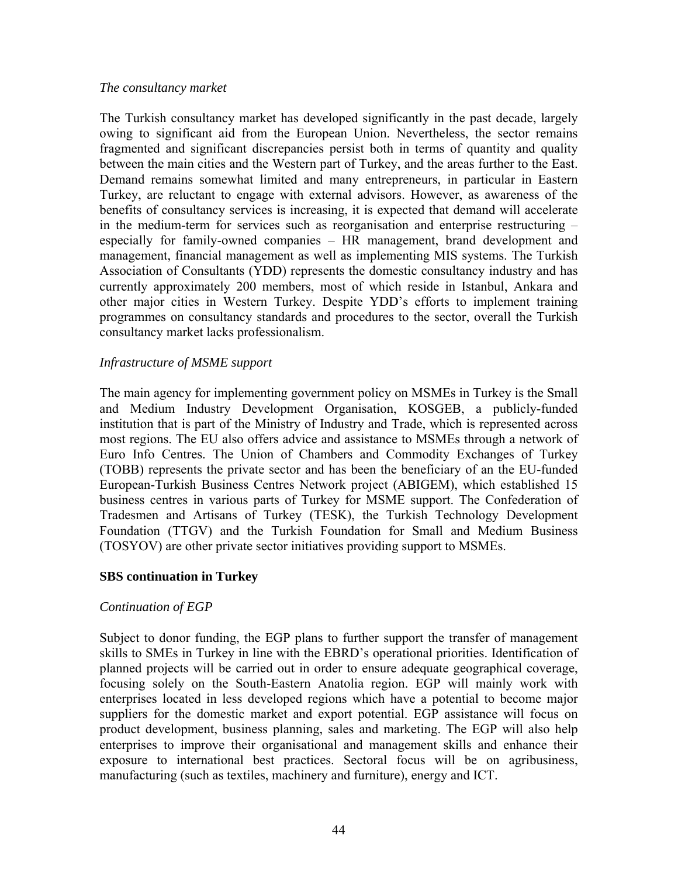*The consultancy market*

The Turkish consultancy market has developed significantly in the past decade, largely owing to significant aid from the European Union. Nevertheless, the sector remains fragmented and significant discrepancies persist both in terms of quantity and quality between the main cities and the Western part of Turkey, and the areas further to the East. Demand remains somewhat limited and many entrepreneurs, in particular in Eastern Turkey, are reluctant to engage with external advisors. However, as awareness of the benefits of consultancy services is increasing, it is expected that demand will accelerate in the medium-term for services such as reorganisation and enterprise restructuring – especially for family-owned companies – HR management, brand development and management, financial management as well as implementing MIS systems. The Turkish Association of Consultants (YDD) represents the domestic consultancy industry and has currently approximately 200 members, most of which reside in Istanbul, Ankara and other major cities in Western Turkey. Despite YDD's efforts to implement training programmes on consultancy standards and procedures to the sector, overall the Turkish consultancy market lacks professionalism.

*Infrastructure of MSME support*

The main agency for implementing government policy on MSMEs in Turkey is the Small and Medium Industry Development Organisation, KOSGEB, a publicly-funded institution that is part of the Ministry of Industry and Trade, which is represented across most regions. The EU also offers advice and assistance to MSMEs through a network of Euro Info Centres. The Union of Chambers and Commodity Exchanges of Turkey (TOBB) represents the private sector and has been the beneficiary of an the EU-funded European-Turkish Business Centres Network project (ABIGEM), which established 15 business centres in various parts of Turkey for MSME support. The Confederation of Tradesmen and Artisans of Turkey (TESK), the Turkish Technology Development Foundation (TTGV) and the Turkish Foundation for Small and Medium Business (TOSYOV) are other private sector initiatives providing support to MSMEs.

**SBS continuation in Turkey**

*Continuation of EGP*

Subject to donor funding, the EGP plans to further support the transfer of management skills to SMEs in Turkey in line with the EBRD's operational priorities. Identification of planned projects will be carried out in order to ensure adequate geographical coverage, focusing solely on the South-Eastern Anatolia region. EGP will mainly work with enterprises located in less developed regions which have a potential to become major suppliers for the domestic market and export potential. EGP assistance will focus on product development, business planning, sales and marketing. The EGP will also help enterprises to improve their organisational and management skills and enhance their exposure to international best practices. Sectoral focus will be on agribusiness, manufacturing (such as textiles, machinery and furniture), energy and ICT.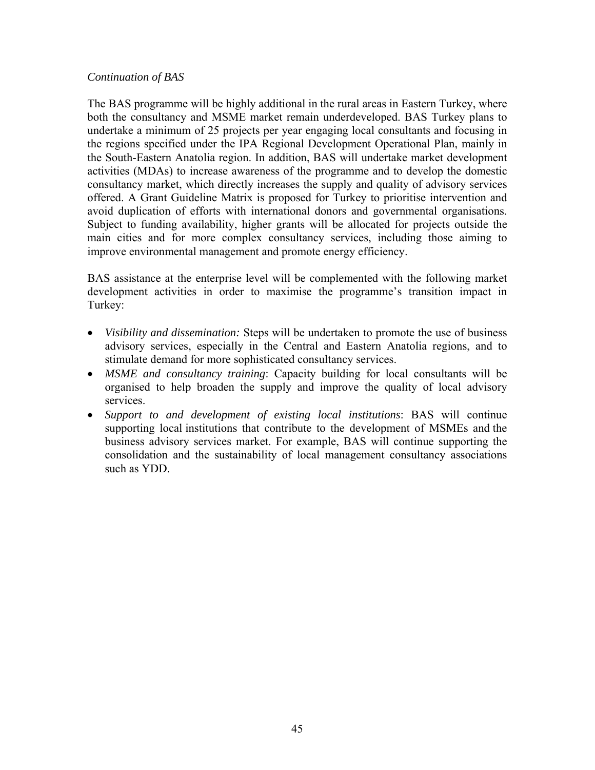*Continuation of BAS*

The BAS programme will be highly additional in the rural areas in Eastern Turkey, where both the consultancy and MSME market remain underdeveloped. BAS Turkey plans to undertake a minimum of 25 projects per year engaging local consultants and focusing in the regions specified under the IPA Regional Development Operational Plan, mainly in the South-Eastern Anatolia region. In addition, BAS will undertake market development activities (MDAs) to increase awareness of the programme and to develop the domestic consultancy market, which directly increases the supply and quality of advisory services offered. A Grant Guideline Matrix is proposed for Turkey to prioritise intervention and avoid duplication of efforts with international donors and governmental organisations. Subject to funding availability, higher grants will be allocated for projects outside the main cities and for more complex consultancy services, including those aiming to improve environmental management and promote energy efficiency.

BAS assistance at the enterprise level will be complemented with the following market development activities in order to maximise the programme's transition impact in Turkey:

- *Visibility and dissemination:* Steps will be undertaken to promote the use of business advisory services, especially in the Central and Eastern Anatolia regions, and to stimulate demand for more sophisticated consultancy services.
- *MSME and consultancy training*: Capacity building for local consultants will be organised to help broaden the supply and improve the quality of local advisory services.
- *Support to and development of existing local institutions*: BAS will continue supporting local institutions that contribute to the development of MSMEs and the business advisory services market. For example, BAS will continue supporting the consolidation and the sustainability of local management consultancy associations such as YDD.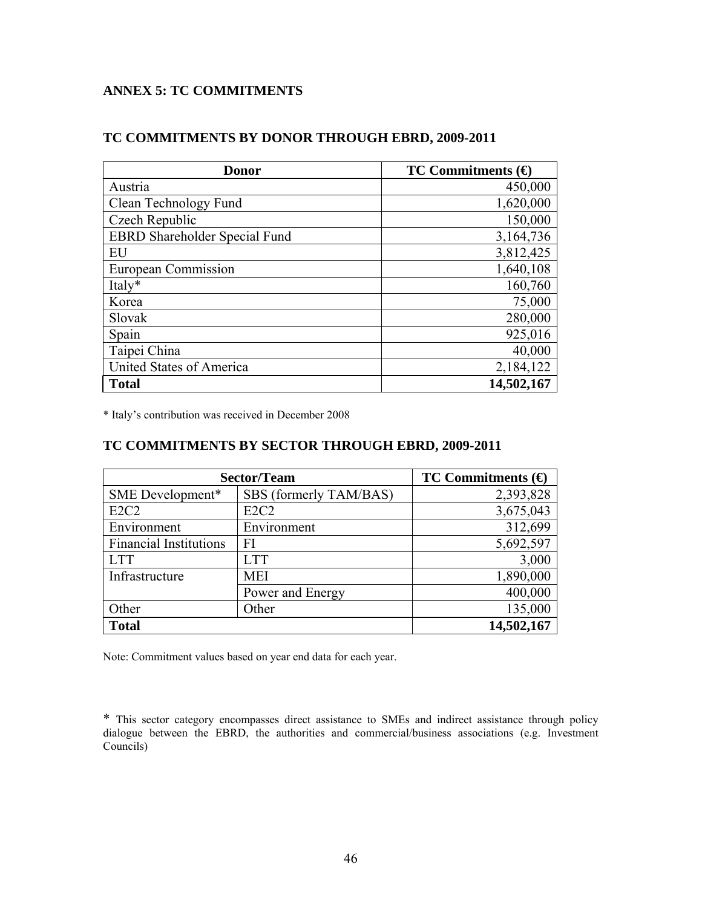## ANNEX 5: TC COMMITMENTS

### TC COMMITMENTS BY DONOR THROUGH EBRD, 2009-2011

| Donor | TC Commitments (€) |
| --- | ---: |
| Austria | 450,000 |
| Clean Technology Fund | 1,620,000 |
| Czech Republic | 150,000 |
| EBRD Shareholder Special Fund | 3,164,736 |
| EU | 3,812,425 |
| European Commission | 1,640,108 |
| Italy* | 160,760 |
| Korea | 75,000 |
| Slovak | 280,000 |
| Spain | 925,016 |
| Taipei China | 40,000 |
| United States of America | 2,184,122 |
| **Total** | **14,502,167** |

* Italy's contribution was received in December 2008

### TC COMMITMENTS BY SECTOR THROUGH EBRD, 2009-2011

| Sector/Team | | TC Commitments (€) |
| --- | --- | ---: |
| SME Development* | SBS (formerly TAM/BAS) | 2,393,828 |
| E2C2 | E2C2 | 3,675,043 |
| Environment | Environment | 312,699 |
| Financial Institutions | FI | 5,692,597 |
| LTT | LTT | 3,000 |
| Infrastructure | MEI | 1,890,000 |
| | Power and Energy | 400,000 |
| Other | Other | 135,000 |
| **Total** | | **14,502,167** |

Note: Commitment values based on year end data for each year.

* This sector category encompasses direct assistance to SMEs and indirect assistance through policy dialogue between the EBRD, the authorities and commercial/business associations (e.g. Investment Councils)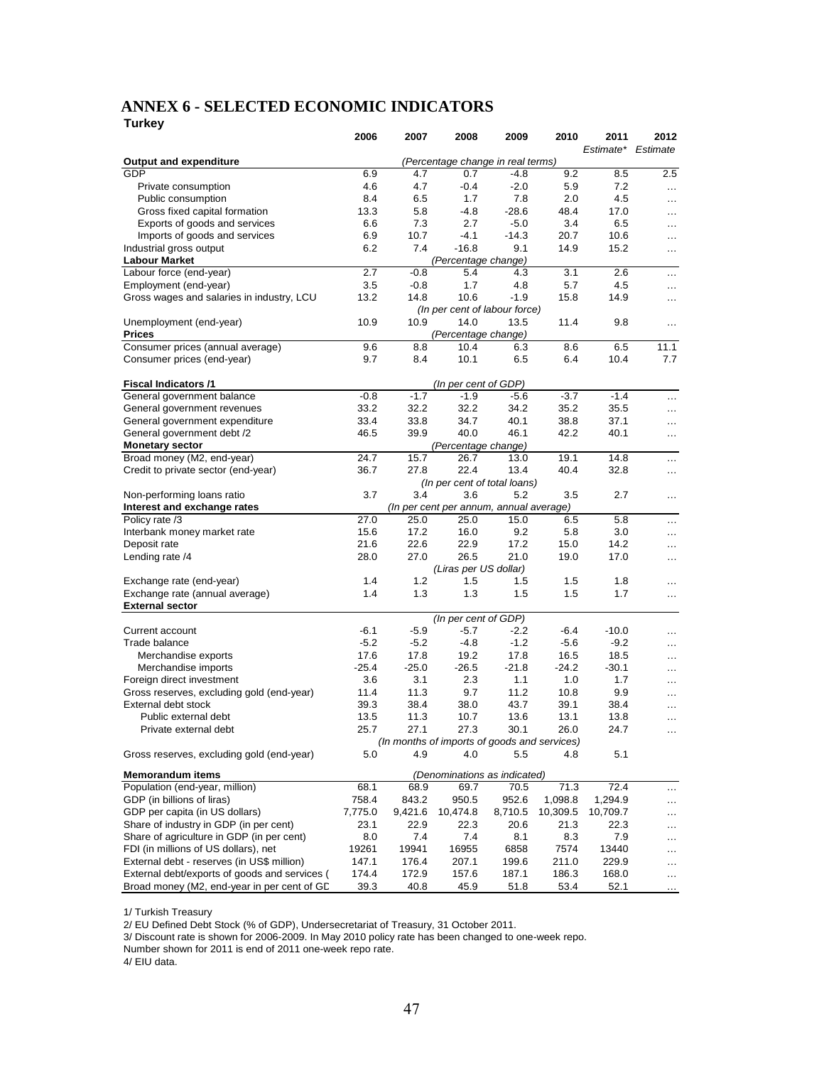# ANNEX 6 - SELECTED ECONOMIC INDICATORS

**Turkey**

| | 2006 | 2007 | 2008 | 2009 | 2010 | 2011 Estimate* | 2012 Estimate |
|---|---|---|---|---|---|---|---|
| **Output and expenditure** | *(Percentage change in real terms)* | | | | | | |
| GDP | 6.9 | 4.7 | 0.7 | -4.8 | 9.2 | 8.5 | 2.5 |
| Private consumption | 4.6 | 4.7 | -0.4 | -2.0 | 5.9 | 7.2 | … |
| Public consumption | 8.4 | 6.5 | 1.7 | 7.8 | 2.0 | 4.5 | … |
| Gross fixed capital formation | 13.3 | 5.8 | -4.8 | -28.6 | 48.4 | 17.0 | … |
| Exports of goods and services | 6.6 | 7.3 | 2.7 | -5.0 | 3.4 | 6.5 | … |
| Imports of goods and services | 6.9 | 10.7 | -4.1 | -14.3 | 20.7 | 10.6 | … |
| Industrial gross output | 6.2 | 7.4 | -16.8 | 9.1 | 14.9 | 15.2 | … |
| **Labour Market** | *(Percentage change)* | | | | | | |
| Labour force (end-year) | 2.7 | -0.8 | 5.4 | 4.3 | 3.1 | 2.6 | … |
| Employment (end-year) | 3.5 | -0.8 | 1.7 | 4.8 | 5.7 | 4.5 | … |
| Gross wages and salaries in industry, LCU | 13.2 | 14.8 | 10.6 | -1.9 | 15.8 | 14.9 | … |
| | *(In per cent of labour force)* | | | | | | |
| Unemployment (end-year) | 10.9 | 10.9 | 14.0 | 13.5 | 11.4 | 9.8 | … |
| **Prices** | *(Percentage change)* | | | | | | |
| Consumer prices (annual average) | 9.6 | 8.8 | 10.4 | 6.3 | 8.6 | 6.5 | 11.1 |
| Consumer prices (end-year) | 9.7 | 8.4 | 10.1 | 6.5 | 6.4 | 10.4 | 7.7 |
| **Fiscal Indicators /1** | *(In per cent of GDP)* | | | | | | |
| General government balance | -0.8 | -1.7 | -1.9 | -5.6 | -3.7 | -1.4 | … |
| General government revenues | 33.2 | 32.2 | 32.2 | 34.2 | 35.2 | 35.5 | … |
| General government expenditure | 33.4 | 33.8 | 34.7 | 40.1 | 38.8 | 37.1 | … |
| General government debt /2 | 46.5 | 39.9 | 40.0 | 46.1 | 42.2 | 40.1 | … |
| **Monetary sector** | *(Percentage change)* | | | | | | |
| Broad money (M2, end-year) | 24.7 | 15.7 | 26.7 | 13.0 | 19.1 | 14.8 | … |
| Credit to private sector (end-year) | 36.7 | 27.8 | 22.4 | 13.4 | 40.4 | 32.8 | … |
| | *(In per cent of total loans)* | | | | | | |
| Non-performing loans ratio | 3.7 | 3.4 | 3.6 | 5.2 | 3.5 | 2.7 | … |
| **Interest and exchange rates** | *(In per cent per annum, annual average)* | | | | | | |
| Policy rate /3 | 27.0 | 25.0 | 25.0 | 15.0 | 6.5 | 5.8 | … |
| Interbank money market rate | 15.6 | 17.2 | 16.0 | 9.2 | 5.8 | 3.0 | … |
| Deposit rate | 21.6 | 22.6 | 22.9 | 17.2 | 15.0 | 14.2 | … |
| Lending rate /4 | 28.0 | 27.0 | 26.5 | 21.0 | 19.0 | 17.0 | … |
| | *(Liras per US dollar)* | | | | | | |
| Exchange rate (end-year) | 1.4 | 1.2 | 1.5 | 1.5 | 1.5 | 1.8 | … |
| Exchange rate (annual average) | 1.4 | 1.3 | 1.3 | 1.5 | 1.5 | 1.7 | … |
| **External sector** | *(In per cent of GDP)* | | | | | | |
| Current account | -6.1 | -5.9 | -5.7 | -2.2 | -6.4 | -10.0 | … |
| Trade balance | -5.2 | -5.2 | -4.8 | -1.2 | -5.6 | -9.2 | … |
| Merchandise exports | 17.6 | 17.8 | 19.2 | 17.8 | 16.5 | 18.5 | … |
| Merchandise imports | -25.4 | -25.0 | -26.5 | -21.8 | -24.2 | -30.1 | … |
| Foreign direct investment | 3.6 | 3.1 | 2.3 | 1.1 | 1.0 | 1.7 | … |
| Gross reserves, excluding gold (end-year) | 11.4 | 11.3 | 9.7 | 11.2 | 10.8 | 9.9 | … |
| External debt stock | 39.3 | 38.4 | 38.0 | 43.7 | 39.1 | 38.4 | … |
| Public external debt | 13.5 | 11.3 | 10.7 | 13.6 | 13.1 | 13.8 | … |
| Private external debt | 25.7 | 27.1 | 27.3 | 30.1 | 26.0 | 24.7 | … |
| | *(In months of imports of goods and services)* | | | | | | |
| Gross reserves, excluding gold (end-year) | 5.0 | 4.9 | 4.0 | 5.5 | 4.8 | 5.1 | |
| **Memorandum items** | *(Denominations as indicated)* | | | | | | |
| Population (end-year, million) | 68.1 | 68.9 | 69.7 | 70.5 | 71.3 | 72.4 | … |
| GDP (in billions of liras) | 758.4 | 843.2 | 950.5 | 952.6 | 1,098.8 | 1,294.9 | … |
| GDP per capita (in US dollars) | 7,775.0 | 9,421.6 | 10,474.8 | 8,710.5 | 10,309.5 | 10,709.7 | … |
| Share of industry in GDP (in per cent) | 23.1 | 22.9 | 22.3 | 20.6 | 21.3 | 22.3 | … |
| Share of agriculture in GDP (in per cent) | 8.0 | 7.4 | 7.4 | 8.1 | 8.3 | 7.9 | … |
| FDI (in millions of US dollars), net | 19261 | 19941 | 16955 | 6858 | 7574 | 13440 | … |
| External debt - reserves (in US$ million) | 147.1 | 176.4 | 207.1 | 199.6 | 211.0 | 229.9 | … |
| External debt/exports of goods and services ( | 174.4 | 172.9 | 157.6 | 187.1 | 186.3 | 168.0 | … |
| Broad money (M2, end-year in per cent of GD | 39.3 | 40.8 | 45.9 | 51.8 | 53.4 | 52.1 | … |

1/ Turkish Treasury

2/ EU Defined Debt Stock (% of GDP), Undersecretariat of Treasury, 31 October 2011.

3/ Discount rate is shown for 2006-2009. In May 2010 policy rate has been changed to one-week repo.
Number shown for 2011 is end of 2011 one-week repo rate.

4/ EIU data.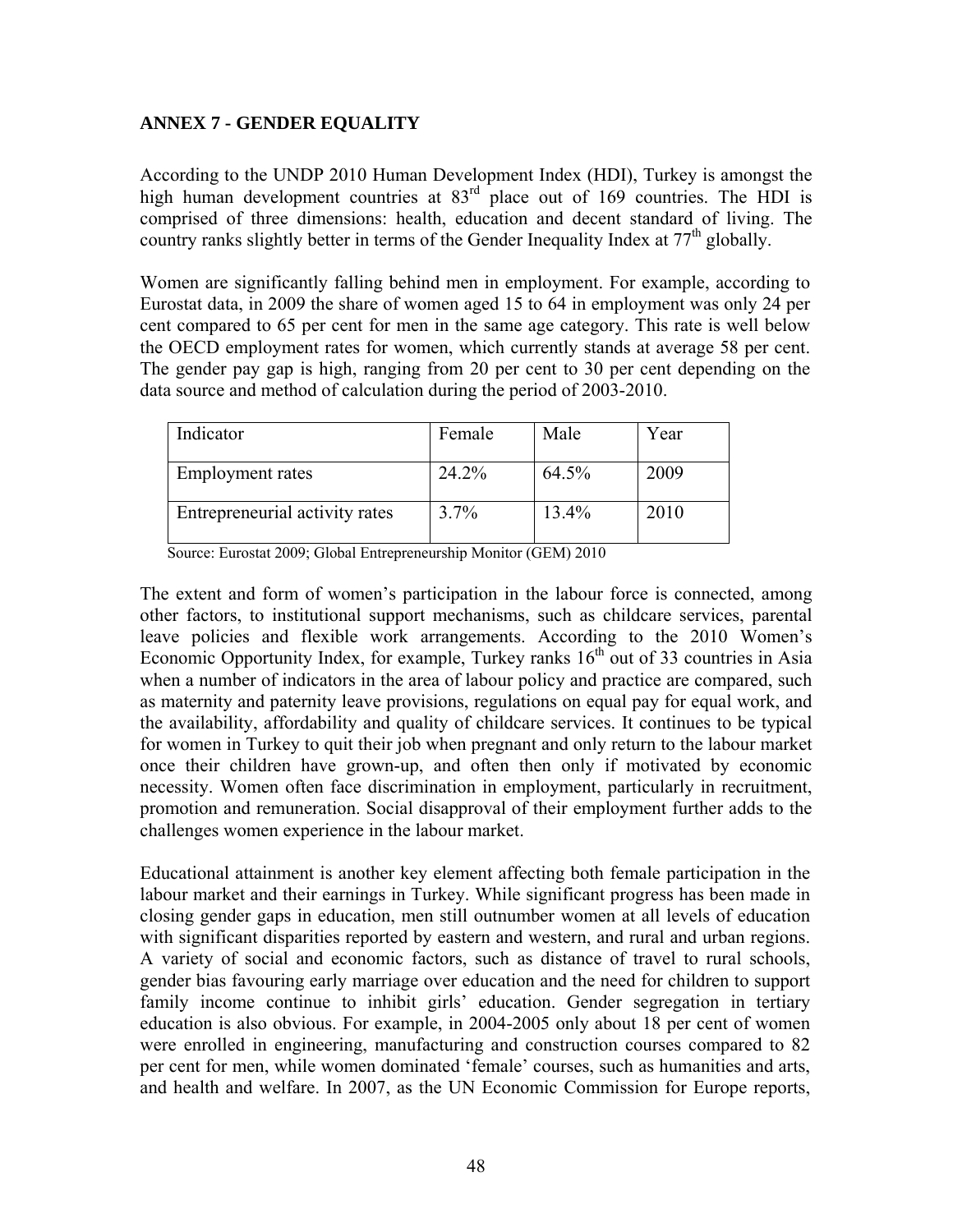## ANNEX 7 - GENDER EQUALITY

According to the UNDP 2010 Human Development Index (HDI), Turkey is amongst the high human development countries at 83rd place out of 169 countries. The HDI is comprised of three dimensions: health, education and decent standard of living. The country ranks slightly better in terms of the Gender Inequality Index at 77th globally.

Women are significantly falling behind men in employment. For example, according to Eurostat data, in 2009 the share of women aged 15 to 64 in employment was only 24 per cent compared to 65 per cent for men in the same age category. This rate is well below the OECD employment rates for women, which currently stands at average 58 per cent. The gender pay gap is high, ranging from 20 per cent to 30 per cent depending on the data source and method of calculation during the period of 2003-2010.

| Indicator | Female | Male | Year |
|---|---|---|---|
| Employment rates | 24.2% | 64.5% | 2009 |
| Entrepreneurial activity rates | 3.7% | 13.4% | 2010 |

Source: Eurostat 2009; Global Entrepreneurship Monitor (GEM) 2010

The extent and form of women's participation in the labour force is connected, among other factors, to institutional support mechanisms, such as childcare services, parental leave policies and flexible work arrangements. According to the 2010 Women's Economic Opportunity Index, for example, Turkey ranks 16th out of 33 countries in Asia when a number of indicators in the area of labour policy and practice are compared, such as maternity and paternity leave provisions, regulations on equal pay for equal work, and the availability, affordability and quality of childcare services. It continues to be typical for women in Turkey to quit their job when pregnant and only return to the labour market once their children have grown-up, and often then only if motivated by economic necessity. Women often face discrimination in employment, particularly in recruitment, promotion and remuneration. Social disapproval of their employment further adds to the challenges women experience in the labour market.

Educational attainment is another key element affecting both female participation in the labour market and their earnings in Turkey. While significant progress has been made in closing gender gaps in education, men still outnumber women at all levels of education with significant disparities reported by eastern and western, and rural and urban regions. A variety of social and economic factors, such as distance of travel to rural schools, gender bias favouring early marriage over education and the need for children to support family income continue to inhibit girls' education. Gender segregation in tertiary education is also obvious. For example, in 2004-2005 only about 18 per cent of women were enrolled in engineering, manufacturing and construction courses compared to 82 per cent for men, while women dominated 'female' courses, such as humanities and arts, and health and welfare. In 2007, as the UN Economic Commission for Europe reports,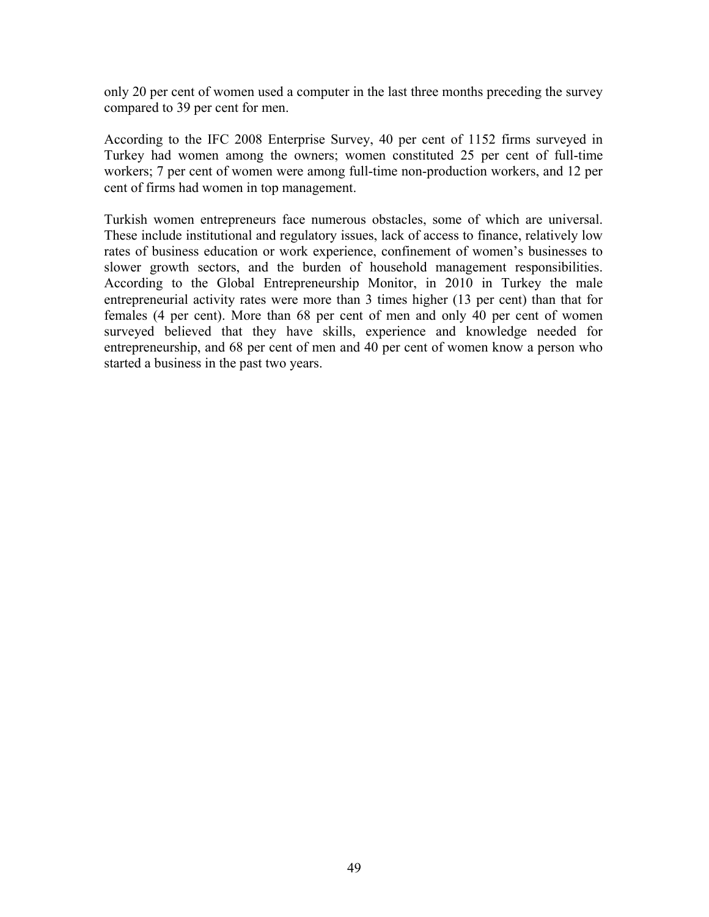only 20 per cent of women used a computer in the last three months preceding the survey compared to 39 per cent for men.

According to the IFC 2008 Enterprise Survey, 40 per cent of 1152 firms surveyed in Turkey had women among the owners; women constituted 25 per cent of full-time workers; 7 per cent of women were among full-time non-production workers, and 12 per cent of firms had women in top management.

Turkish women entrepreneurs face numerous obstacles, some of which are universal. These include institutional and regulatory issues, lack of access to finance, relatively low rates of business education or work experience, confinement of women's businesses to slower growth sectors, and the burden of household management responsibilities. According to the Global Entrepreneurship Monitor, in 2010 in Turkey the male entrepreneurial activity rates were more than 3 times higher (13 per cent) than that for females (4 per cent). More than 68 per cent of men and only 40 per cent of women surveyed believed that they have skills, experience and knowledge needed for entrepreneurship, and 68 per cent of men and 40 per cent of women know a person who started a business in the past two years.